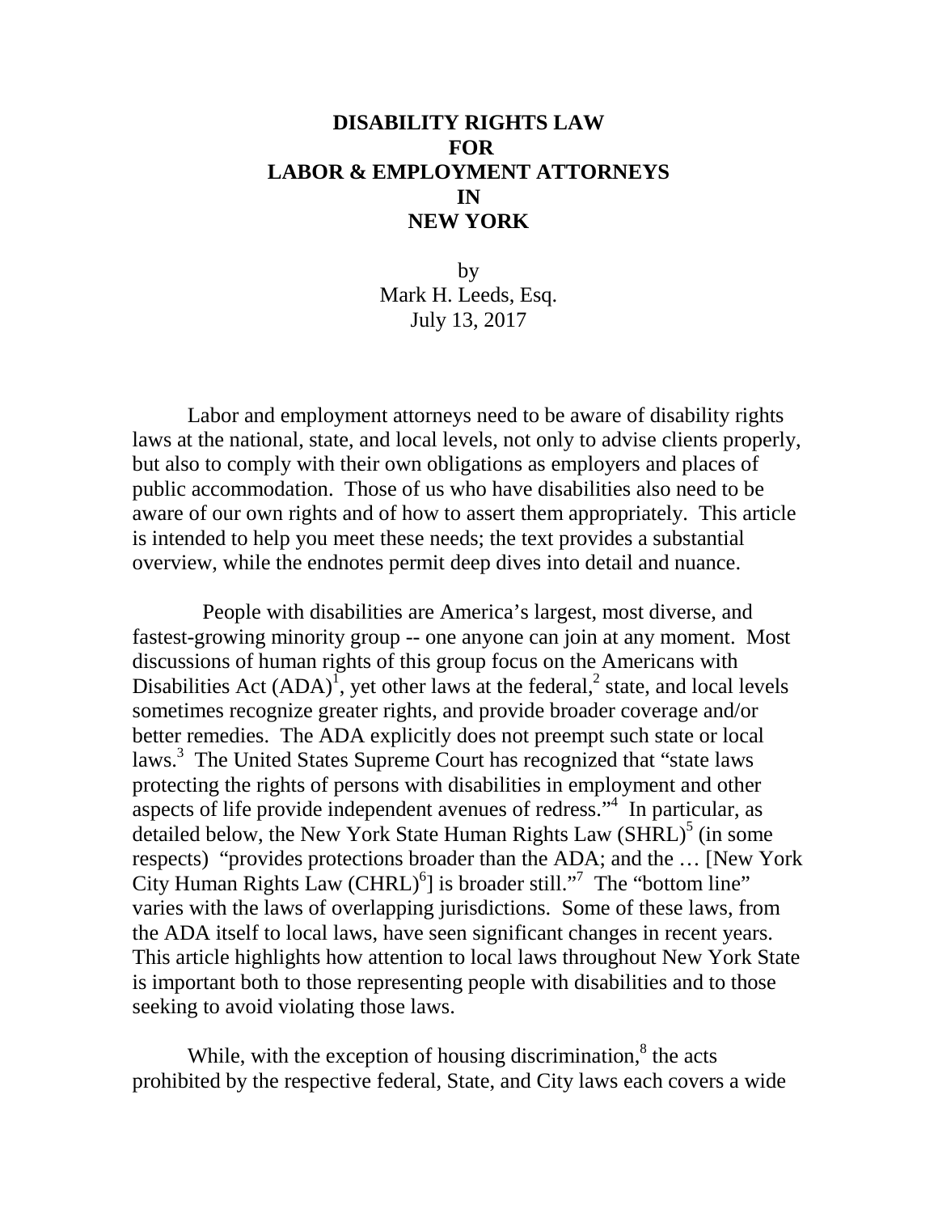# DISABILITY RIGHTS LAW FOR LABOR & EMPLOYMENT ATTORNEYS IN NEW YORK

by
Mark H. Leeds, Esq.
July 13, 2017

Labor and employment attorneys need to be aware of disability rights laws at the national, state, and local levels, not only to advise clients properly, but also to comply with their own obligations as employers and places of public accommodation. Those of us who have disabilities also need to be aware of our own rights and of how to assert them appropriately. This article is intended to help you meet these needs; the text provides a substantial overview, while the endnotes permit deep dives into detail and nuance.

People with disabilities are America's largest, most diverse, and fastest-growing minority group -- one anyone can join at any moment. Most discussions of human rights of this group focus on the Americans with Disabilities Act (ADA)[1], yet other laws at the federal,[2] state, and local levels sometimes recognize greater rights, and provide broader coverage and/or better remedies. The ADA explicitly does not preempt such state or local laws.[3] The United States Supreme Court has recognized that "state laws protecting the rights of persons with disabilities in employment and other aspects of life provide independent avenues of redress."[4] In particular, as detailed below, the New York State Human Rights Law (SHRL)[5] (in some respects) "provides protections broader than the ADA; and the … [New York City Human Rights Law (CHRL)[6]] is broader still."[7] The "bottom line" varies with the laws of overlapping jurisdictions. Some of these laws, from the ADA itself to local laws, have seen significant changes in recent years. This article highlights how attention to local laws throughout New York State is important both to those representing people with disabilities and to those seeking to avoid violating those laws.

While, with the exception of housing discrimination,[8] the acts prohibited by the respective federal, State, and City laws each covers a wide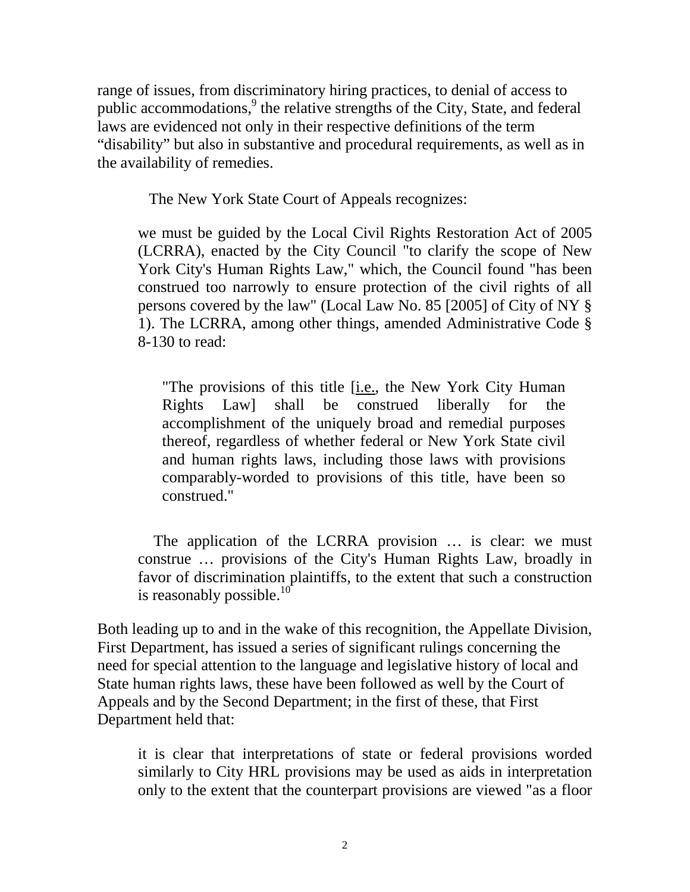range of issues, from discriminatory hiring practices, to denial of access to public accommodations,[9] the relative strengths of the City, State, and federal laws are evidenced not only in their respective definitions of the term "disability" but also in substantive and procedural requirements, as well as in the availability of remedies.

The New York State Court of Appeals recognizes:

> we must be guided by the Local Civil Rights Restoration Act of 2005 (LCRRA), enacted by the City Council "to clarify the scope of New York City's Human Rights Law," which, the Council found "has been construed too narrowly to ensure protection of the civil rights of all persons covered by the law" (Local Law No. 85 [2005] of City of NY § 1). The LCRRA, among other things, amended Administrative Code § 8-130 to read:
>
> > "The provisions of this title [i.e., the New York City Human Rights Law] shall be construed liberally for the accomplishment of the uniquely broad and remedial purposes thereof, regardless of whether federal or New York State civil and human rights laws, including those laws with provisions comparably-worded to provisions of this title, have been so construed."
>
> The application of the LCRRA provision … is clear: we must construe … provisions of the City's Human Rights Law, broadly in favor of discrimination plaintiffs, to the extent that such a construction is reasonably possible.[10]

Both leading up to and in the wake of this recognition, the Appellate Division, First Department, has issued a series of significant rulings concerning the need for special attention to the language and legislative history of local and State human rights laws, these have been followed as well by the Court of Appeals and by the Second Department; in the first of these, that First Department held that:

> it is clear that interpretations of state or federal provisions worded similarly to City HRL provisions may be used as aids in interpretation only to the extent that the counterpart provisions are viewed "as a floor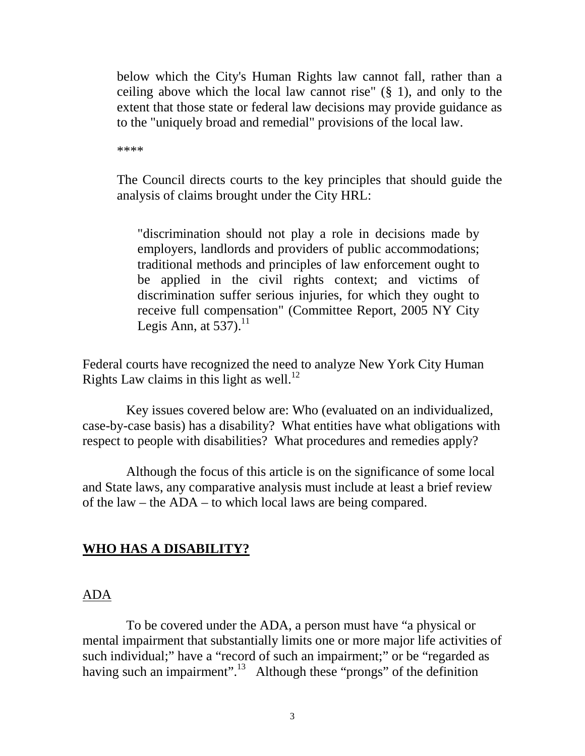> below which the City's Human Rights law cannot fall, rather than a ceiling above which the local law cannot rise" (§ 1), and only to the extent that those state or federal law decisions may provide guidance as to the "uniquely broad and remedial" provisions of the local law.
>
> ****
>
> The Council directs courts to the key principles that should guide the analysis of claims brought under the City HRL:
>
> > "discrimination should not play a role in decisions made by employers, landlords and providers of public accommodations; traditional methods and principles of law enforcement ought to be applied in the civil rights context; and victims of discrimination suffer serious injuries, for which they ought to receive full compensation" (Committee Report, 2005 NY City Legis Ann, at 537).[11]

Federal courts have recognized the need to analyze New York City Human Rights Law claims in this light as well.[12]

Key issues covered below are: Who (evaluated on an individualized, case-by-case basis) has a disability? What entities have what obligations with respect to people with disabilities? What procedures and remedies apply?

Although the focus of this article is on the significance of some local and State laws, any comparative analysis must include at least a brief review of the law – the ADA – to which local laws are being compared.

## **WHO HAS A DISABILITY?**

### ADA

To be covered under the ADA, a person must have "a physical or mental impairment that substantially limits one or more major life activities of such individual;" have a "record of such an impairment;" or be "regarded as having such an impairment".[13] Although these "prongs" of the definition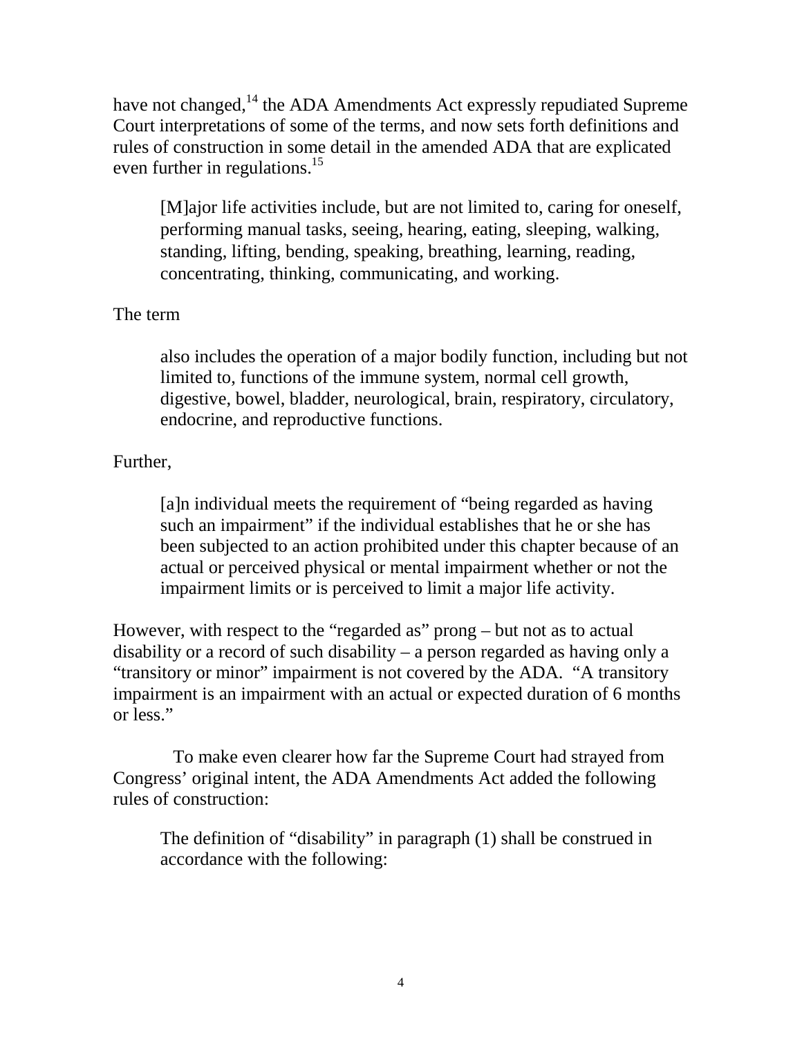have not changed,[14] the ADA Amendments Act expressly repudiated Supreme Court interpretations of some of the terms, and now sets forth definitions and rules of construction in some detail in the amended ADA that are explicated even further in regulations.[15]

> [M]ajor life activities include, but are not limited to, caring for oneself, performing manual tasks, seeing, hearing, eating, sleeping, walking, standing, lifting, bending, speaking, breathing, learning, reading, concentrating, thinking, communicating, and working.

The term

> also includes the operation of a major bodily function, including but not limited to, functions of the immune system, normal cell growth, digestive, bowel, bladder, neurological, brain, respiratory, circulatory, endocrine, and reproductive functions.

Further,

> [a]n individual meets the requirement of "being regarded as having such an impairment" if the individual establishes that he or she has been subjected to an action prohibited under this chapter because of an actual or perceived physical or mental impairment whether or not the impairment limits or is perceived to limit a major life activity.

However, with respect to the "regarded as" prong – but not as to actual disability or a record of such disability – a person regarded as having only a "transitory or minor" impairment is not covered by the ADA. "A transitory impairment is an impairment with an actual or expected duration of 6 months or less."

To make even clearer how far the Supreme Court had strayed from Congress' original intent, the ADA Amendments Act added the following rules of construction:

> The definition of "disability" in paragraph (1) shall be construed in accordance with the following: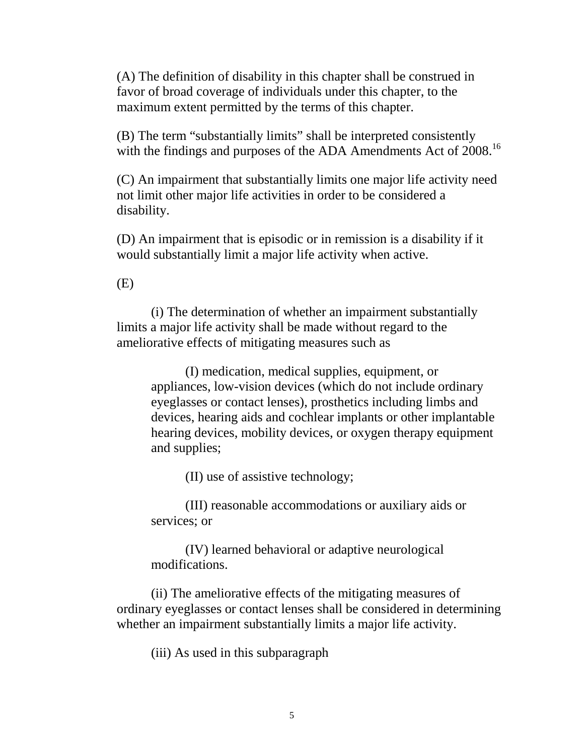(A) The definition of disability in this chapter shall be construed in favor of broad coverage of individuals under this chapter, to the maximum extent permitted by the terms of this chapter.

(B) The term "substantially limits" shall be interpreted consistently with the findings and purposes of the ADA Amendments Act of 2008.[16]

(C) An impairment that substantially limits one major life activity need not limit other major life activities in order to be considered a disability.

(D) An impairment that is episodic or in remission is a disability if it would substantially limit a major life activity when active.

(E)

(i) The determination of whether an impairment substantially limits a major life activity shall be made without regard to the ameliorative effects of mitigating measures such as

> (I) medication, medical supplies, equipment, or appliances, low-vision devices (which do not include ordinary eyeglasses or contact lenses), prosthetics including limbs and devices, hearing aids and cochlear implants or other implantable hearing devices, mobility devices, or oxygen therapy equipment and supplies;
>
> (II) use of assistive technology;
>
> (III) reasonable accommodations or auxiliary aids or services; or
>
> (IV) learned behavioral or adaptive neurological modifications.

(ii) The ameliorative effects of the mitigating measures of ordinary eyeglasses or contact lenses shall be considered in determining whether an impairment substantially limits a major life activity.

(iii) As used in this subparagraph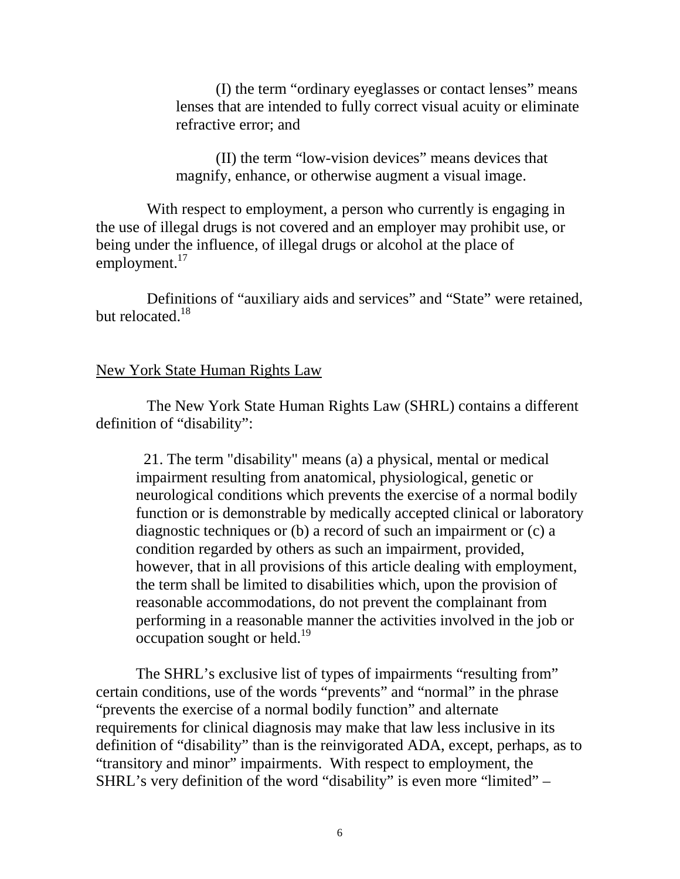(I) the term "ordinary eyeglasses or contact lenses" means lenses that are intended to fully correct visual acuity or eliminate refractive error; and

(II) the term "low-vision devices" means devices that magnify, enhance, or otherwise augment a visual image.

With respect to employment, a person who currently is engaging in the use of illegal drugs is not covered and an employer may prohibit use, or being under the influence, of illegal drugs or alcohol at the place of employment.[17]

Definitions of "auxiliary aids and services" and "State" were retained, but relocated.[18]

## New York State Human Rights Law

The New York State Human Rights Law (SHRL) contains a different definition of "disability":

> 21. The term "disability" means (a) a physical, mental or medical impairment resulting from anatomical, physiological, genetic or neurological conditions which prevents the exercise of a normal bodily function or is demonstrable by medically accepted clinical or laboratory diagnostic techniques or (b) a record of such an impairment or (c) a condition regarded by others as such an impairment, provided, however, that in all provisions of this article dealing with employment, the term shall be limited to disabilities which, upon the provision of reasonable accommodations, do not prevent the complainant from performing in a reasonable manner the activities involved in the job or occupation sought or held.[19]

The SHRL's exclusive list of types of impairments "resulting from" certain conditions, use of the words "prevents" and "normal" in the phrase "prevents the exercise of a normal bodily function" and alternate requirements for clinical diagnosis may make that law less inclusive in its definition of "disability" than is the reinvigorated ADA, except, perhaps, as to "transitory and minor" impairments. With respect to employment, the SHRL's very definition of the word "disability" is even more "limited" –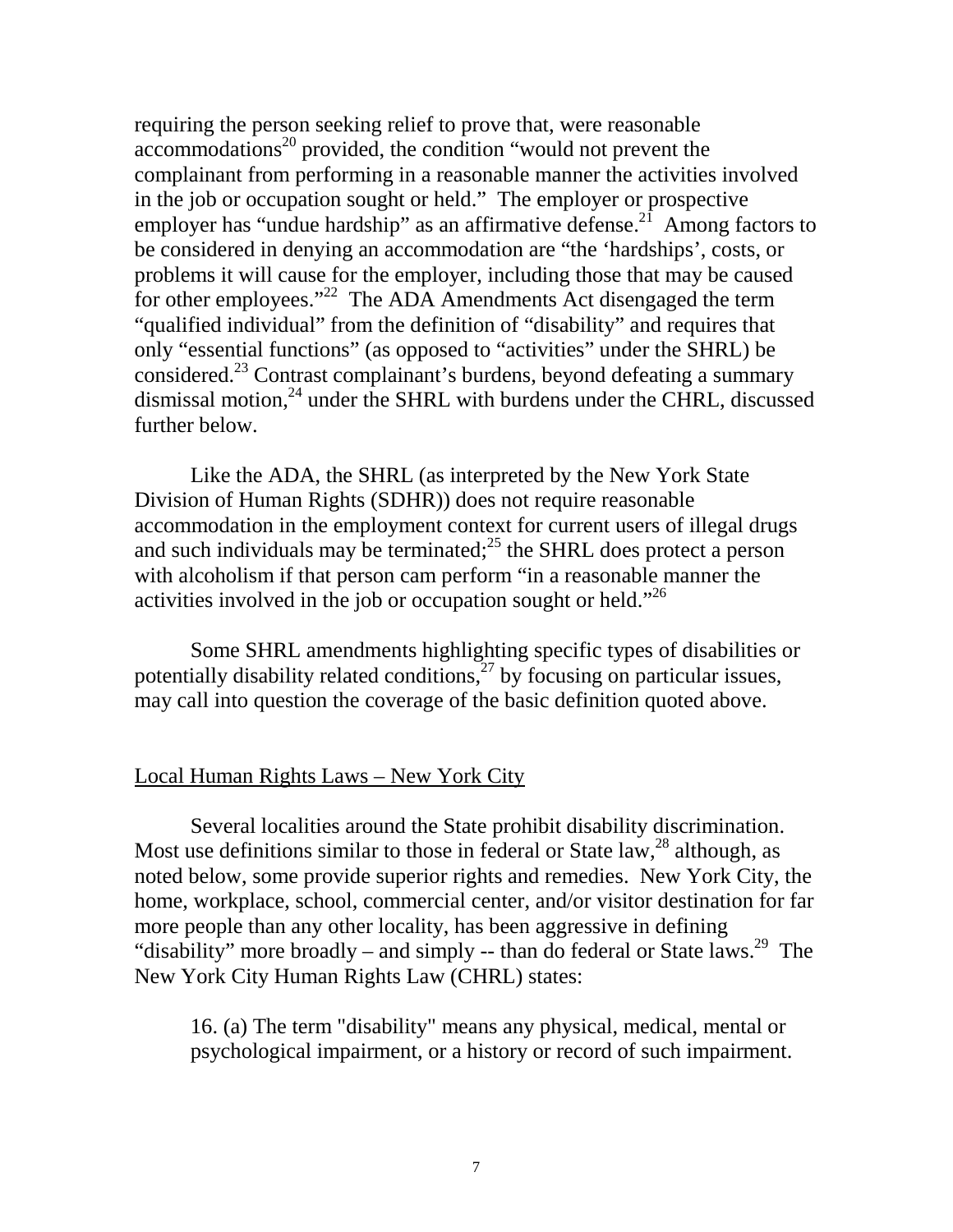requiring the person seeking relief to prove that, were reasonable accommodations[20] provided, the condition "would not prevent the complainant from performing in a reasonable manner the activities involved in the job or occupation sought or held." The employer or prospective employer has "undue hardship" as an affirmative defense.[21] Among factors to be considered in denying an accommodation are "the 'hardships', costs, or problems it will cause for the employer, including those that may be caused for other employees."[22] The ADA Amendments Act disengaged the term "qualified individual" from the definition of "disability" and requires that only "essential functions" (as opposed to "activities" under the SHRL) be considered.[23] Contrast complainant's burdens, beyond defeating a summary dismissal motion,[24] under the SHRL with burdens under the CHRL, discussed further below.

Like the ADA, the SHRL (as interpreted by the New York State Division of Human Rights (SDHR)) does not require reasonable accommodation in the employment context for current users of illegal drugs and such individuals may be terminated;[25] the SHRL does protect a person with alcoholism if that person cam perform "in a reasonable manner the activities involved in the job or occupation sought or held."[26]

Some SHRL amendments highlighting specific types of disabilities or potentially disability related conditions,[27] by focusing on particular issues, may call into question the coverage of the basic definition quoted above.

<u>Local Human Rights Laws – New York City</u>

Several localities around the State prohibit disability discrimination. Most use definitions similar to those in federal or State law,[28] although, as noted below, some provide superior rights and remedies. New York City, the home, workplace, school, commercial center, and/or visitor destination for far more people than any other locality, has been aggressive in defining "disability" more broadly – and simply -- than do federal or State laws.[29] The New York City Human Rights Law (CHRL) states:

> 16. (a) The term "disability" means any physical, medical, mental or psychological impairment, or a history or record of such impairment.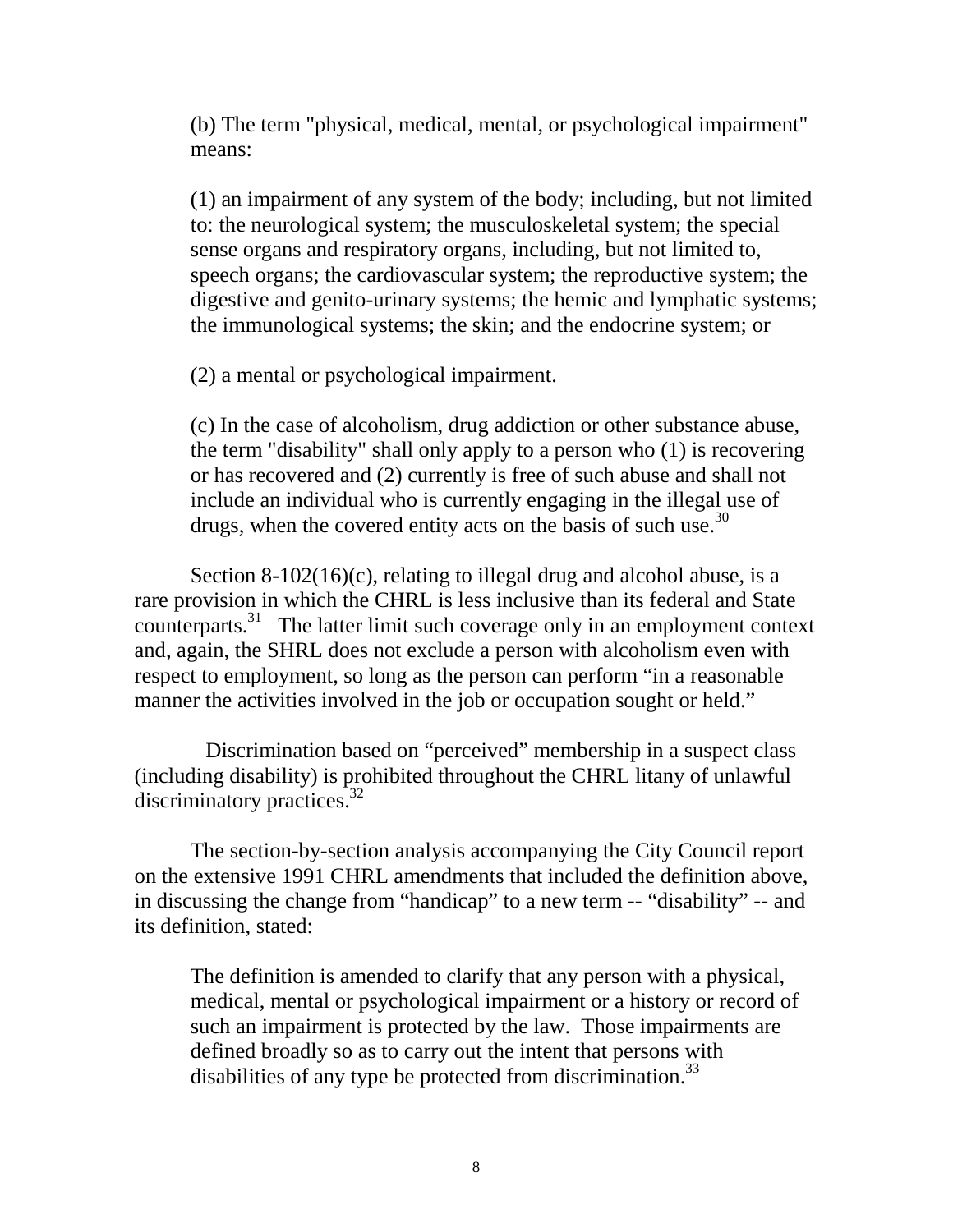> (b) The term "physical, medical, mental, or psychological impairment" means:
>
> (1) an impairment of any system of the body; including, but not limited to: the neurological system; the musculoskeletal system; the special sense organs and respiratory organs, including, but not limited to, speech organs; the cardiovascular system; the reproductive system; the digestive and genito-urinary systems; the hemic and lymphatic systems; the immunological systems; the skin; and the endocrine system; or
>
> (2) a mental or psychological impairment.
>
> (c) In the case of alcoholism, drug addiction or other substance abuse, the term "disability" shall only apply to a person who (1) is recovering or has recovered and (2) currently is free of such abuse and shall not include an individual who is currently engaging in the illegal use of drugs, when the covered entity acts on the basis of such use.[30]

Section 8-102(16)(c), relating to illegal drug and alcohol abuse, is a rare provision in which the CHRL is less inclusive than its federal and State counterparts.[31] The latter limit such coverage only in an employment context and, again, the SHRL does not exclude a person with alcoholism even with respect to employment, so long as the person can perform "in a reasonable manner the activities involved in the job or occupation sought or held."

Discrimination based on "perceived" membership in a suspect class (including disability) is prohibited throughout the CHRL litany of unlawful discriminatory practices.[32]

The section-by-section analysis accompanying the City Council report on the extensive 1991 CHRL amendments that included the definition above, in discussing the change from "handicap" to a new term -- "disability" -- and its definition, stated:

> The definition is amended to clarify that any person with a physical, medical, mental or psychological impairment or a history or record of such an impairment is protected by the law. Those impairments are defined broadly so as to carry out the intent that persons with disabilities of any type be protected from discrimination.[33]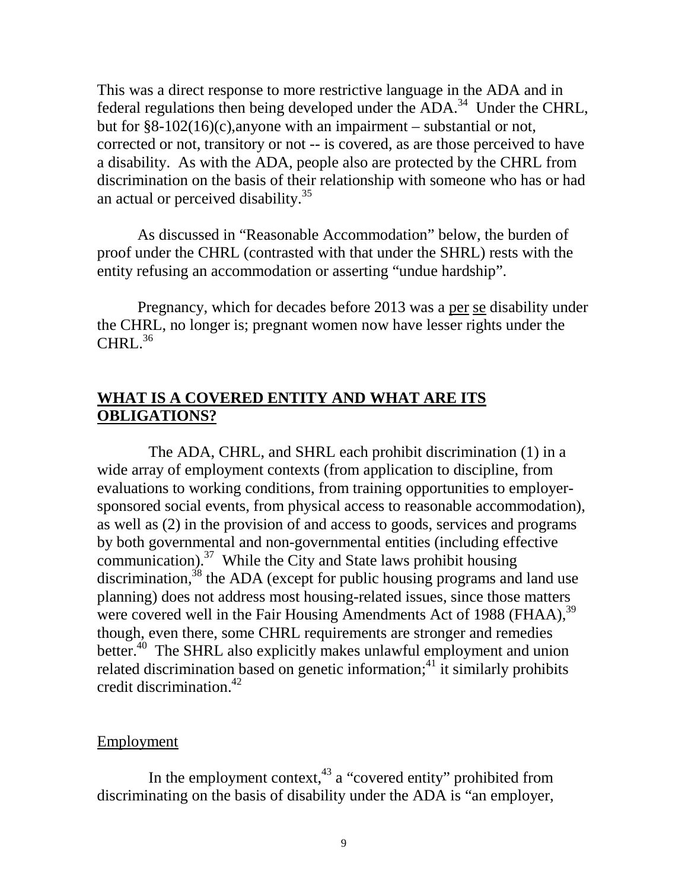This was a direct response to more restrictive language in the ADA and in federal regulations then being developed under the ADA.[34] Under the CHRL, but for §8-102(16)(c),anyone with an impairment – substantial or not, corrected or not, transitory or not -- is covered, as are those perceived to have a disability. As with the ADA, people also are protected by the CHRL from discrimination on the basis of their relationship with someone who has or had an actual or perceived disability.[35]

As discussed in "Reasonable Accommodation" below, the burden of proof under the CHRL (contrasted with that under the SHRL) rests with the entity refusing an accommodation or asserting "undue hardship".

Pregnancy, which for decades before 2013 was a per se disability under the CHRL, no longer is; pregnant women now have lesser rights under the CHRL.[36]

## WHAT IS A COVERED ENTITY AND WHAT ARE ITS OBLIGATIONS?

The ADA, CHRL, and SHRL each prohibit discrimination (1) in a wide array of employment contexts (from application to discipline, from evaluations to working conditions, from training opportunities to employer-sponsored social events, from physical access to reasonable accommodation), as well as (2) in the provision of and access to goods, services and programs by both governmental and non-governmental entities (including effective communication).[37] While the City and State laws prohibit housing discrimination,[38] the ADA (except for public housing programs and land use planning) does not address most housing-related issues, since those matters were covered well in the Fair Housing Amendments Act of 1988 (FHAA),[39] though, even there, some CHRL requirements are stronger and remedies better.[40] The SHRL also explicitly makes unlawful employment and union related discrimination based on genetic information;[41] it similarly prohibits credit discrimination.[42]

### Employment

In the employment context,[43] a "covered entity" prohibited from discriminating on the basis of disability under the ADA is "an employer,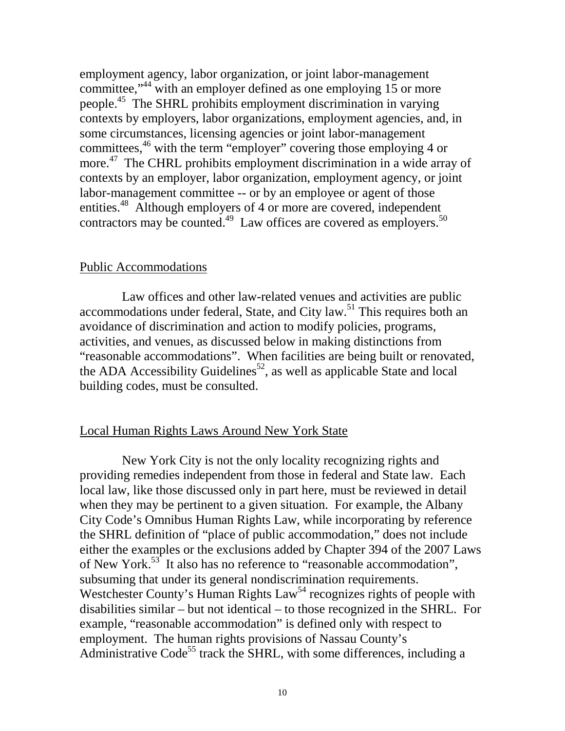employment agency, labor organization, or joint labor-management committee,"[44] with an employer defined as one employing 15 or more people.[45] The SHRL prohibits employment discrimination in varying contexts by employers, labor organizations, employment agencies, and, in some circumstances, licensing agencies or joint labor-management committees,[46] with the term "employer" covering those employing 4 or more.[47] The CHRL prohibits employment discrimination in a wide array of contexts by an employer, labor organization, employment agency, or joint labor-management committee -- or by an employee or agent of those entities.[48] Although employers of 4 or more are covered, independent contractors may be counted.[49] Law offices are covered as employers.[50]

## Public Accommodations

Law offices and other law-related venues and activities are public accommodations under federal, State, and City law.[51] This requires both an avoidance of discrimination and action to modify policies, programs, activities, and venues, as discussed below in making distinctions from "reasonable accommodations". When facilities are being built or renovated, the ADA Accessibility Guidelines[52], as well as applicable State and local building codes, must be consulted.

## Local Human Rights Laws Around New York State

New York City is not the only locality recognizing rights and providing remedies independent from those in federal and State law. Each local law, like those discussed only in part here, must be reviewed in detail when they may be pertinent to a given situation. For example, the Albany City Code's Omnibus Human Rights Law, while incorporating by reference the SHRL definition of "place of public accommodation," does not include either the examples or the exclusions added by Chapter 394 of the 2007 Laws of New York.[53] It also has no reference to "reasonable accommodation", subsuming that under its general nondiscrimination requirements. Westchester County's Human Rights Law[54] recognizes rights of people with disabilities similar – but not identical – to those recognized in the SHRL. For example, "reasonable accommodation" is defined only with respect to employment. The human rights provisions of Nassau County's Administrative Code[55] track the SHRL, with some differences, including a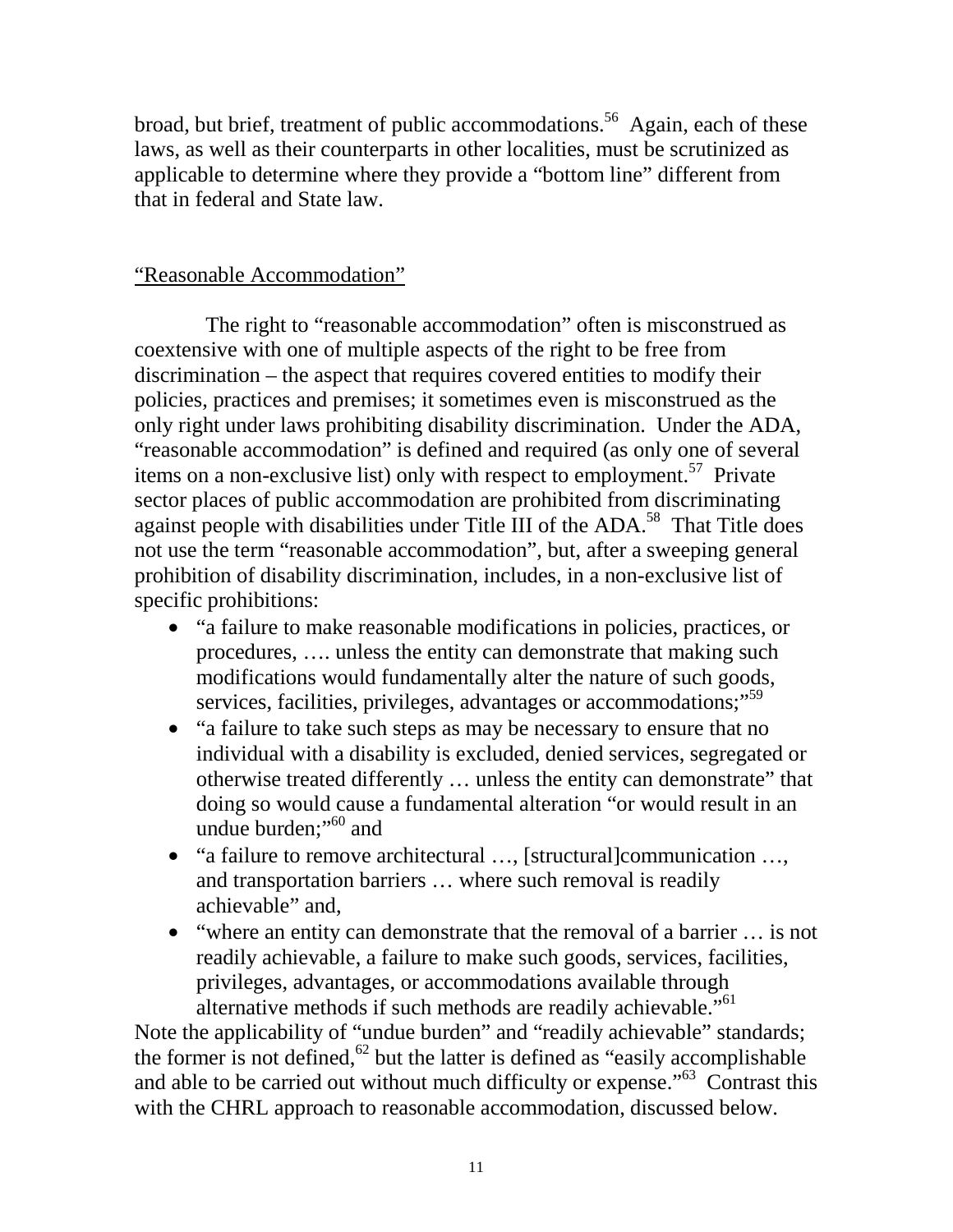broad, but brief, treatment of public accommodations.[56] Again, each of these laws, as well as their counterparts in other localities, must be scrutinized as applicable to determine where they provide a "bottom line" different from that in federal and State law.

## "Reasonable Accommodation"

The right to "reasonable accommodation" often is misconstrued as coextensive with one of multiple aspects of the right to be free from discrimination – the aspect that requires covered entities to modify their policies, practices and premises; it sometimes even is misconstrued as the only right under laws prohibiting disability discrimination. Under the ADA, "reasonable accommodation" is defined and required (as only one of several items on a non-exclusive list) only with respect to employment.[57] Private sector places of public accommodation are prohibited from discriminating against people with disabilities under Title III of the ADA.[58] That Title does not use the term "reasonable accommodation", but, after a sweeping general prohibition of disability discrimination, includes, in a non-exclusive list of specific prohibitions:

- "a failure to make reasonable modifications in policies, practices, or procedures, …. unless the entity can demonstrate that making such modifications would fundamentally alter the nature of such goods, services, facilities, privileges, advantages or accommodations;"[59]
- "a failure to take such steps as may be necessary to ensure that no individual with a disability is excluded, denied services, segregated or otherwise treated differently … unless the entity can demonstrate" that doing so would cause a fundamental alteration "or would result in an undue burden;"[60] and
- "a failure to remove architectural …, [structural]communication …, and transportation barriers … where such removal is readily achievable" and,
- "where an entity can demonstrate that the removal of a barrier … is not readily achievable, a failure to make such goods, services, facilities, privileges, advantages, or accommodations available through alternative methods if such methods are readily achievable."[61]

Note the applicability of "undue burden" and "readily achievable" standards; the former is not defined,[62] but the latter is defined as "easily accomplishable and able to be carried out without much difficulty or expense."[63] Contrast this with the CHRL approach to reasonable accommodation, discussed below.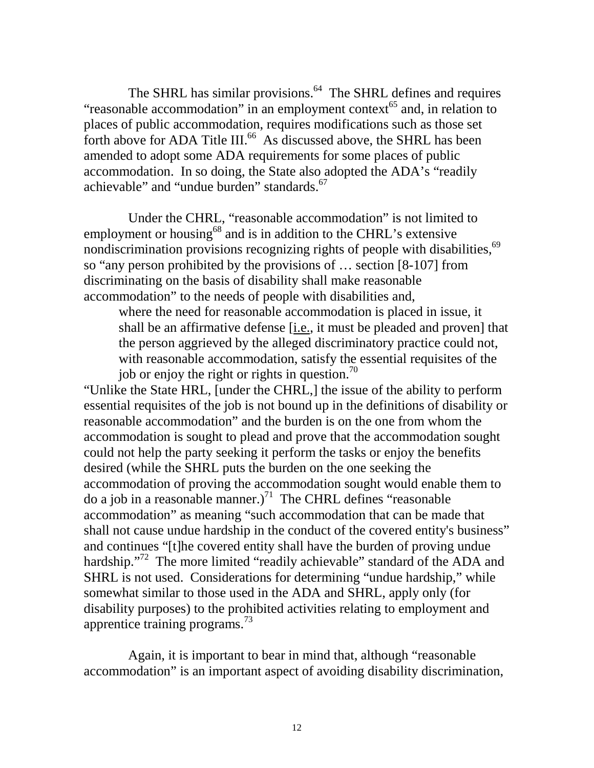The SHRL has similar provisions.[64] The SHRL defines and requires "reasonable accommodation" in an employment context[65] and, in relation to places of public accommodation, requires modifications such as those set forth above for ADA Title III.[66] As discussed above, the SHRL has been amended to adopt some ADA requirements for some places of public accommodation. In so doing, the State also adopted the ADA's "readily achievable" and "undue burden" standards.[67]

Under the CHRL, "reasonable accommodation" is not limited to employment or housing[68] and is in addition to the CHRL's extensive nondiscrimination provisions recognizing rights of people with disabilities,[69] so "any person prohibited by the provisions of … section [8-107] from discriminating on the basis of disability shall make reasonable accommodation" to the needs of people with disabilities and,

> where the need for reasonable accommodation is placed in issue, it shall be an affirmative defense [i.e., it must be pleaded and proven] that the person aggrieved by the alleged discriminatory practice could not, with reasonable accommodation, satisfy the essential requisites of the job or enjoy the right or rights in question.[70]

"Unlike the State HRL, [under the CHRL,] the issue of the ability to perform essential requisites of the job is not bound up in the definitions of disability or reasonable accommodation" and the burden is on the one from whom the accommodation is sought to plead and prove that the accommodation sought could not help the party seeking it perform the tasks or enjoy the benefits desired (while the SHRL puts the burden on the one seeking the accommodation of proving the accommodation sought would enable them to do a job in a reasonable manner.)[71] The CHRL defines "reasonable accommodation" as meaning "such accommodation that can be made that shall not cause undue hardship in the conduct of the covered entity's business" and continues "[t]he covered entity shall have the burden of proving undue hardship."[72] The more limited "readily achievable" standard of the ADA and SHRL is not used. Considerations for determining "undue hardship," while somewhat similar to those used in the ADA and SHRL, apply only (for disability purposes) to the prohibited activities relating to employment and apprentice training programs.[73]

Again, it is important to bear in mind that, although "reasonable accommodation" is an important aspect of avoiding disability discrimination,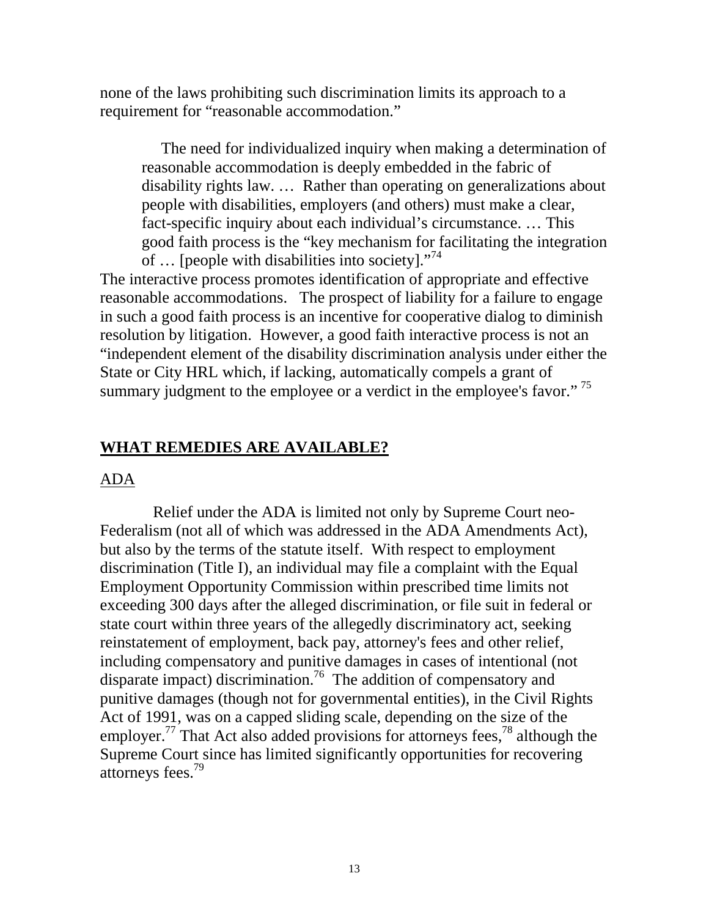none of the laws prohibiting such discrimination limits its approach to a requirement for "reasonable accommodation."

> The need for individualized inquiry when making a determination of reasonable accommodation is deeply embedded in the fabric of disability rights law. … Rather than operating on generalizations about people with disabilities, employers (and others) must make a clear, fact-specific inquiry about each individual's circumstance. … This good faith process is the "key mechanism for facilitating the integration of … [people with disabilities into society]."[74]

The interactive process promotes identification of appropriate and effective reasonable accommodations. The prospect of liability for a failure to engage in such a good faith process is an incentive for cooperative dialog to diminish resolution by litigation. However, a good faith interactive process is not an "independent element of the disability discrimination analysis under either the State or City HRL which, if lacking, automatically compels a grant of summary judgment to the employee or a verdict in the employee's favor." [75]

## **WHAT REMEDIES ARE AVAILABLE?**

### ADA

Relief under the ADA is limited not only by Supreme Court neo-Federalism (not all of which was addressed in the ADA Amendments Act), but also by the terms of the statute itself. With respect to employment discrimination (Title I), an individual may file a complaint with the Equal Employment Opportunity Commission within prescribed time limits not exceeding 300 days after the alleged discrimination, or file suit in federal or state court within three years of the allegedly discriminatory act, seeking reinstatement of employment, back pay, attorney's fees and other relief, including compensatory and punitive damages in cases of intentional (not disparate impact) discrimination.[76] The addition of compensatory and punitive damages (though not for governmental entities), in the Civil Rights Act of 1991, was on a capped sliding scale, depending on the size of the employer.[77] That Act also added provisions for attorneys fees,[78] although the Supreme Court since has limited significantly opportunities for recovering attorneys fees.[79]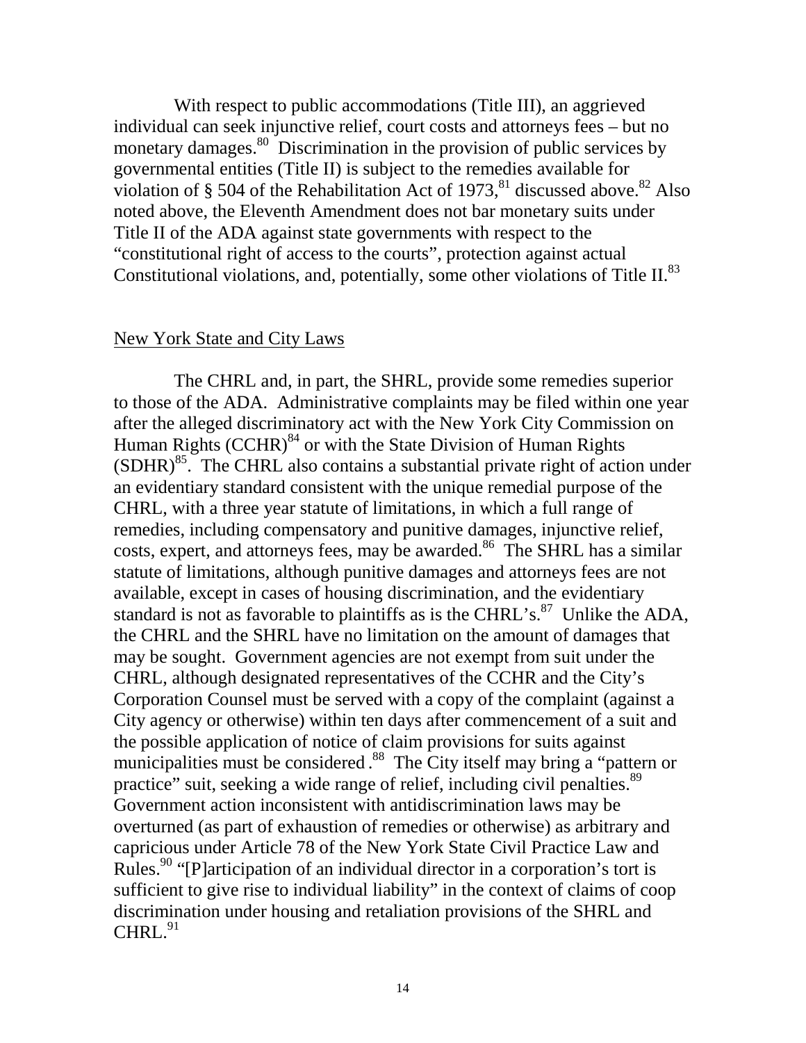With respect to public accommodations (Title III), an aggrieved individual can seek injunctive relief, court costs and attorneys fees – but no monetary damages.[80] Discrimination in the provision of public services by governmental entities (Title II) is subject to the remedies available for violation of § 504 of the Rehabilitation Act of 1973,[81] discussed above.[82] Also noted above, the Eleventh Amendment does not bar monetary suits under Title II of the ADA against state governments with respect to the "constitutional right of access to the courts", protection against actual Constitutional violations, and, potentially, some other violations of Title II.[83]

## New York State and City Laws

The CHRL and, in part, the SHRL, provide some remedies superior to those of the ADA. Administrative complaints may be filed within one year after the alleged discriminatory act with the New York City Commission on Human Rights (CCHR)[84] or with the State Division of Human Rights (SDHR)[85]. The CHRL also contains a substantial private right of action under an evidentiary standard consistent with the unique remedial purpose of the CHRL, with a three year statute of limitations, in which a full range of remedies, including compensatory and punitive damages, injunctive relief, costs, expert, and attorneys fees, may be awarded.[86] The SHRL has a similar statute of limitations, although punitive damages and attorneys fees are not available, except in cases of housing discrimination, and the evidentiary standard is not as favorable to plaintiffs as is the CHRL's.[87] Unlike the ADA, the CHRL and the SHRL have no limitation on the amount of damages that may be sought. Government agencies are not exempt from suit under the CHRL, although designated representatives of the CCHR and the City's Corporation Counsel must be served with a copy of the complaint (against a City agency or otherwise) within ten days after commencement of a suit and the possible application of notice of claim provisions for suits against municipalities must be considered.[88] The City itself may bring a "pattern or practice" suit, seeking a wide range of relief, including civil penalties.[89] Government action inconsistent with antidiscrimination laws may be overturned (as part of exhaustion of remedies or otherwise) as arbitrary and capricious under Article 78 of the New York State Civil Practice Law and Rules.[90] "[P]articipation of an individual director in a corporation's tort is sufficient to give rise to individual liability" in the context of claims of coop discrimination under housing and retaliation provisions of the SHRL and CHRL.[91]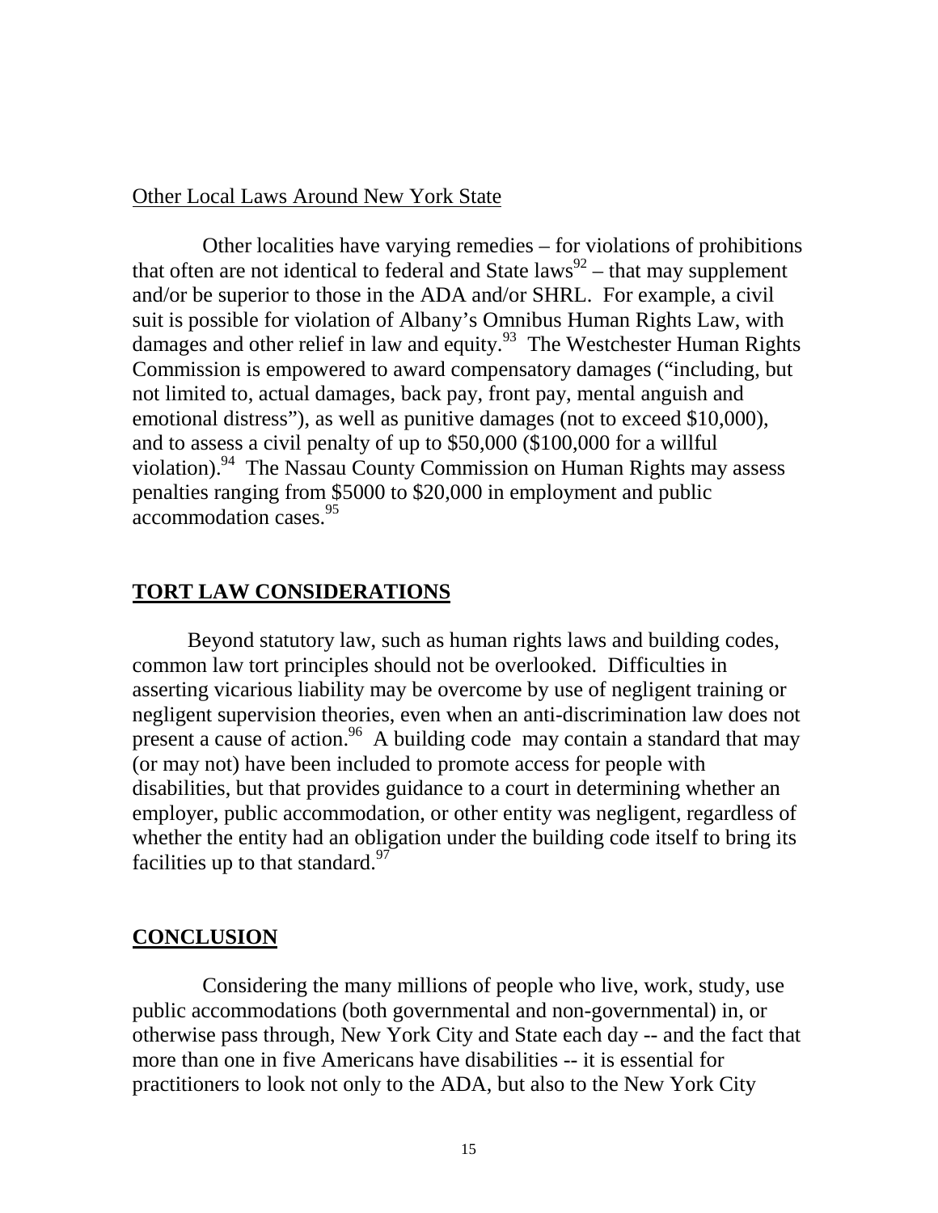Other Local Laws Around New York State

Other localities have varying remedies – for violations of prohibitions that often are not identical to federal and State laws[92] – that may supplement and/or be superior to those in the ADA and/or SHRL. For example, a civil suit is possible for violation of Albany's Omnibus Human Rights Law, with damages and other relief in law and equity.[93] The Westchester Human Rights Commission is empowered to award compensatory damages ("including, but not limited to, actual damages, back pay, front pay, mental anguish and emotional distress"), as well as punitive damages (not to exceed $10,000), and to assess a civil penalty of up to $50,000 ($100,000 for a willful violation).[94] The Nassau County Commission on Human Rights may assess penalties ranging from $5000 to $20,000 in employment and public accommodation cases.[95]

## TORT LAW CONSIDERATIONS

Beyond statutory law, such as human rights laws and building codes, common law tort principles should not be overlooked. Difficulties in asserting vicarious liability may be overcome by use of negligent training or negligent supervision theories, even when an anti-discrimination law does not present a cause of action.[96] A building code may contain a standard that may (or may not) have been included to promote access for people with disabilities, but that provides guidance to a court in determining whether an employer, public accommodation, or other entity was negligent, regardless of whether the entity had an obligation under the building code itself to bring its facilities up to that standard.[97]

## CONCLUSION

Considering the many millions of people who live, work, study, use public accommodations (both governmental and non-governmental) in, or otherwise pass through, New York City and State each day -- and the fact that more than one in five Americans have disabilities -- it is essential for practitioners to look not only to the ADA, but also to the New York City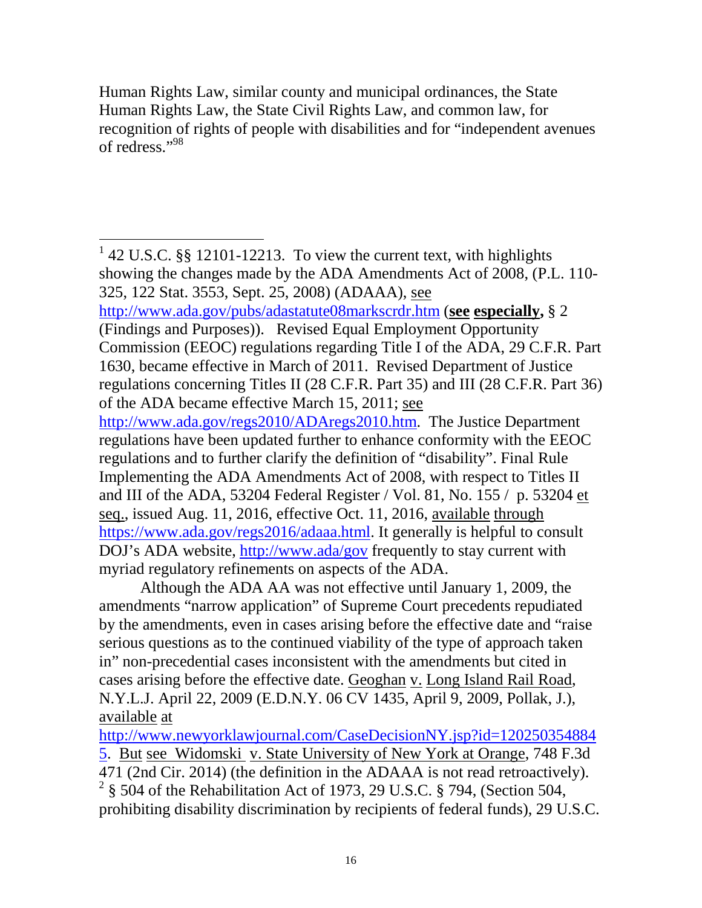Human Rights Law, similar county and municipal ordinances, the State Human Rights Law, the State Civil Rights Law, and common law, for recognition of rights of people with disabilities and for "independent avenues of redress."[98]

---

[1] 42 U.S.C. §§ 12101-12213. To view the current text, with highlights showing the changes made by the ADA Amendments Act of 2008, (P.L. 110-325, 122 Stat. 3553, Sept. 25, 2008) (ADAAA), see http://www.ada.gov/pubs/adastatute08markscrdr.htm (**see especially,** § 2 (Findings and Purposes)). Revised Equal Employment Opportunity Commission (EEOC) regulations regarding Title I of the ADA, 29 C.F.R. Part 1630, became effective in March of 2011. Revised Department of Justice regulations concerning Titles II (28 C.F.R. Part 35) and III (28 C.F.R. Part 36) of the ADA became effective March 15, 2011; see http://www.ada.gov/regs2010/ADAregs2010.htm. The Justice Department regulations have been updated further to enhance conformity with the EEOC regulations and to further clarify the definition of "disability". Final Rule Implementing the ADA Amendments Act of 2008, with respect to Titles II and III of the ADA, 53204 Federal Register / Vol. 81, No. 155 / p. 53204 et seq., issued Aug. 11, 2016, effective Oct. 11, 2016, available through https://www.ada.gov/regs2016/adaaa.html. It generally is helpful to consult DOJ's ADA website, http://www.ada/gov frequently to stay current with myriad regulatory refinements on aspects of the ADA.

Although the ADA AA was not effective until January 1, 2009, the amendments "narrow application" of Supreme Court precedents repudiated by the amendments, even in cases arising before the effective date and "raise serious questions as to the continued viability of the type of approach taken in" non-precedential cases inconsistent with the amendments but cited in cases arising before the effective date. Geoghan v. Long Island Rail Road, N.Y.L.J. April 22, 2009 (E.D.N.Y. 06 CV 1435, April 9, 2009, Pollak, J.), available at http://www.newyorklawjournal.com/CaseDecisionNY.jsp?id=1202503548845. But see Widomski v. State University of New York at Orange, 748 F.3d 471 (2nd Cir. 2014) (the definition in the ADAAA is not read retroactively).

[2] § 504 of the Rehabilitation Act of 1973, 29 U.S.C. § 794, (Section 504, prohibiting disability discrimination by recipients of federal funds), 29 U.S.C.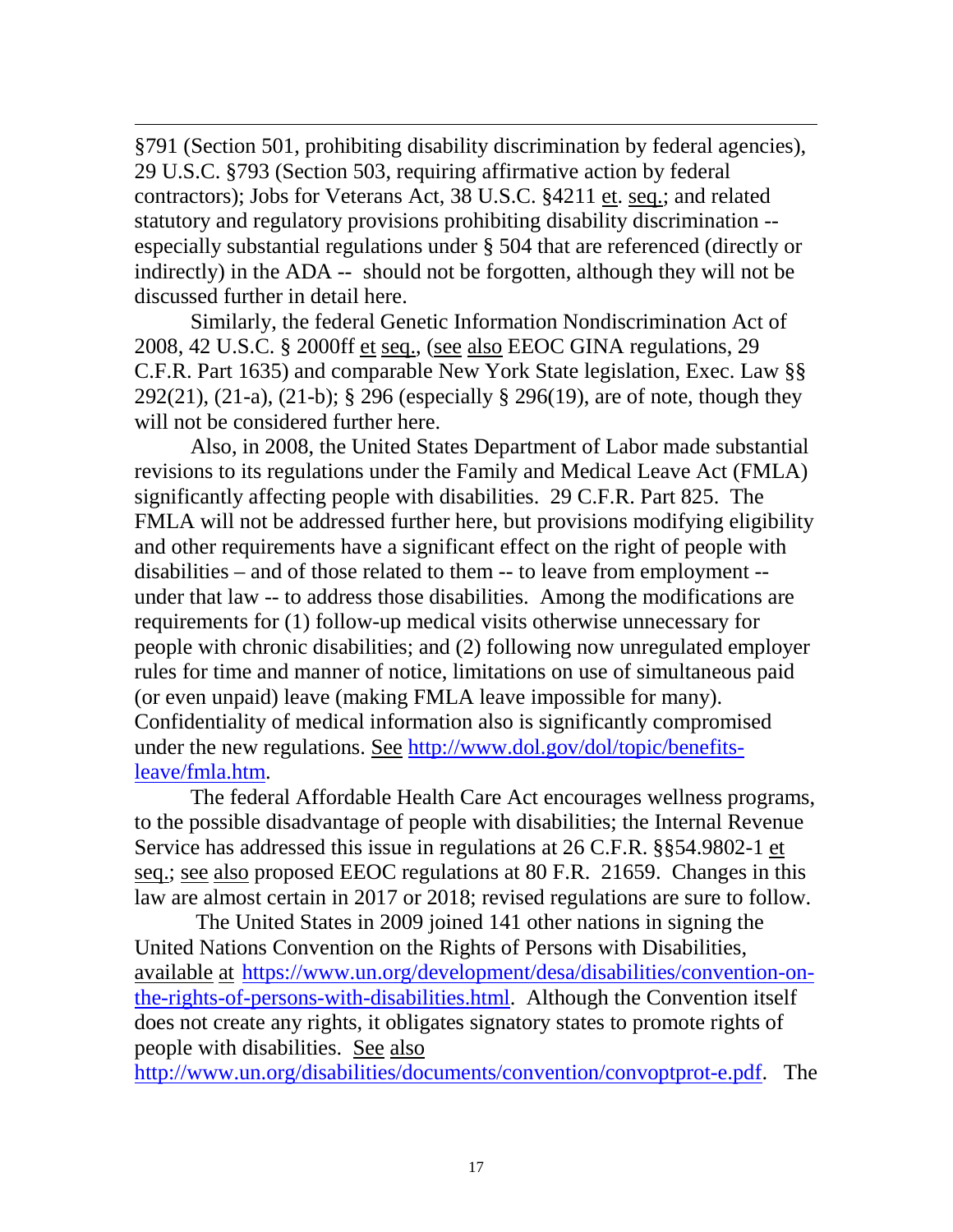§791 (Section 501, prohibiting disability discrimination by federal agencies), 29 U.S.C. §793 (Section 503, requiring affirmative action by federal contractors); Jobs for Veterans Act, 38 U.S.C. §4211 et. seq.; and related statutory and regulatory provisions prohibiting disability discrimination -- especially substantial regulations under § 504 that are referenced (directly or indirectly) in the ADA -- should not be forgotten, although they will not be discussed further in detail here.

Similarly, the federal Genetic Information Nondiscrimination Act of 2008, 42 U.S.C. § 2000ff et seq., (see also EEOC GINA regulations, 29 C.F.R. Part 1635) and comparable New York State legislation, Exec. Law §§ 292(21), (21-a), (21-b); § 296 (especially § 296(19), are of note, though they will not be considered further here.

Also, in 2008, the United States Department of Labor made substantial revisions to its regulations under the Family and Medical Leave Act (FMLA) significantly affecting people with disabilities. 29 C.F.R. Part 825. The FMLA will not be addressed further here, but provisions modifying eligibility and other requirements have a significant effect on the right of people with disabilities – and of those related to them -- to leave from employment -- under that law -- to address those disabilities. Among the modifications are requirements for (1) follow-up medical visits otherwise unnecessary for people with chronic disabilities; and (2) following now unregulated employer rules for time and manner of notice, limitations on use of simultaneous paid (or even unpaid) leave (making FMLA leave impossible for many). Confidentiality of medical information also is significantly compromised under the new regulations. See http://www.dol.gov/dol/topic/benefits-leave/fmla.htm.

The federal Affordable Health Care Act encourages wellness programs, to the possible disadvantage of people with disabilities; the Internal Revenue Service has addressed this issue in regulations at 26 C.F.R. §§54.9802-1 et seq.; see also proposed EEOC regulations at 80 F.R. 21659. Changes in this law are almost certain in 2017 or 2018; revised regulations are sure to follow.

The United States in 2009 joined 141 other nations in signing the United Nations Convention on the Rights of Persons with Disabilities, available at https://www.un.org/development/desa/disabilities/convention-on-the-rights-of-persons-with-disabilities.html. Although the Convention itself does not create any rights, it obligates signatory states to promote rights of people with disabilities. See also http://www.un.org/disabilities/documents/convention/convoptprot-e.pdf. The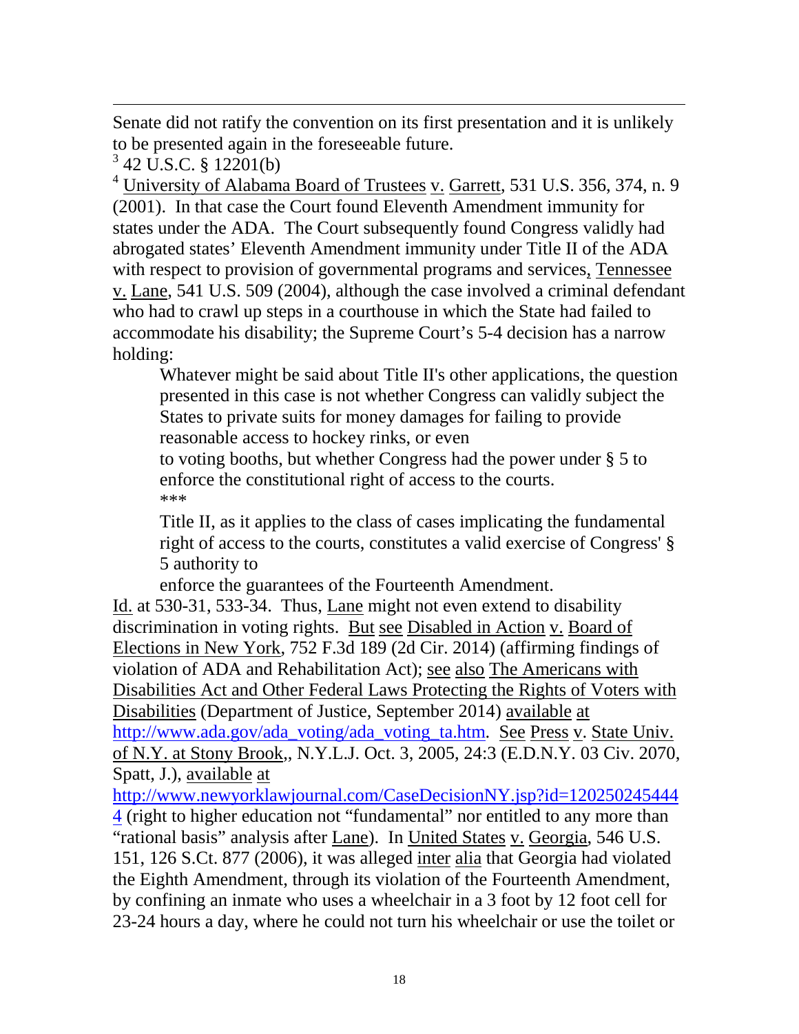Senate did not ratify the convention on its first presentation and it is unlikely to be presented again in the foreseeable future.

[3] 42 U.S.C. § 12201(b)

[4] University of Alabama Board of Trustees v. Garrett, 531 U.S. 356, 374, n. 9 (2001). In that case the Court found Eleventh Amendment immunity for states under the ADA. The Court subsequently found Congress validly had abrogated states' Eleventh Amendment immunity under Title II of the ADA with respect to provision of governmental programs and services, Tennessee v. Lane, 541 U.S. 509 (2004), although the case involved a criminal defendant who had to crawl up steps in a courthouse in which the State had failed to accommodate his disability; the Supreme Court's 5-4 decision has a narrow holding:

> Whatever might be said about Title II's other applications, the question presented in this case is not whether Congress can validly subject the States to private suits for money damages for failing to provide reasonable access to hockey rinks, or even to voting booths, but whether Congress had the power under § 5 to enforce the constitutional right of access to the courts.
>
> ***
>
> Title II, as it applies to the class of cases implicating the fundamental right of access to the courts, constitutes a valid exercise of Congress' § 5 authority to enforce the guarantees of the Fourteenth Amendment.

Id. at 530-31, 533-34. Thus, Lane might not even extend to disability discrimination in voting rights. But see Disabled in Action v. Board of Elections in New York, 752 F.3d 189 (2d Cir. 2014) (affirming findings of violation of ADA and Rehabilitation Act); see also The Americans with Disabilities Act and Other Federal Laws Protecting the Rights of Voters with Disabilities (Department of Justice, September 2014) available at http://www.ada.gov/ada_voting/ada_voting_ta.htm. See Press v. State Univ. of N.Y. at Stony Brook,, N.Y.L.J. Oct. 3, 2005, 24:3 (E.D.N.Y. 03 Civ. 2070, Spatt, J.), available at http://www.newyorklawjournal.com/CaseDecisionNY.jsp?id=1202502454444 (right to higher education not "fundamental" nor entitled to any more than "rational basis" analysis after Lane). In United States v. Georgia, 546 U.S. 151, 126 S.Ct. 877 (2006), it was alleged inter alia that Georgia had violated the Eighth Amendment, through its violation of the Fourteenth Amendment, by confining an inmate who uses a wheelchair in a 3 foot by 12 foot cell for 23-24 hours a day, where he could not turn his wheelchair or use the toilet or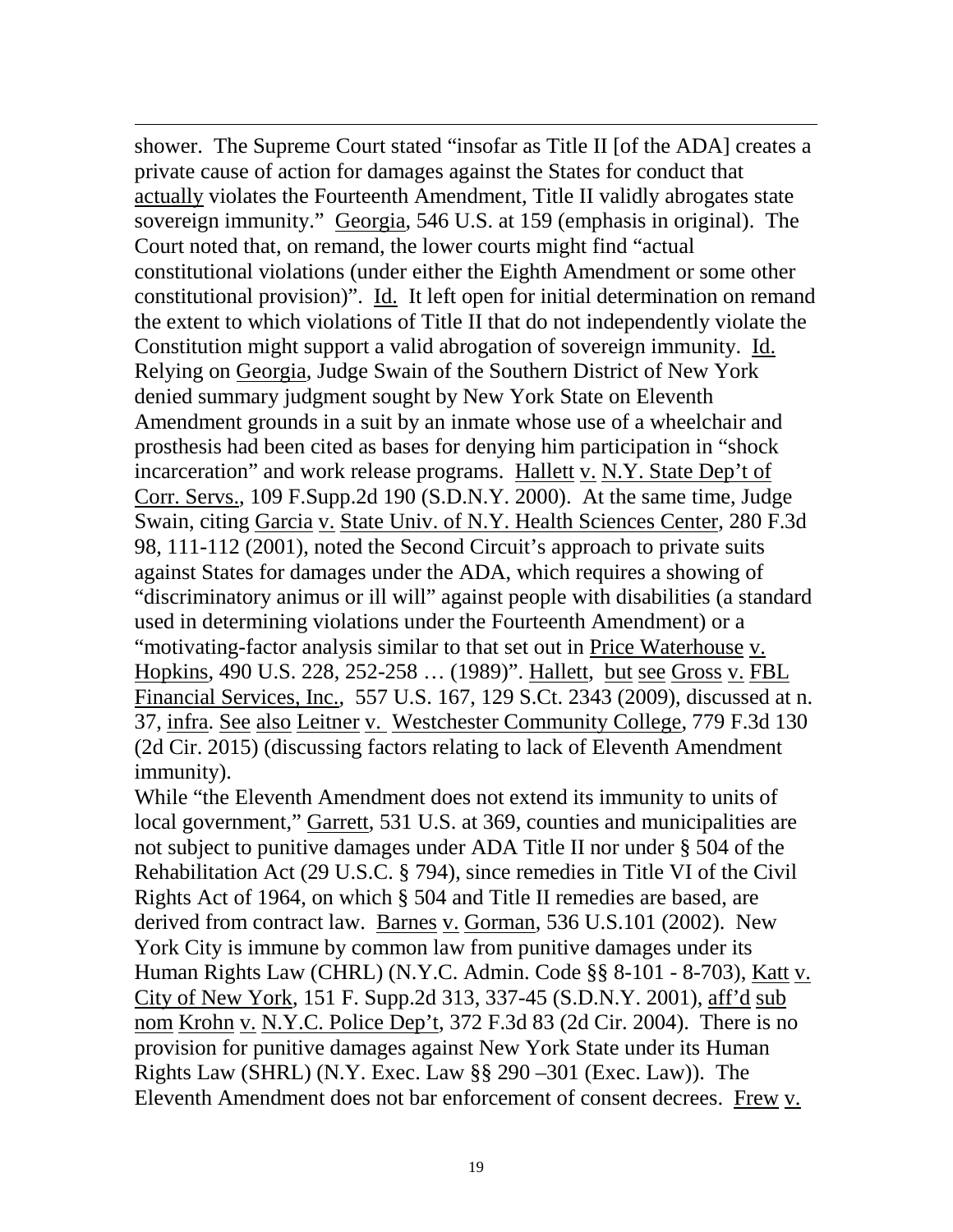shower. The Supreme Court stated "insofar as Title II [of the ADA] creates a private cause of action for damages against the States for conduct that actually violates the Fourteenth Amendment, Title II validly abrogates state sovereign immunity." Georgia, 546 U.S. at 159 (emphasis in original). The Court noted that, on remand, the lower courts might find "actual constitutional violations (under either the Eighth Amendment or some other constitutional provision)". Id. It left open for initial determination on remand the extent to which violations of Title II that do not independently violate the Constitution might support a valid abrogation of sovereign immunity. Id. Relying on Georgia, Judge Swain of the Southern District of New York denied summary judgment sought by New York State on Eleventh Amendment grounds in a suit by an inmate whose use of a wheelchair and prosthesis had been cited as bases for denying him participation in "shock incarceration" and work release programs. Hallett v. N.Y. State Dep't of Corr. Servs., 109 F.Supp.2d 190 (S.D.N.Y. 2000). At the same time, Judge Swain, citing Garcia v. State Univ. of N.Y. Health Sciences Center, 280 F.3d 98, 111-112 (2001), noted the Second Circuit's approach to private suits against States for damages under the ADA, which requires a showing of "discriminatory animus or ill will" against people with disabilities (a standard used in determining violations under the Fourteenth Amendment) or a "motivating-factor analysis similar to that set out in Price Waterhouse v. Hopkins, 490 U.S. 228, 252-258 … (1989)". Hallett, but see Gross v. FBL Financial Services, Inc., 557 U.S. 167, 129 S.Ct. 2343 (2009), discussed at n. 37, infra. See also Leitner v. Westchester Community College, 779 F.3d 130 (2d Cir. 2015) (discussing factors relating to lack of Eleventh Amendment immunity).

While "the Eleventh Amendment does not extend its immunity to units of local government," Garrett, 531 U.S. at 369, counties and municipalities are not subject to punitive damages under ADA Title II nor under § 504 of the Rehabilitation Act (29 U.S.C. § 794), since remedies in Title VI of the Civil Rights Act of 1964, on which § 504 and Title II remedies are based, are derived from contract law. Barnes v. Gorman, 536 U.S.101 (2002). New York City is immune by common law from punitive damages under its Human Rights Law (CHRL) (N.Y.C. Admin. Code §§ 8-101 - 8-703), Katt v. City of New York, 151 F. Supp.2d 313, 337-45 (S.D.N.Y. 2001), aff'd sub nom Krohn v. N.Y.C. Police Dep't, 372 F.3d 83 (2d Cir. 2004). There is no provision for punitive damages against New York State under its Human Rights Law (SHRL) (N.Y. Exec. Law §§ 290 –301 (Exec. Law)). The Eleventh Amendment does not bar enforcement of consent decrees. Frew v.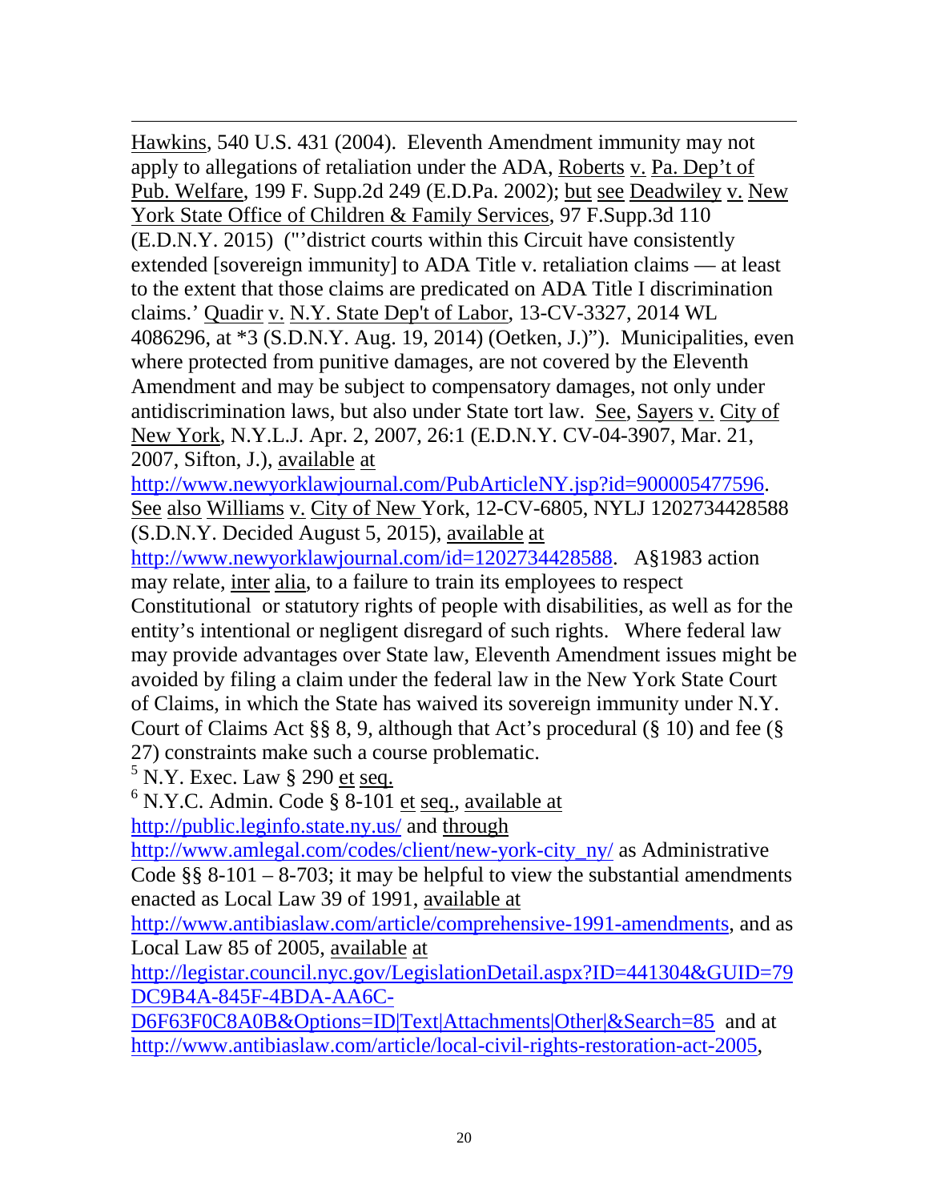Hawkins, 540 U.S. 431 (2004). Eleventh Amendment immunity may not apply to allegations of retaliation under the ADA, Roberts v. Pa. Dep't of Pub. Welfare, 199 F. Supp.2d 249 (E.D.Pa. 2002); but see Deadwiley v. New York State Office of Children & Family Services, 97 F.Supp.3d 110 (E.D.N.Y. 2015) ("'district courts within this Circuit have consistently extended [sovereign immunity] to ADA Title v. retaliation claims — at least to the extent that those claims are predicated on ADA Title I discrimination claims.' Quadir v. N.Y. State Dep't of Labor, 13-CV-3327, 2014 WL 4086296, at *3 (S.D.N.Y. Aug. 19, 2014) (Oetken, J.)"). Municipalities, even where protected from punitive damages, are not covered by the Eleventh Amendment and may be subject to compensatory damages, not only under antidiscrimination laws, but also under State tort law. See, Sayers v. City of New York, N.Y.L.J. Apr. 2, 2007, 26:1 (E.D.N.Y. CV-04-3907, Mar. 21, 2007, Sifton, J.), available at http://www.newyorklawjournal.com/PubArticleNY.jsp?id=900005477596. See also Williams v. City of New York, 12-CV-6805, NYLJ 1202734428588 (S.D.N.Y. Decided August 5, 2015), available at http://www.newyorklawjournal.com/id=1202734428588. A§1983 action may relate, inter alia, to a failure to train its employees to respect Constitutional or statutory rights of people with disabilities, as well as for the entity's intentional or negligent disregard of such rights. Where federal law may provide advantages over State law, Eleventh Amendment issues might be avoided by filing a claim under the federal law in the New York State Court of Claims, in which the State has waived its sovereign immunity under N.Y. Court of Claims Act §§ 8, 9, although that Act's procedural (§ 10) and fee (§ 27) constraints make such a course problematic.

[5] N.Y. Exec. Law § 290 et seq.

[6] N.Y.C. Admin. Code § 8-101 et seq., available at http://public.leginfo.state.ny.us/ and through http://www.amlegal.com/codes/client/new-york-city_ny/ as Administrative Code §§ 8-101 – 8-703; it may be helpful to view the substantial amendments enacted as Local Law 39 of 1991, available at http://www.antibiaslaw.com/article/comprehensive-1991-amendments, and as Local Law 85 of 2005, available at http://legistar.council.nyc.gov/LegislationDetail.aspx?ID=441304&GUID=79DC9B4A-845F-4BDA-AA6C-D6F63F0C8A0B&Options=ID|Text|Attachments|Other|&Search=85 and at http://www.antibiaslaw.com/article/local-civil-rights-restoration-act-2005,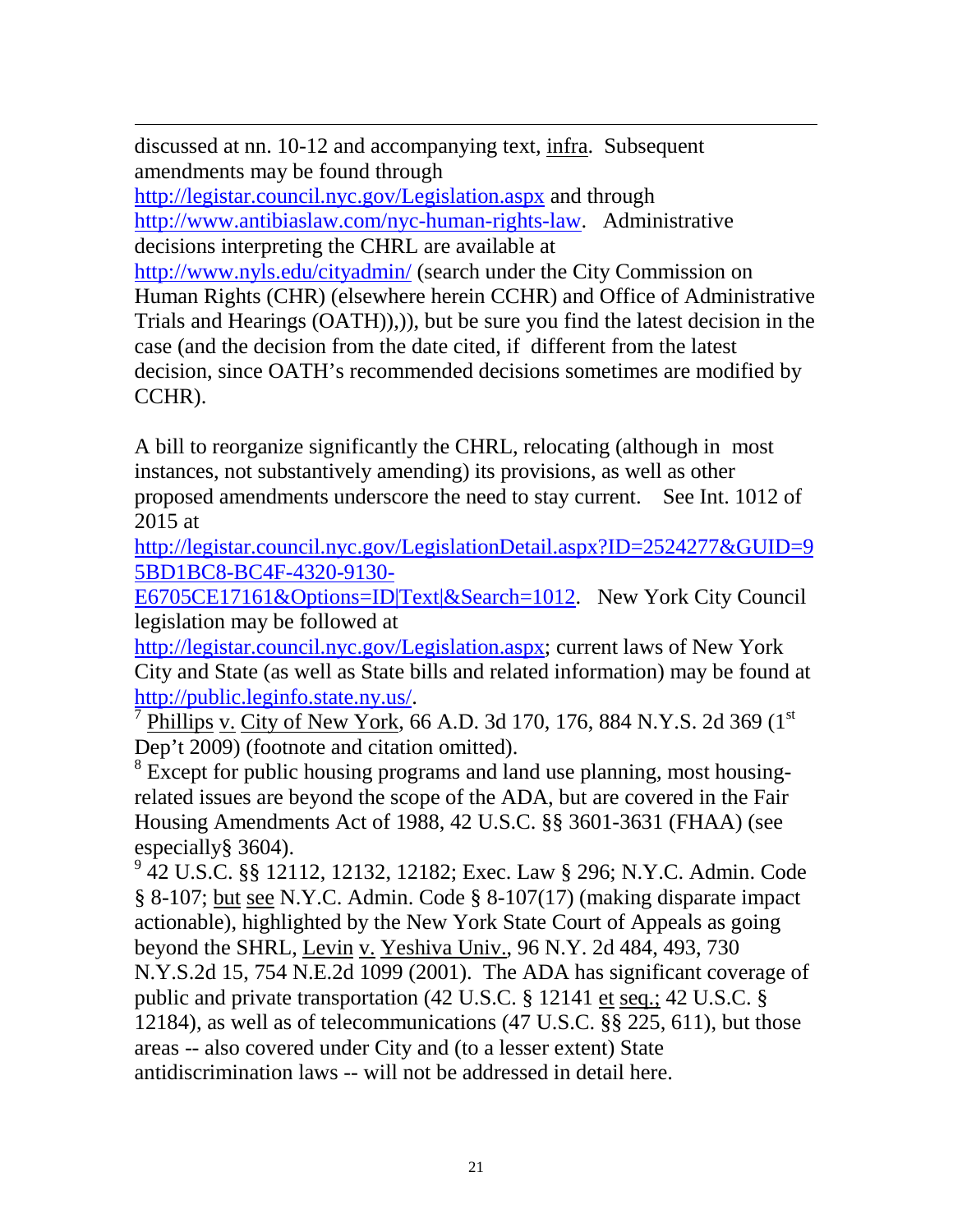discussed at nn. 10-12 and accompanying text, infra. Subsequent amendments may be found through http://legistar.council.nyc.gov/Legislation.aspx and through http://www.antibiaslaw.com/nyc-human-rights-law. Administrative decisions interpreting the CHRL are available at http://www.nyls.edu/cityadmin/ (search under the City Commission on Human Rights (CHR) (elsewhere herein CCHR) and Office of Administrative Trials and Hearings (OATH)),)), but be sure you find the latest decision in the case (and the decision from the date cited, if different from the latest decision, since OATH's recommended decisions sometimes are modified by CCHR).

A bill to reorganize significantly the CHRL, relocating (although in most instances, not substantively amending) its provisions, as well as other proposed amendments underscore the need to stay current. See Int. 1012 of 2015 at http://legistar.council.nyc.gov/LegislationDetail.aspx?ID=2524277&GUID=95BD1BC8-BC4F-4320-9130-E6705CE17161&Options=ID|Text|&Search=1012. New York City Council legislation may be followed at http://legistar.council.nyc.gov/Legislation.aspx; current laws of New York City and State (as well as State bills and related information) may be found at http://public.leginfo.state.ny.us/.

[7] Phillips v. City of New York, 66 A.D. 3d 170, 176, 884 N.Y.S. 2d 369 (1st Dep't 2009) (footnote and citation omitted).

[8] Except for public housing programs and land use planning, most housing-related issues are beyond the scope of the ADA, but are covered in the Fair Housing Amendments Act of 1988, 42 U.S.C. §§ 3601-3631 (FHAA) (see especially§ 3604).

[9] 42 U.S.C. §§ 12112, 12132, 12182; Exec. Law § 296; N.Y.C. Admin. Code § 8-107; but see N.Y.C. Admin. Code § 8-107(17) (making disparate impact actionable), highlighted by the New York State Court of Appeals as going beyond the SHRL, Levin v. Yeshiva Univ., 96 N.Y. 2d 484, 493, 730 N.Y.S.2d 15, 754 N.E.2d 1099 (2001). The ADA has significant coverage of public and private transportation (42 U.S.C. § 12141 et seq.; 42 U.S.C. § 12184), as well as of telecommunications (47 U.S.C. §§ 225, 611), but those areas -- also covered under City and (to a lesser extent) State antidiscrimination laws -- will not be addressed in detail here.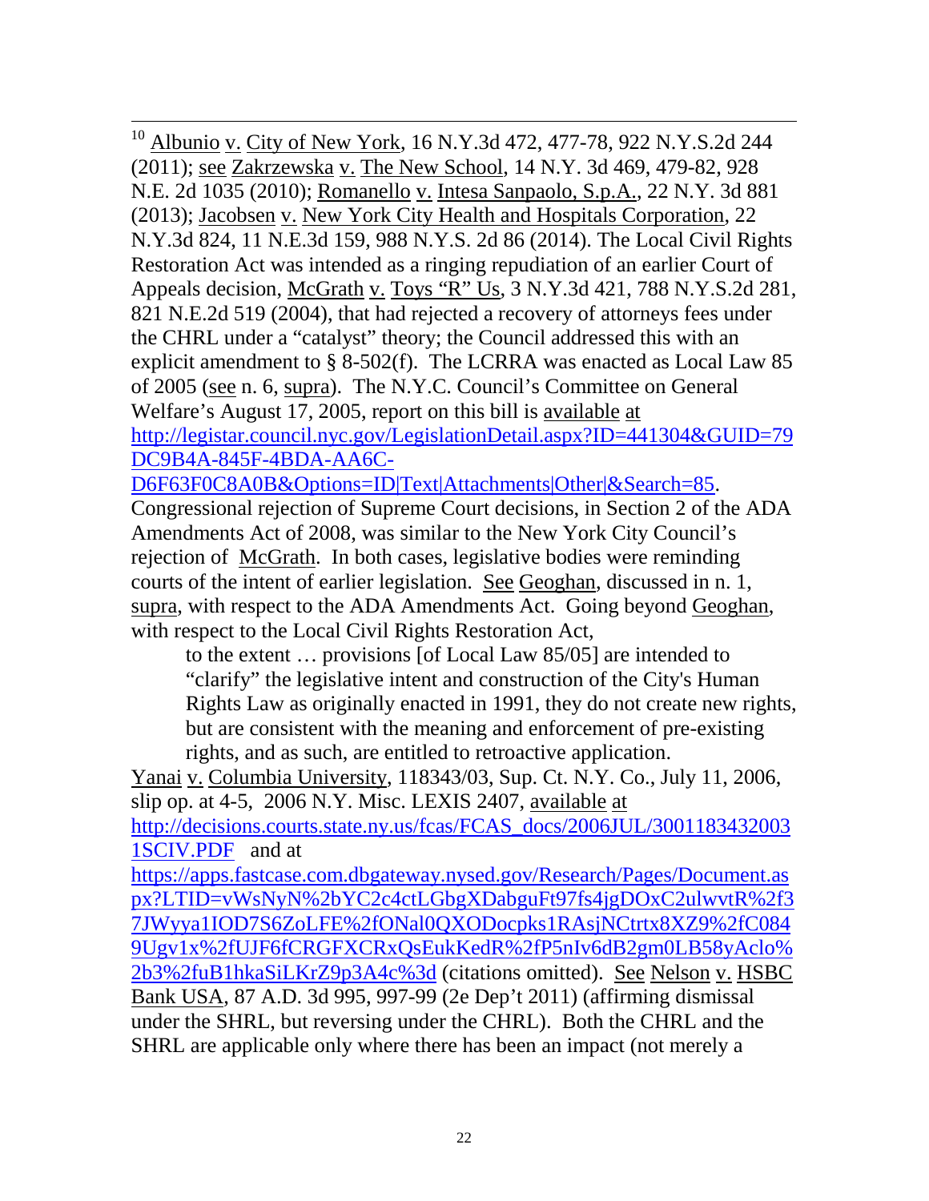[10] Albunio v. City of New York, 16 N.Y.3d 472, 477-78, 922 N.Y.S.2d 244 (2011); see Zakrzewska v. The New School, 14 N.Y. 3d 469, 479-82, 928 N.E. 2d 1035 (2010); Romanello v. Intesa Sanpaolo, S.p.A., 22 N.Y. 3d 881 (2013); Jacobsen v. New York City Health and Hospitals Corporation, 22 N.Y.3d 824, 11 N.E.3d 159, 988 N.Y.S. 2d 86 (2014). The Local Civil Rights Restoration Act was intended as a ringing repudiation of an earlier Court of Appeals decision, McGrath v. Toys "R" Us, 3 N.Y.3d 421, 788 N.Y.S.2d 281, 821 N.E.2d 519 (2004), that had rejected a recovery of attorneys fees under the CHRL under a "catalyst" theory; the Council addressed this with an explicit amendment to § 8-502(f). The LCRRA was enacted as Local Law 85 of 2005 (see n. 6, supra). The N.Y.C. Council's Committee on General Welfare's August 17, 2005, report on this bill is available at http://legistar.council.nyc.gov/LegislationDetail.aspx?ID=441304&GUID=79DC9B4A-845F-4BDA-AA6C-D6F63F0C8A0B&Options=ID|Text|Attachments|Other|&Search=85. Congressional rejection of Supreme Court decisions, in Section 2 of the ADA Amendments Act of 2008, was similar to the New York City Council's rejection of McGrath. In both cases, legislative bodies were reminding courts of the intent of earlier legislation. See Geoghan, discussed in n. 1, supra, with respect to the ADA Amendments Act. Going beyond Geoghan, with respect to the Local Civil Rights Restoration Act,

> to the extent … provisions [of Local Law 85/05] are intended to "clarify" the legislative intent and construction of the City's Human Rights Law as originally enacted in 1991, they do not create new rights, but are consistent with the meaning and enforcement of pre-existing rights, and as such, are entitled to retroactive application.

Yanai v. Columbia University, 118343/03, Sup. Ct. N.Y. Co., July 11, 2006, slip op. at 4-5, 2006 N.Y. Misc. LEXIS 2407, available at http://decisions.courts.state.ny.us/fcas/FCAS_docs/2006JUL/30011834320031SCIV.PDF and at https://apps.fastcase.com.dbgateway.nysed.gov/Research/Pages/Document.aspx?LTID=vWsNyN%2bYC2c4ctLGbgXDabguFt97fs4jgDOxC2ulwvtR%2f37JWyya1IOD7S6ZoLFE%2fONal0QXODocpks1RAsjNCtrtx8XZ9%2fC0849Ugv1x%2fUJF6fCRGFXCRxQsEukKedR%2fP5nIv6dB2gm0LB58yAclo%2b3%2fuB1hkaSiLKrZ9p3A4c%3d (citations omitted). See Nelson v. HSBC Bank USA, 87 A.D. 3d 995, 997-99 (2e Dep't 2011) (affirming dismissal under the SHRL, but reversing under the CHRL). Both the CHRL and the SHRL are applicable only where there has been an impact (not merely a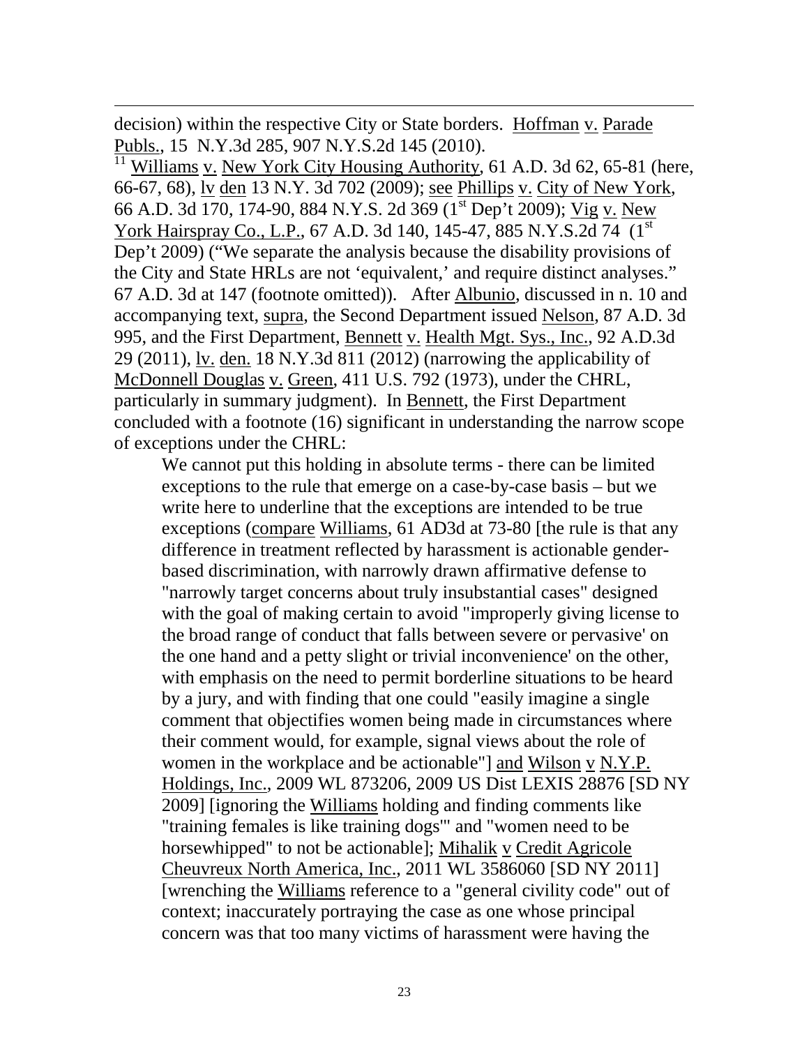decision) within the respective City or State borders. Hoffman v. Parade Publs., 15 N.Y.3d 285, 907 N.Y.S.2d 145 (2010).

[11] Williams v. New York City Housing Authority, 61 A.D. 3d 62, 65-81 (here, 66-67, 68), lv den 13 N.Y. 3d 702 (2009); see Phillips v. City of New York, 66 A.D. 3d 170, 174-90, 884 N.Y.S. 2d 369 (1st Dep't 2009); Vig v. New York Hairspray Co., L.P., 67 A.D. 3d 140, 145-47, 885 N.Y.S.2d 74 (1st Dep't 2009) ("We separate the analysis because the disability provisions of the City and State HRLs are not 'equivalent,' and require distinct analyses." 67 A.D. 3d at 147 (footnote omitted)). After Albunio, discussed in n. 10 and accompanying text, supra, the Second Department issued Nelson, 87 A.D. 3d 995, and the First Department, Bennett v. Health Mgt. Sys., Inc., 92 A.D.3d 29 (2011), lv. den. 18 N.Y.3d 811 (2012) (narrowing the applicability of McDonnell Douglas v. Green, 411 U.S. 792 (1973), under the CHRL, particularly in summary judgment). In Bennett, the First Department concluded with a footnote (16) significant in understanding the narrow scope of exceptions under the CHRL:

> We cannot put this holding in absolute terms - there can be limited exceptions to the rule that emerge on a case-by-case basis – but we write here to underline that the exceptions are intended to be true exceptions (compare Williams, 61 AD3d at 73-80 [the rule is that any difference in treatment reflected by harassment is actionable gender-based discrimination, with narrowly drawn affirmative defense to "narrowly target concerns about truly insubstantial cases" designed with the goal of making certain to avoid "improperly giving license to the broad range of conduct that falls between severe or pervasive' on the one hand and a petty slight or trivial inconvenience' on the other, with emphasis on the need to permit borderline situations to be heard by a jury, and with finding that one could "easily imagine a single comment that objectifies women being made in circumstances where their comment would, for example, signal views about the role of women in the workplace and be actionable"] and Wilson v N.Y.P. Holdings, Inc., 2009 WL 873206, 2009 US Dist LEXIS 28876 [SD NY 2009] [ignoring the Williams holding and finding comments like "training females is like training dogs'" and "women need to be horsewhipped" to not be actionable]; Mihalik v Credit Agricole Cheuvreux North America, Inc., 2011 WL 3586060 [SD NY 2011] [wrenching the Williams reference to a "general civility code" out of context; inaccurately portraying the case as one whose principal concern was that too many victims of harassment were having the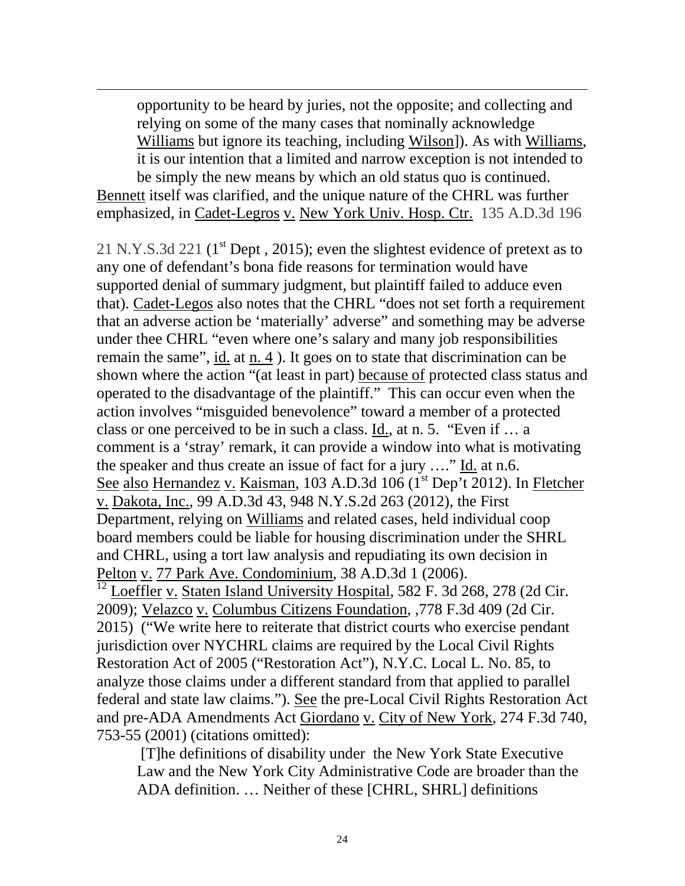opportunity to be heard by juries, not the opposite; and collecting and relying on some of the many cases that nominally acknowledge Williams but ignore its teaching, including Wilson]). As with Williams, it is our intention that a limited and narrow exception is not intended to be simply the new means by which an old status quo is continued.

Bennett itself was clarified, and the unique nature of the CHRL was further emphasized, in Cadet-Legros v. New York Univ. Hosp. Ctr. 135 A.D.3d 196 21 N.Y.S.3d 221 (1[st] Dept , 2015); even the slightest evidence of pretext as to any one of defendant's bona fide reasons for termination would have supported denial of summary judgment, but plaintiff failed to adduce even that). Cadet-Legos also notes that the CHRL "does not set forth a requirement that an adverse action be 'materially' adverse" and something may be adverse under thee CHRL "even where one's salary and many job responsibilities remain the same", id. at n. 4 ). It goes on to state that discrimination can be shown where the action "(at least in part) because of protected class status and operated to the disadvantage of the plaintiff." This can occur even when the action involves "misguided benevolence" toward a member of a protected class or one perceived to be in such a class. Id., at n. 5. "Even if … a comment is a 'stray' remark, it can provide a window into what is motivating the speaker and thus create an issue of fact for a jury …." Id. at n.6. See also Hernandez v. Kaisman, 103 A.D.3d 106 (1[st] Dep't 2012). In Fletcher v. Dakota, Inc., 99 A.D.3d 43, 948 N.Y.S.2d 263 (2012), the First Department, relying on Williams and related cases, held individual coop board members could be liable for housing discrimination under the SHRL and CHRL, using a tort law analysis and repudiating its own decision in Pelton v. 77 Park Ave. Condominium, 38 A.D.3d 1 (2006).

[12] Loeffler v. Staten Island University Hospital, 582 F. 3d 268, 278 (2d Cir. 2009); Velazco v. Columbus Citizens Foundation, ,778 F.3d 409 (2d Cir. 2015) ("We write here to reiterate that district courts who exercise pendant jurisdiction over NYCHRL claims are required by the Local Civil Rights Restoration Act of 2005 ("Restoration Act"), N.Y.C. Local L. No. 85, to analyze those claims under a different standard from that applied to parallel federal and state law claims."). See the pre-Local Civil Rights Restoration Act and pre-ADA Amendments Act Giordano v. City of New York, 274 F.3d 740, 753-55 (2001) (citations omitted):

[T]he definitions of disability under the New York State Executive Law and the New York City Administrative Code are broader than the ADA definition. … Neither of these [CHRL, SHRL] definitions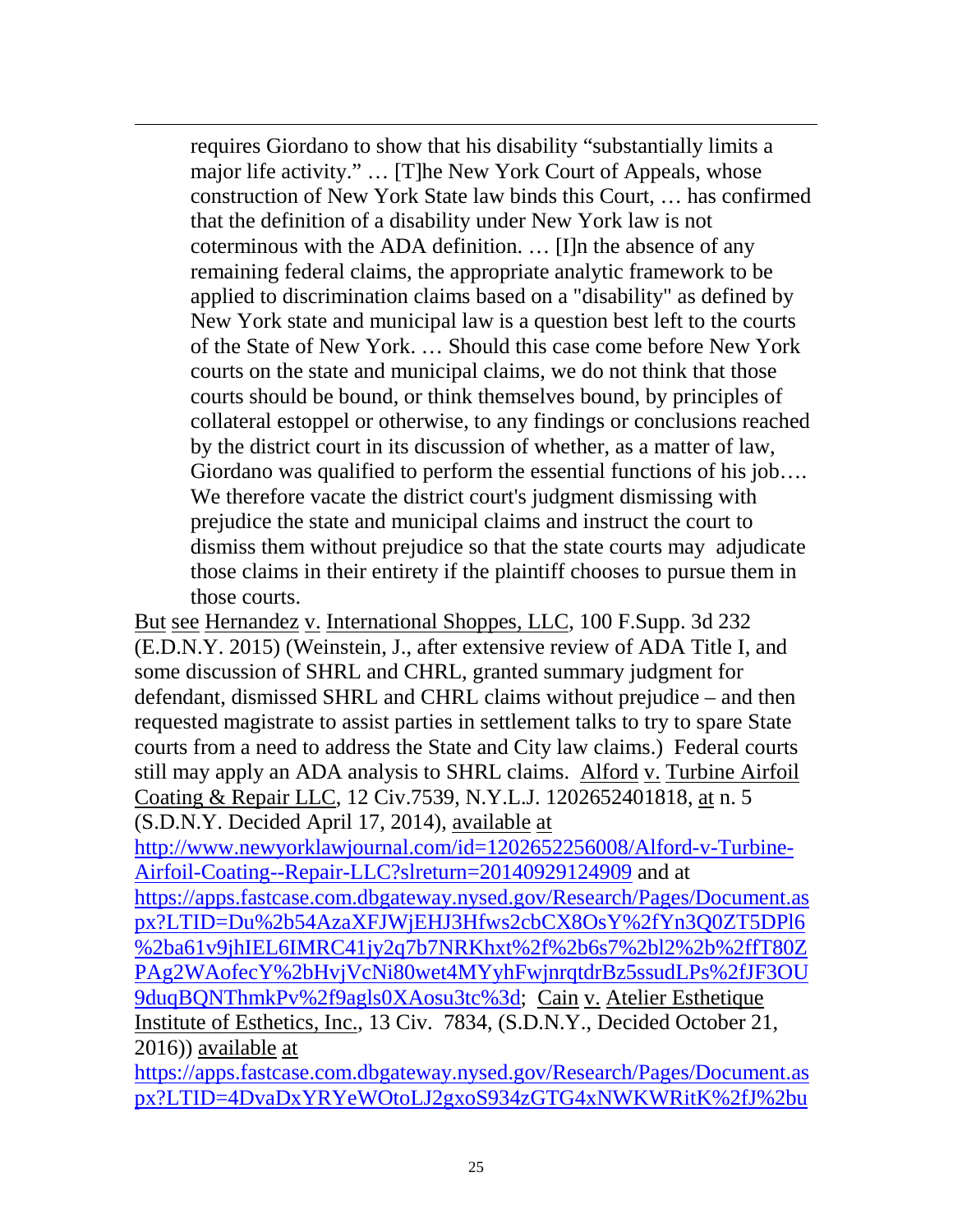> requires Giordano to show that his disability "substantially limits a major life activity." … [T]he New York Court of Appeals, whose construction of New York State law binds this Court, … has confirmed that the definition of a disability under New York law is not coterminous with the ADA definition. … [I]n the absence of any remaining federal claims, the appropriate analytic framework to be applied to discrimination claims based on a "disability" as defined by New York state and municipal law is a question best left to the courts of the State of New York. … Should this case come before New York courts on the state and municipal claims, we do not think that those courts should be bound, or think themselves bound, by principles of collateral estoppel or otherwise, to any findings or conclusions reached by the district court in its discussion of whether, as a matter of law, Giordano was qualified to perform the essential functions of his job…. We therefore vacate the district court's judgment dismissing with prejudice the state and municipal claims and instruct the court to dismiss them without prejudice so that the state courts may adjudicate those claims in their entirety if the plaintiff chooses to pursue them in those courts.

But see Hernandez v. International Shoppes, LLC, 100 F.Supp. 3d 232 (E.D.N.Y. 2015) (Weinstein, J., after extensive review of ADA Title I, and some discussion of SHRL and CHRL, granted summary judgment for defendant, dismissed SHRL and CHRL claims without prejudice – and then requested magistrate to assist parties in settlement talks to try to spare State courts from a need to address the State and City law claims.) Federal courts still may apply an ADA analysis to SHRL claims. Alford v. Turbine Airfoil Coating & Repair LLC, 12 Civ.7539, N.Y.L.J. 1202652401818, at n. 5 (S.D.N.Y. Decided April 17, 2014), available at http://www.newyorklawjournal.com/id=1202652256008/Alford-v-Turbine-Airfoil-Coating--Repair-LLC?slreturn=20140929124909 and at https://apps.fastcase.com.dbgateway.nysed.gov/Research/Pages/Document.aspx?LTID=Du%2b54AzaXFJWjEHJ3Hfws2cbCX8OsY%2fYn3Q0ZT5DPl6%2ba61v9jhIEL6IMRC41jy2q7b7NRKhxt%2f%2b6s7%2bl2%2b%2ffT80ZPAg2WAofecY%2bHvjVcNi80wet4MYyhFwjnrqtdrBz5ssudLPs%2fJF3OU9duqBQNThmkPv%2f9agls0XAosu3tc%3d; Cain v. Atelier Esthetique Institute of Esthetics, Inc., 13 Civ. 7834, (S.D.N.Y., Decided October 21, 2016)) available at https://apps.fastcase.com.dbgateway.nysed.gov/Research/Pages/Document.aspx?LTID=4DvaDxYRYeWOtoLJ2gxoS934zGTG4xNWKWRitK%2fJ%2bu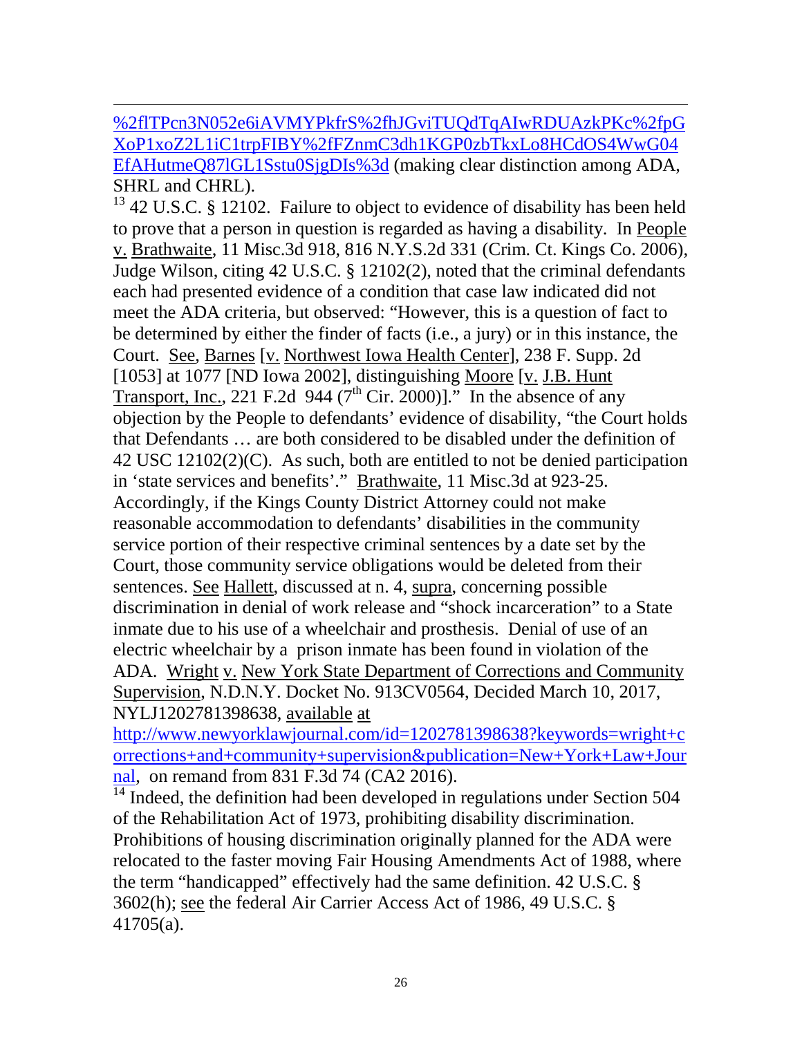%2flTPcn3N052e6iAVMYPkfrS%2fhJGviTUQdTqAIwRDUAzkPKc%2fpGXoP1xoZ2L1iC1trpFIBY%2fFZnmC3dh1KGP0zbTkxLo8HCdOS4WwG04EfAHutmeQ87lGL1Sstu0SjgDIs%3d (making clear distinction among ADA, SHRL and CHRL).

[13] 42 U.S.C. § 12102. Failure to object to evidence of disability has been held to prove that a person in question is regarded as having a disability. In People v. Brathwaite, 11 Misc.3d 918, 816 N.Y.S.2d 331 (Crim. Ct. Kings Co. 2006), Judge Wilson, citing 42 U.S.C. § 12102(2), noted that the criminal defendants each had presented evidence of a condition that case law indicated did not meet the ADA criteria, but observed: "However, this is a question of fact to be determined by either the finder of facts (i.e., a jury) or in this instance, the Court. See, Barnes [v. Northwest Iowa Health Center], 238 F. Supp. 2d [1053] at 1077 [ND Iowa 2002], distinguishing Moore [v. J.B. Hunt Transport, Inc., 221 F.2d 944 (7th Cir. 2000)]." In the absence of any objection by the People to defendants' evidence of disability, "the Court holds that Defendants … are both considered to be disabled under the definition of 42 USC 12102(2)(C). As such, both are entitled to not be denied participation in 'state services and benefits'." Brathwaite, 11 Misc.3d at 923-25. Accordingly, if the Kings County District Attorney could not make reasonable accommodation to defendants' disabilities in the community service portion of their respective criminal sentences by a date set by the Court, those community service obligations would be deleted from their sentences. See Hallett, discussed at n. 4, supra, concerning possible discrimination in denial of work release and "shock incarceration" to a State inmate due to his use of a wheelchair and prosthesis. Denial of use of an electric wheelchair by a prison inmate has been found in violation of the ADA. Wright v. New York State Department of Corrections and Community Supervision, N.D.N.Y. Docket No. 913CV0564, Decided March 10, 2017, NYLJ1202781398638, available at http://www.newyorklawjournal.com/id=1202781398638?keywords=wright+corrections+and+community+supervision&publication=New+York+Law+Journal, on remand from 831 F.3d 74 (CA2 2016).

[14] Indeed, the definition had been developed in regulations under Section 504 of the Rehabilitation Act of 1973, prohibiting disability discrimination. Prohibitions of housing discrimination originally planned for the ADA were relocated to the faster moving Fair Housing Amendments Act of 1988, where the term "handicapped" effectively had the same definition. 42 U.S.C. § 3602(h); see the federal Air Carrier Access Act of 1986, 49 U.S.C. § 41705(a).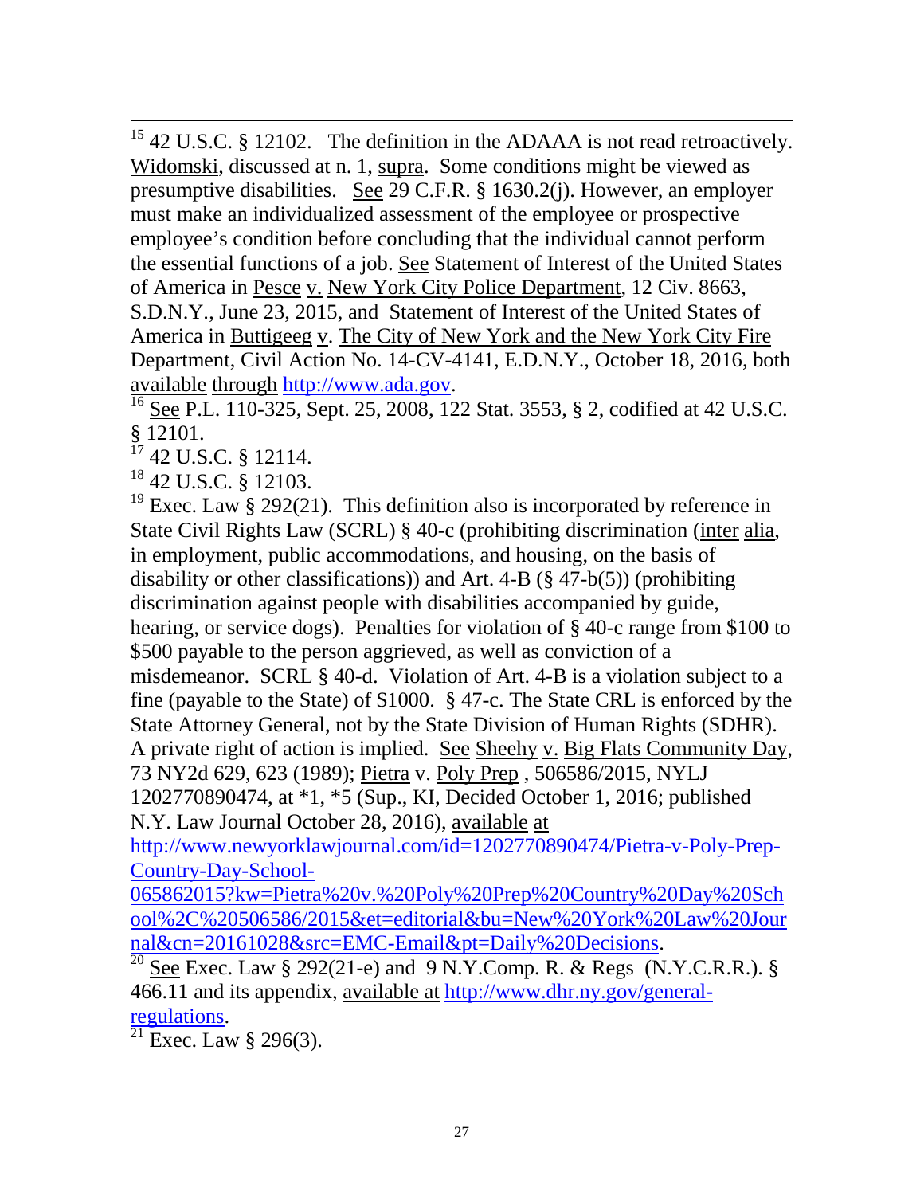[15] 42 U.S.C. § 12102. The definition in the ADAAA is not read retroactively. Widomski, discussed at n. 1, supra. Some conditions might be viewed as presumptive disabilities. See 29 C.F.R. § 1630.2(j). However, an employer must make an individualized assessment of the employee or prospective employee's condition before concluding that the individual cannot perform the essential functions of a job. See Statement of Interest of the United States of America in Pesce v. New York City Police Department, 12 Civ. 8663, S.D.N.Y., June 23, 2015, and Statement of Interest of the United States of America in Buttigeeg v. The City of New York and the New York City Fire Department, Civil Action No. 14-CV-4141, E.D.N.Y., October 18, 2016, both available through http://www.ada.gov.

[16] See P.L. 110-325, Sept. 25, 2008, 122 Stat. 3553, § 2, codified at 42 U.S.C. § 12101.

[17] 42 U.S.C. § 12114.

[18] 42 U.S.C. § 12103.

[19] Exec. Law § 292(21). This definition also is incorporated by reference in State Civil Rights Law (SCRL) § 40-c (prohibiting discrimination (inter alia, in employment, public accommodations, and housing, on the basis of disability or other classifications)) and Art. 4-B (§ 47-b(5)) (prohibiting discrimination against people with disabilities accompanied by guide, hearing, or service dogs). Penalties for violation of § 40-c range from $100 to $500 payable to the person aggrieved, as well as conviction of a misdemeanor. SCRL § 40-d. Violation of Art. 4-B is a violation subject to a fine (payable to the State) of $1000. § 47-c. The State CRL is enforced by the State Attorney General, not by the State Division of Human Rights (SDHR). A private right of action is implied. See Sheehy v. Big Flats Community Day, 73 NY2d 629, 623 (1989); Pietra v. Poly Prep , 506586/2015, NYLJ 1202770890474, at *1, *5 (Sup., KI, Decided October 1, 2016; published N.Y. Law Journal October 28, 2016), available at http://www.newyorklawjournal.com/id=1202770890474/Pietra-v-Poly-Prep-Country-Day-School-065862015?kw=Pietra%20v.%20Poly%20Prep%20Country%20Day%20School%2C%20506586/2015&et=editorial&bu=New%20York%20Law%20Journal&cn=20161028&src=EMC-Email&pt=Daily%20Decisions.

[20] See Exec. Law § 292(21-e) and 9 N.Y.Comp. R. & Regs (N.Y.C.R.R.). § 466.11 and its appendix, available at http://www.dhr.ny.gov/general-regulations.

[21] Exec. Law § 296(3).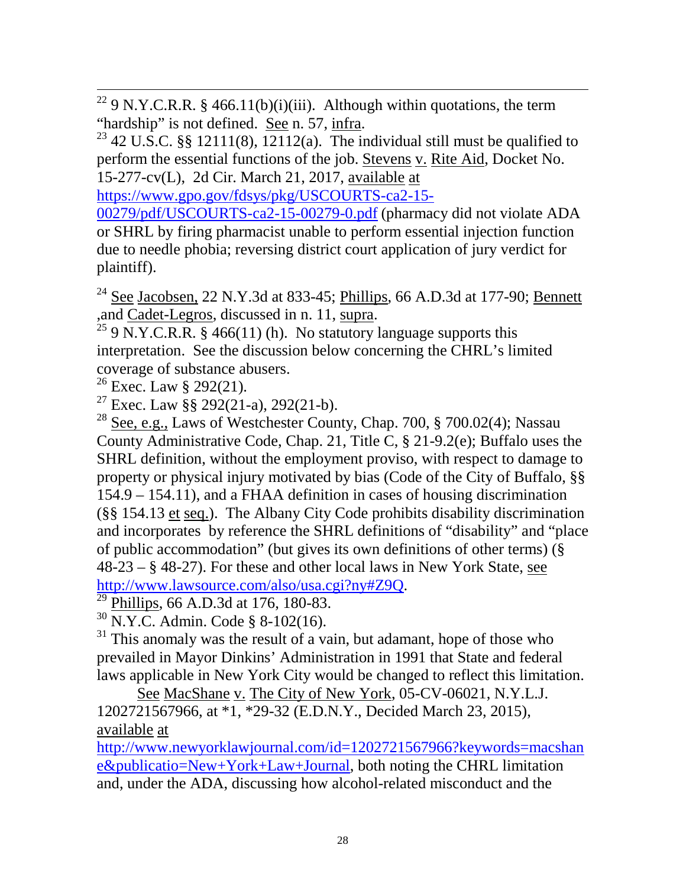[22] 9 N.Y.C.R.R. § 466.11(b)(i)(iii). Although within quotations, the term "hardship" is not defined. See n. 57, infra.

[23] 42 U.S.C. §§ 12111(8), 12112(a). The individual still must be qualified to perform the essential functions of the job. Stevens v. Rite Aid, Docket No. 15-277-cv(L), 2d Cir. March 21, 2017, available at https://www.gpo.gov/fdsys/pkg/USCOURTS-ca2-15-00279/pdf/USCOURTS-ca2-15-00279-0.pdf (pharmacy did not violate ADA or SHRL by firing pharmacist unable to perform essential injection function due to needle phobia; reversing district court application of jury verdict for plaintiff).

[24] See Jacobsen, 22 N.Y.3d at 833-45; Phillips, 66 A.D.3d at 177-90; Bennett ,and Cadet-Legros, discussed in n. 11, supra.

[25] 9 N.Y.C.R.R. § 466(11) (h). No statutory language supports this interpretation. See the discussion below concerning the CHRL's limited coverage of substance abusers.

[26] Exec. Law § 292(21).

[27] Exec. Law §§ 292(21-a), 292(21-b).

[28] See, e.g., Laws of Westchester County, Chap. 700, § 700.02(4); Nassau County Administrative Code, Chap. 21, Title C, § 21-9.2(e); Buffalo uses the SHRL definition, without the employment proviso, with respect to damage to property or physical injury motivated by bias (Code of the City of Buffalo, §§ 154.9 – 154.11), and a FHAA definition in cases of housing discrimination (§§ 154.13 et seq.). The Albany City Code prohibits disability discrimination and incorporates by reference the SHRL definitions of "disability" and "place of public accommodation" (but gives its own definitions of other terms) (§ 48-23 – § 48-27). For these and other local laws in New York State, see http://www.lawsource.com/also/usa.cgi?ny#Z9Q.

[29] Phillips, 66 A.D.3d at 176, 180-83.

[30] N.Y.C. Admin. Code § 8-102(16).

[31] This anomaly was the result of a vain, but adamant, hope of those who prevailed in Mayor Dinkins' Administration in 1991 that State and federal laws applicable in New York City would be changed to reflect this limitation.

See MacShane v. The City of New York, 05-CV-06021, N.Y.L.J. 1202721567966, at *1, *29-32 (E.D.N.Y., Decided March 23, 2015), available at http://www.newyorklawjournal.com/id=1202721567966?keywords=macshane&publicatio=New+York+Law+Journal, both noting the CHRL limitation and, under the ADA, discussing how alcohol-related misconduct and the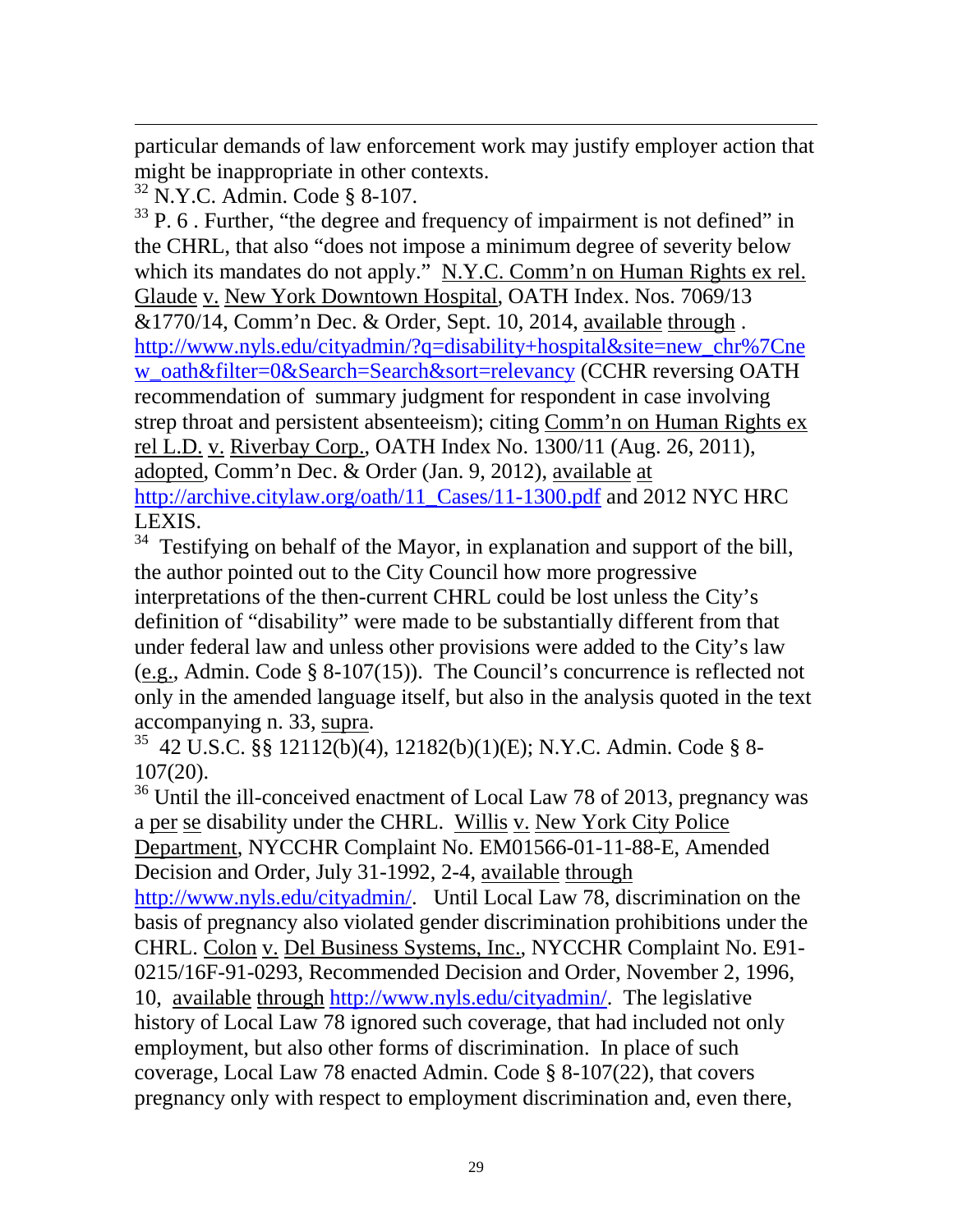particular demands of law enforcement work may justify employer action that might be inappropriate in other contexts.

[32] N.Y.C. Admin. Code § 8-107.

[33] P. 6 . Further, "the degree and frequency of impairment is not defined" in the CHRL, that also "does not impose a minimum degree of severity below which its mandates do not apply." N.Y.C. Comm'n on Human Rights ex rel. Glaude v. New York Downtown Hospital, OATH Index. Nos. 7069/13 &1770/14, Comm'n Dec. & Order, Sept. 10, 2014, available through . http://www.nyls.edu/cityadmin/?q=disability+hospital&site=new_chr%7Cnew_oath&filter=0&Search=Search&sort=relevancy (CCHR reversing OATH recommendation of summary judgment for respondent in case involving strep throat and persistent absenteeism); citing Comm'n on Human Rights ex rel L.D. v. Riverbay Corp., OATH Index No. 1300/11 (Aug. 26, 2011), adopted, Comm'n Dec. & Order (Jan. 9, 2012), available at http://archive.citylaw.org/oath/11_Cases/11-1300.pdf and 2012 NYC HRC LEXIS.

[34] Testifying on behalf of the Mayor, in explanation and support of the bill, the author pointed out to the City Council how more progressive interpretations of the then-current CHRL could be lost unless the City's definition of "disability" were made to be substantially different from that under federal law and unless other provisions were added to the City's law (e.g., Admin. Code § 8-107(15)). The Council's concurrence is reflected not only in the amended language itself, but also in the analysis quoted in the text accompanying n. 33, supra.

[35] 42 U.S.C. §§ 12112(b)(4), 12182(b)(1)(E); N.Y.C. Admin. Code § 8-107(20).

[36] Until the ill-conceived enactment of Local Law 78 of 2013, pregnancy was a per se disability under the CHRL. Willis v. New York City Police Department, NYCCHR Complaint No. EM01566-01-11-88-E, Amended Decision and Order, July 31-1992, 2-4, available through http://www.nyls.edu/cityadmin/. Until Local Law 78, discrimination on the basis of pregnancy also violated gender discrimination prohibitions under the CHRL. Colon v. Del Business Systems, Inc., NYCCHR Complaint No. E91-0215/16F-91-0293, Recommended Decision and Order, November 2, 1996, 10, available through http://www.nyls.edu/cityadmin/. The legislative history of Local Law 78 ignored such coverage, that had included not only employment, but also other forms of discrimination. In place of such coverage, Local Law 78 enacted Admin. Code § 8-107(22), that covers pregnancy only with respect to employment discrimination and, even there,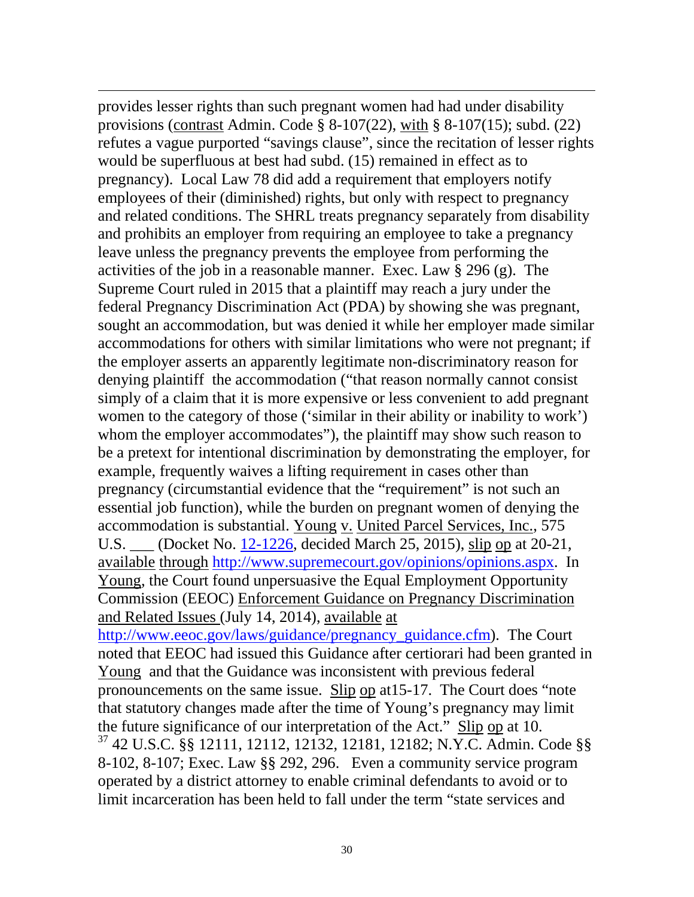provides lesser rights than such pregnant women had had under disability provisions (contrast Admin. Code § 8-107(22), with § 8-107(15); subd. (22) refutes a vague purported "savings clause", since the recitation of lesser rights would be superfluous at best had subd. (15) remained in effect as to pregnancy). Local Law 78 did add a requirement that employers notify employees of their (diminished) rights, but only with respect to pregnancy and related conditions. The SHRL treats pregnancy separately from disability and prohibits an employer from requiring an employee to take a pregnancy leave unless the pregnancy prevents the employee from performing the activities of the job in a reasonable manner. Exec. Law § 296 (g). The Supreme Court ruled in 2015 that a plaintiff may reach a jury under the federal Pregnancy Discrimination Act (PDA) by showing she was pregnant, sought an accommodation, but was denied it while her employer made similar accommodations for others with similar limitations who were not pregnant; if the employer asserts an apparently legitimate non-discriminatory reason for denying plaintiff the accommodation ("that reason normally cannot consist simply of a claim that it is more expensive or less convenient to add pregnant women to the category of those ('similar in their ability or inability to work') whom the employer accommodates"), the plaintiff may show such reason to be a pretext for intentional discrimination by demonstrating the employer, for example, frequently waives a lifting requirement in cases other than pregnancy (circumstantial evidence that the "requirement" is not such an essential job function), while the burden on pregnant women of denying the accommodation is substantial. Young v. United Parcel Services, Inc., 575 U.S. ___ (Docket No. 12-1226, decided March 25, 2015), slip op at 20-21, available through http://www.supremecourt.gov/opinions/opinions.aspx. In Young, the Court found unpersuasive the Equal Employment Opportunity Commission (EEOC) Enforcement Guidance on Pregnancy Discrimination and Related Issues (July 14, 2014), available at http://www.eeoc.gov/laws/guidance/pregnancy_guidance.cfm). The Court noted that EEOC had issued this Guidance after certiorari had been granted in Young and that the Guidance was inconsistent with previous federal pronouncements on the same issue. Slip op at15-17. The Court does "note that statutory changes made after the time of Young's pregnancy may limit the future significance of our interpretation of the Act." Slip op at 10.

[37] 42 U.S.C. §§ 12111, 12112, 12132, 12181, 12182; N.Y.C. Admin. Code §§ 8-102, 8-107; Exec. Law §§ 292, 296. Even a community service program operated by a district attorney to enable criminal defendants to avoid or to limit incarceration has been held to fall under the term "state services and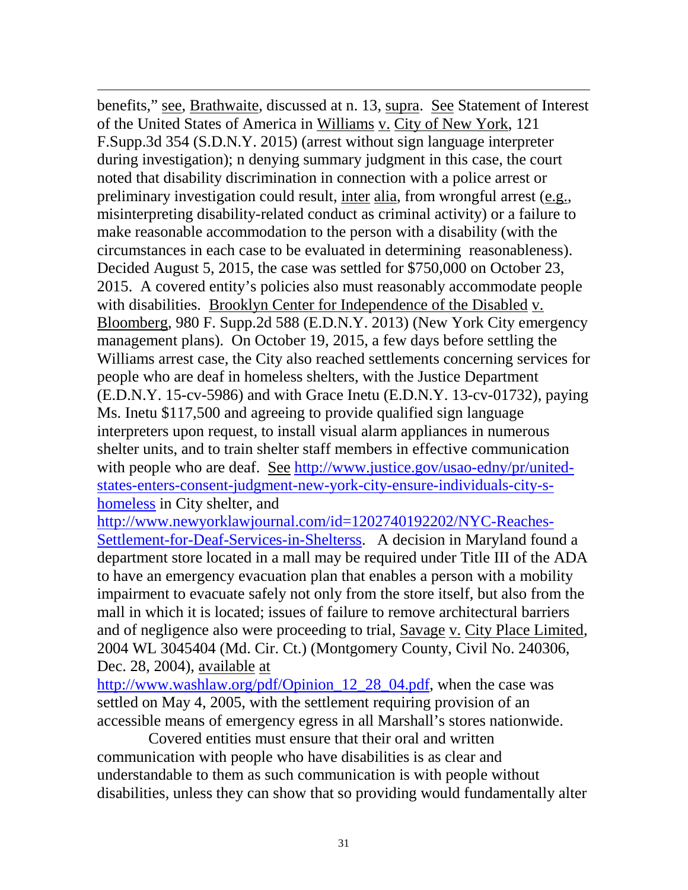benefits," see, Brathwaite, discussed at n. 13, supra. See Statement of Interest of the United States of America in Williams v. City of New York, 121 F.Supp.3d 354 (S.D.N.Y. 2015) (arrest without sign language interpreter during investigation); n denying summary judgment in this case, the court noted that disability discrimination in connection with a police arrest or preliminary investigation could result, inter alia, from wrongful arrest (e.g., misinterpreting disability-related conduct as criminal activity) or a failure to make reasonable accommodation to the person with a disability (with the circumstances in each case to be evaluated in determining reasonableness). Decided August 5, 2015, the case was settled for $750,000 on October 23, 2015. A covered entity's policies also must reasonably accommodate people with disabilities. Brooklyn Center for Independence of the Disabled v. Bloomberg, 980 F. Supp.2d 588 (E.D.N.Y. 2013) (New York City emergency management plans). On October 19, 2015, a few days before settling the Williams arrest case, the City also reached settlements concerning services for people who are deaf in homeless shelters, with the Justice Department (E.D.N.Y. 15-cv-5986) and with Grace Inetu (E.D.N.Y. 13-cv-01732), paying Ms. Inetu $117,500 and agreeing to provide qualified sign language interpreters upon request, to install visual alarm appliances in numerous shelter units, and to train shelter staff members in effective communication with people who are deaf. See http://www.justice.gov/usao-edny/pr/united-states-enters-consent-judgment-new-york-city-ensure-individuals-city-s-homeless in City shelter, and http://www.newyorklawjournal.com/id=1202740192202/NYC-Reaches-Settlement-for-Deaf-Services-in-Shelterss. A decision in Maryland found a department store located in a mall may be required under Title III of the ADA to have an emergency evacuation plan that enables a person with a mobility impairment to evacuate safely not only from the store itself, but also from the mall in which it is located; issues of failure to remove architectural barriers and of negligence also were proceeding to trial, Savage v. City Place Limited, 2004 WL 3045404 (Md. Cir. Ct.) (Montgomery County, Civil No. 240306, Dec. 28, 2004), available at http://www.washlaw.org/pdf/Opinion_12_28_04.pdf, when the case was settled on May 4, 2005, with the settlement requiring provision of an accessible means of emergency egress in all Marshall's stores nationwide.

Covered entities must ensure that their oral and written communication with people who have disabilities is as clear and understandable to them as such communication is with people without disabilities, unless they can show that so providing would fundamentally alter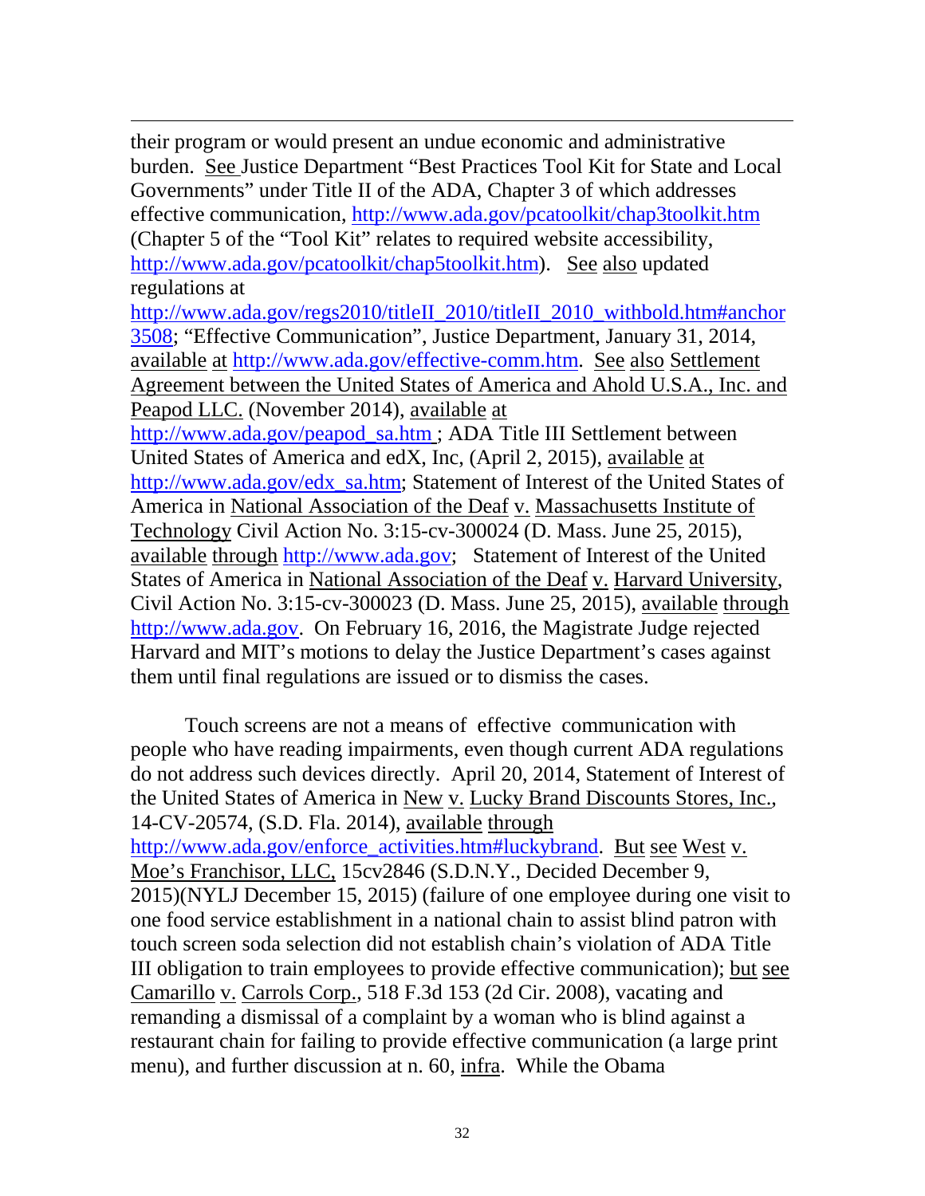their program or would present an undue economic and administrative burden. See Justice Department "Best Practices Tool Kit for State and Local Governments" under Title II of the ADA, Chapter 3 of which addresses effective communication, http://www.ada.gov/pcatoolkit/chap3toolkit.htm (Chapter 5 of the "Tool Kit" relates to required website accessibility, http://www.ada.gov/pcatoolkit/chap5toolkit.htm). See also updated regulations at http://www.ada.gov/regs2010/titleII_2010/titleII_2010_withbold.htm#anchor3508; "Effective Communication", Justice Department, January 31, 2014, available at http://www.ada.gov/effective-comm.htm. See also Settlement Agreement between the United States of America and Ahold U.S.A., Inc. and Peapod LLC. (November 2014), available at http://www.ada.gov/peapod_sa.htm ; ADA Title III Settlement between United States of America and edX, Inc, (April 2, 2015), available at http://www.ada.gov/edx_sa.htm; Statement of Interest of the United States of America in National Association of the Deaf v. Massachusetts Institute of Technology Civil Action No. 3:15-cv-300024 (D. Mass. June 25, 2015), available through http://www.ada.gov; Statement of Interest of the United States of America in National Association of the Deaf v. Harvard University, Civil Action No. 3:15-cv-300023 (D. Mass. June 25, 2015), available through http://www.ada.gov. On February 16, 2016, the Magistrate Judge rejected Harvard and MIT's motions to delay the Justice Department's cases against them until final regulations are issued or to dismiss the cases.

Touch screens are not a means of effective communication with people who have reading impairments, even though current ADA regulations do not address such devices directly. April 20, 2014, Statement of Interest of the United States of America in New v. Lucky Brand Discounts Stores, Inc., 14-CV-20574, (S.D. Fla. 2014), available through http://www.ada.gov/enforce_activities.htm#luckybrand. But see West v. Moe's Franchisor, LLC, 15cv2846 (S.D.N.Y., Decided December 9, 2015)(NYLJ December 15, 2015) (failure of one employee during one visit to one food service establishment in a national chain to assist blind patron with touch screen soda selection did not establish chain's violation of ADA Title III obligation to train employees to provide effective communication); but see Camarillo v. Carrols Corp., 518 F.3d 153 (2d Cir. 2008), vacating and remanding a dismissal of a complaint by a woman who is blind against a restaurant chain for failing to provide effective communication (a large print menu), and further discussion at n. 60, infra. While the Obama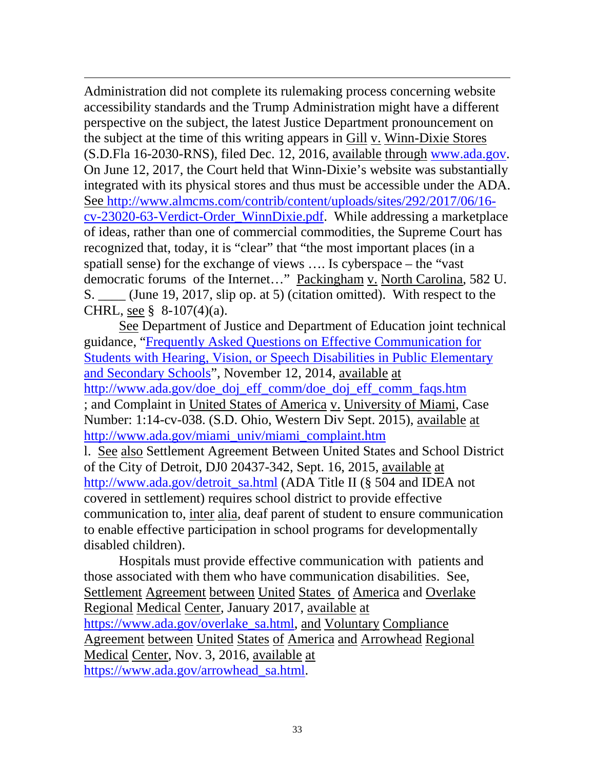Administration did not complete its rulemaking process concerning website accessibility standards and the Trump Administration might have a different perspective on the subject, the latest Justice Department pronouncement on the subject at the time of this writing appears in Gill v. Winn-Dixie Stores (S.D.Fla 16-2030-RNS), filed Dec. 12, 2016, available through www.ada.gov. On June 12, 2017, the Court held that Winn-Dixie's website was substantially integrated with its physical stores and thus must be accessible under the ADA. See http://www.almcms.com/contrib/content/uploads/sites/292/2017/06/16-cv-23020-63-Verdict-Order_WinnDixie.pdf. While addressing a marketplace of ideas, rather than one of commercial commodities, the Supreme Court has recognized that, today, it is "clear" that "the most important places (in a spatiall sense) for the exchange of views …. Is cyberspace – the "vast democratic forums of the Internet…" Packingham v. North Carolina, 582 U. S. ____ (June 19, 2017, slip op. at 5) (citation omitted). With respect to the CHRL, see § 8-107(4)(a).

See Department of Justice and Department of Education joint technical guidance, "Frequently Asked Questions on Effective Communication for Students with Hearing, Vision, or Speech Disabilities in Public Elementary and Secondary Schools", November 12, 2014, available at http://www.ada.gov/doe_doj_eff_comm/doe_doj_eff_comm_faqs.htm ; and Complaint in United States of America v. University of Miami, Case Number: 1:14-cv-038. (S.D. Ohio, Western Div Sept. 2015), available at http://www.ada.gov/miami_univ/miami_complaint.htm

l. See also Settlement Agreement Between United States and School District of the City of Detroit, DJ0 20437-342, Sept. 16, 2015, available at http://www.ada.gov/detroit_sa.html (ADA Title II (§ 504 and IDEA not covered in settlement) requires school district to provide effective communication to, inter alia, deaf parent of student to ensure communication to enable effective participation in school programs for developmentally disabled children).

Hospitals must provide effective communication with patients and those associated with them who have communication disabilities. See, Settlement Agreement between United States of America and Overlake Regional Medical Center, January 2017, available at https://www.ada.gov/overlake_sa.html, and Voluntary Compliance Agreement between United States of America and Arrowhead Regional Medical Center, Nov. 3, 2016, available at https://www.ada.gov/arrowhead_sa.html.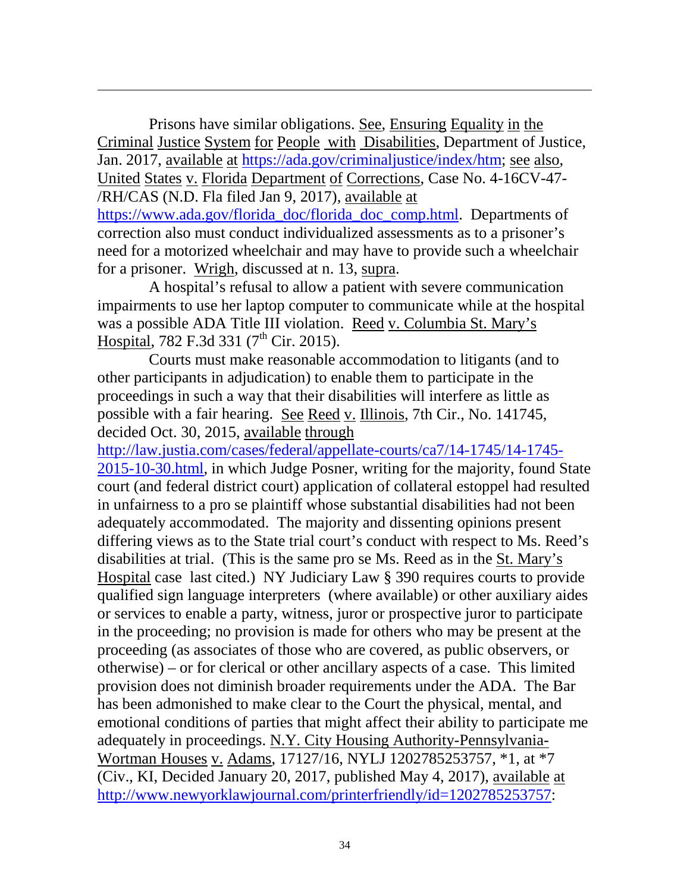Prisons have similar obligations. See, Ensuring Equality in the Criminal Justice System for People with Disabilities, Department of Justice, Jan. 2017, available at https://ada.gov/criminaljustice/index/htm; see also, United States v. Florida Department of Corrections, Case No. 4-16CV-47-/RH/CAS (N.D. Fla filed Jan 9, 2017), available at https://www.ada.gov/florida_doc/florida_doc_comp.html. Departments of correction also must conduct individualized assessments as to a prisoner's need for a motorized wheelchair and may have to provide such a wheelchair for a prisoner. Wrigh, discussed at n. 13, supra.

A hospital's refusal to allow a patient with severe communication impairments to use her laptop computer to communicate while at the hospital was a possible ADA Title III violation. Reed v. Columbia St. Mary's Hospital, 782 F.3d 331 (7th Cir. 2015).

Courts must make reasonable accommodation to litigants (and to other participants in adjudication) to enable them to participate in the proceedings in such a way that their disabilities will interfere as little as possible with a fair hearing. See Reed v. Illinois, 7th Cir., No. 141745, decided Oct. 30, 2015, available through http://law.justia.com/cases/federal/appellate-courts/ca7/14-1745/14-1745-2015-10-30.html, in which Judge Posner, writing for the majority, found State court (and federal district court) application of collateral estoppel had resulted in unfairness to a pro se plaintiff whose substantial disabilities had not been adequately accommodated. The majority and dissenting opinions present differing views as to the State trial court's conduct with respect to Ms. Reed's disabilities at trial. (This is the same pro se Ms. Reed as in the St. Mary's Hospital case last cited.) NY Judiciary Law § 390 requires courts to provide qualified sign language interpreters (where available) or other auxiliary aides or services to enable a party, witness, juror or prospective juror to participate in the proceeding; no provision is made for others who may be present at the proceeding (as associates of those who are covered, as public observers, or otherwise) – or for clerical or other ancillary aspects of a case. This limited provision does not diminish broader requirements under the ADA. The Bar has been admonished to make clear to the Court the physical, mental, and emotional conditions of parties that might affect their ability to participate me adequately in proceedings. N.Y. City Housing Authority-Pennsylvania-Wortman Houses v. Adams, 17127/16, NYLJ 1202785253757, *1, at *7 (Civ., KI, Decided January 20, 2017, published May 4, 2017), available at http://www.newyorklawjournal.com/printerfriendly/id=1202785253757: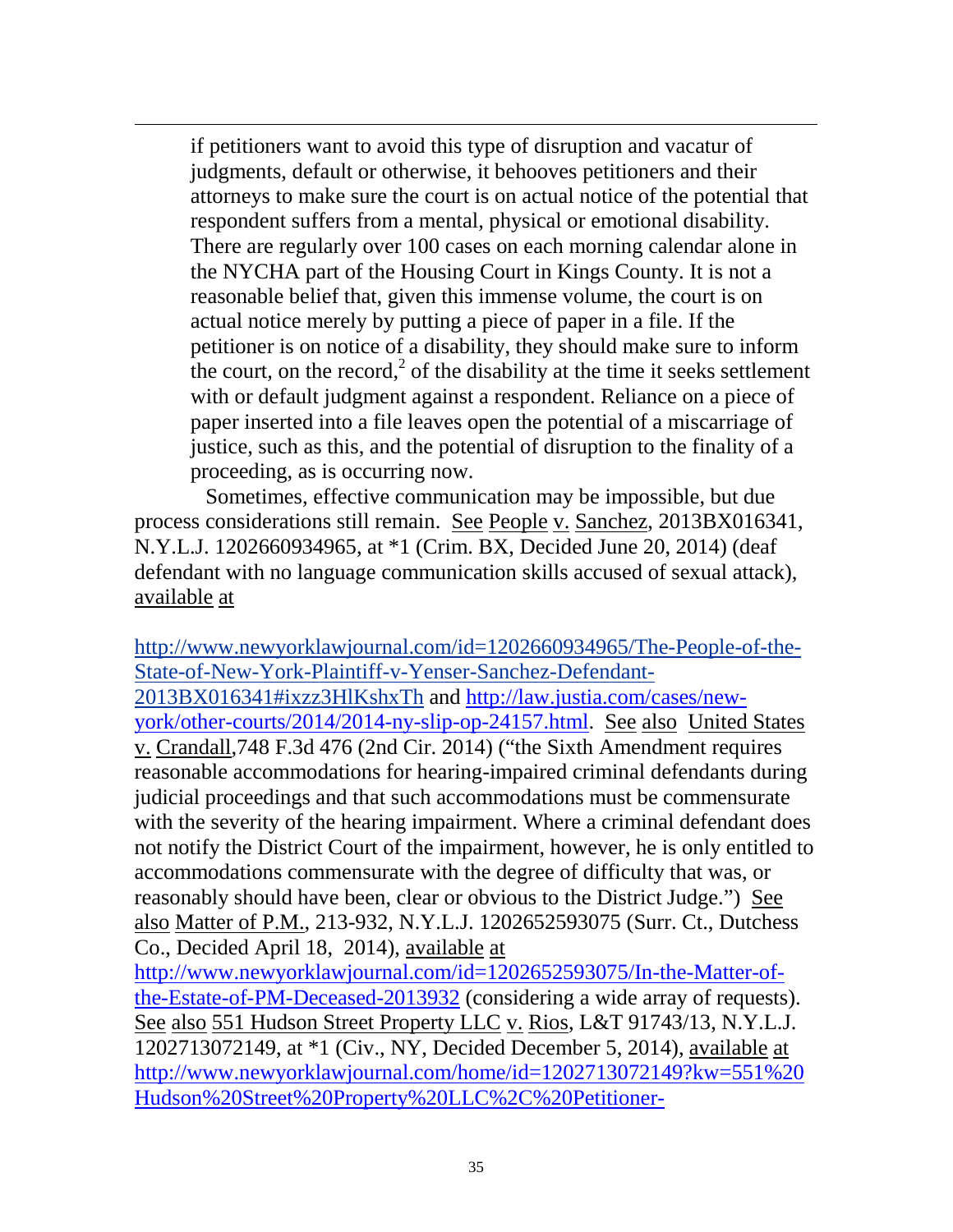> if petitioners want to avoid this type of disruption and vacatur of judgments, default or otherwise, it behooves petitioners and their attorneys to make sure the court is on actual notice of the potential that respondent suffers from a mental, physical or emotional disability. There are regularly over 100 cases on each morning calendar alone in the NYCHA part of the Housing Court in Kings County. It is not a reasonable belief that, given this immense volume, the court is on actual notice merely by putting a piece of paper in a file. If the petitioner is on notice of a disability, they should make sure to inform the court, on the record,[2] of the disability at the time it seeks settlement with or default judgment against a respondent. Reliance on a piece of paper inserted into a file leaves open the potential of a miscarriage of justice, such as this, and the potential of disruption to the finality of a proceeding, as is occurring now.

Sometimes, effective communication may be impossible, but due process considerations still remain. See People v. Sanchez, 2013BX016341, N.Y.L.J. 1202660934965, at *1 (Crim. BX, Decided June 20, 2014) (deaf defendant with no language communication skills accused of sexual attack), available at

http://www.newyorklawjournal.com/id=1202660934965/The-People-of-the-State-of-New-York-Plaintiff-v-Yenser-Sanchez-Defendant-2013BX016341#ixzz3HlKshxTh and http://law.justia.com/cases/new-york/other-courts/2014/2014-ny-slip-op-24157.html. See also United States v. Crandall, 748 F.3d 476 (2nd Cir. 2014) ("the Sixth Amendment requires reasonable accommodations for hearing-impaired criminal defendants during judicial proceedings and that such accommodations must be commensurate with the severity of the hearing impairment. Where a criminal defendant does not notify the District Court of the impairment, however, he is only entitled to accommodations commensurate with the degree of difficulty that was, or reasonably should have been, clear or obvious to the District Judge.") See also Matter of P.M., 213-932, N.Y.L.J. 1202652593075 (Surr. Ct., Dutchess Co., Decided April 18, 2014), available at http://www.newyorklawjournal.com/id=1202652593075/In-the-Matter-of-the-Estate-of-PM-Deceased-2013932 (considering a wide array of requests). See also 551 Hudson Street Property LLC v. Rios, L&T 91743/13, N.Y.L.J. 1202713072149, at *1 (Civ., NY, Decided December 5, 2014), available at http://www.newyorklawjournal.com/home/id=1202713072149?kw=551%20Hudson%20Street%20Property%20LLC%2C%20Petitioner-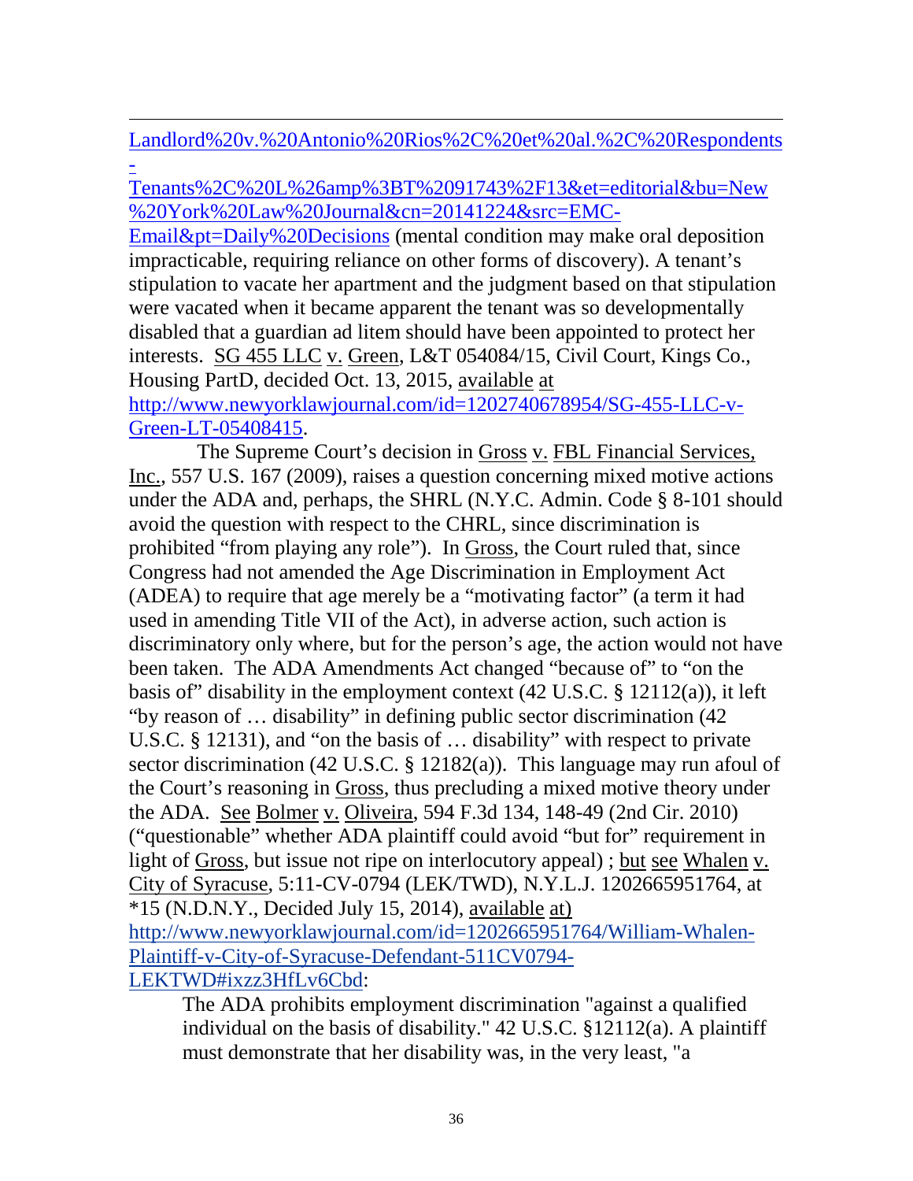Landlord%20v.%20Antonio%20Rios%2C%20et%20al.%2C%20Respondents-Tenants%2C%20L%26amp%3BT%2091743%2F13&et=editorial&bu=New%20York%20Law%20Journal&cn=20141224&src=EMC-Email&pt=Daily%20Decisions (mental condition may make oral deposition impracticable, requiring reliance on other forms of discovery). A tenant's stipulation to vacate her apartment and the judgment based on that stipulation were vacated when it became apparent the tenant was so developmentally disabled that a guardian ad litem should have been appointed to protect her interests. SG 455 LLC v. Green, L&T 054084/15, Civil Court, Kings Co., Housing PartD, decided Oct. 13, 2015, available at http://www.newyorklawjournal.com/id=1202740678954/SG-455-LLC-v-Green-LT-05408415.

The Supreme Court's decision in Gross v. FBL Financial Services, Inc., 557 U.S. 167 (2009), raises a question concerning mixed motive actions under the ADA and, perhaps, the SHRL (N.Y.C. Admin. Code § 8-101 should avoid the question with respect to the CHRL, since discrimination is prohibited "from playing any role"). In Gross, the Court ruled that, since Congress had not amended the Age Discrimination in Employment Act (ADEA) to require that age merely be a "motivating factor" (a term it had used in amending Title VII of the Act), in adverse action, such action is discriminatory only where, but for the person's age, the action would not have been taken. The ADA Amendments Act changed "because of" to "on the basis of" disability in the employment context (42 U.S.C. § 12112(a)), it left "by reason of … disability" in defining public sector discrimination (42 U.S.C. § 12131), and "on the basis of … disability" with respect to private sector discrimination (42 U.S.C. § 12182(a)). This language may run afoul of the Court's reasoning in Gross, thus precluding a mixed motive theory under the ADA. See Bolmer v. Oliveira, 594 F.3d 134, 148-49 (2nd Cir. 2010) ("questionable" whether ADA plaintiff could avoid "but for" requirement in light of Gross, but issue not ripe on interlocutory appeal) ; but see Whalen v. City of Syracuse, 5:11-CV-0794 (LEK/TWD), N.Y.L.J. 1202665951764, at *15 (N.D.N.Y., Decided July 15, 2014), available at) http://www.newyorklawjournal.com/id=1202665951764/William-Whalen-Plaintiff-v-City-of-Syracuse-Defendant-511CV0794-LEKTWD#ixzz3HfLv6Cbd:

> The ADA prohibits employment discrimination "against a qualified individual on the basis of disability." 42 U.S.C. §12112(a). A plaintiff must demonstrate that her disability was, in the very least, "a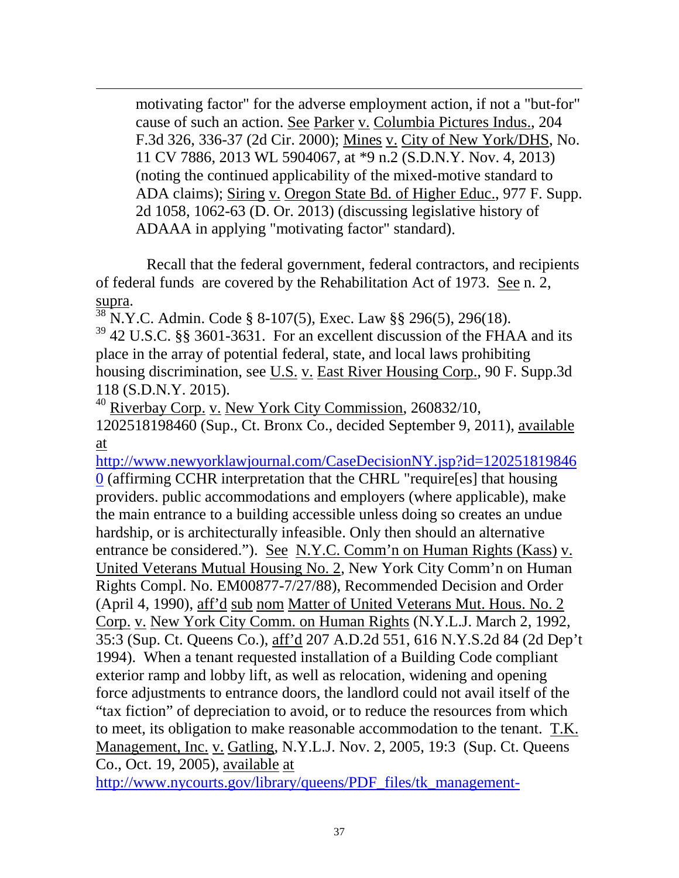motivating factor" for the adverse employment action, if not a "but-for" cause of such an action. See Parker v. Columbia Pictures Indus., 204 F.3d 326, 336-37 (2d Cir. 2000); Mines v. City of New York/DHS, No. 11 CV 7886, 2013 WL 5904067, at *9 n.2 (S.D.N.Y. Nov. 4, 2013) (noting the continued applicability of the mixed-motive standard to ADA claims); Siring v. Oregon State Bd. of Higher Educ., 977 F. Supp. 2d 1058, 1062-63 (D. Or. 2013) (discussing legislative history of ADAAA in applying "motivating factor" standard).

Recall that the federal government, federal contractors, and recipients of federal funds are covered by the Rehabilitation Act of 1973. See n. 2, supra.

[38] N.Y.C. Admin. Code § 8-107(5), Exec. Law §§ 296(5), 296(18).

[39] 42 U.S.C. §§ 3601-3631. For an excellent discussion of the FHAA and its place in the array of potential federal, state, and local laws prohibiting housing discrimination, see U.S. v. East River Housing Corp., 90 F. Supp.3d 118 (S.D.N.Y. 2015).

[40] Riverbay Corp. v. New York City Commission, 260832/10, 1202518198460 (Sup., Ct. Bronx Co., decided September 9, 2011), available at http://www.newyorklawjournal.com/CaseDecisionNY.jsp?id=1202518198460 (affirming CCHR interpretation that the CHRL "require[es] that housing providers. public accommodations and employers (where applicable), make the main entrance to a building accessible unless doing so creates an undue hardship, or is architecturally infeasible. Only then should an alternative entrance be considered."). See N.Y.C. Comm'n on Human Rights (Kass) v. United Veterans Mutual Housing No. 2, New York City Comm'n on Human Rights Compl. No. EM00877-7/27/88), Recommended Decision and Order (April 4, 1990), aff'd sub nom Matter of United Veterans Mut. Hous. No. 2 Corp. v. New York City Comm. on Human Rights (N.Y.L.J. March 2, 1992, 35:3 (Sup. Ct. Queens Co.), aff'd 207 A.D.2d 551, 616 N.Y.S.2d 84 (2d Dep't 1994). When a tenant requested installation of a Building Code compliant exterior ramp and lobby lift, as well as relocation, widening and opening force adjustments to entrance doors, the landlord could not avail itself of the "tax fiction" of depreciation to avoid, or to reduce the resources from which to meet, its obligation to make reasonable accommodation to the tenant. T.K. Management, Inc. v. Gatling, N.Y.L.J. Nov. 2, 2005, 19:3 (Sup. Ct. Queens Co., Oct. 19, 2005), available at http://www.nycourts.gov/library/queens/PDF_files/tk_management-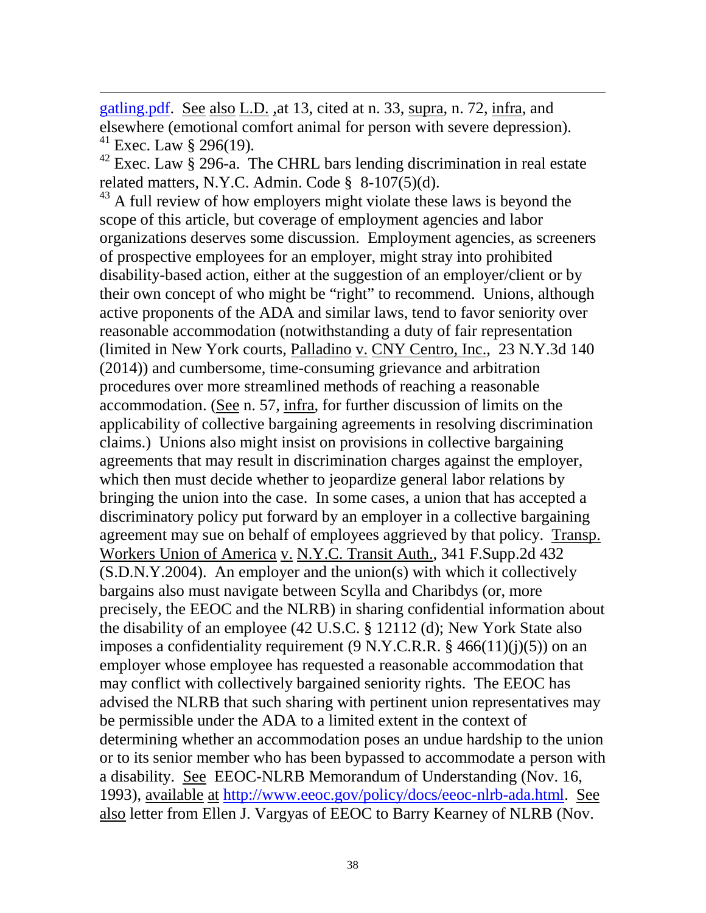gatling.pdf. See also L.D. ,at 13, cited at n. 33, supra, n. 72, infra, and elsewhere (emotional comfort animal for person with severe depression).

[41] Exec. Law § 296(19).

[42] Exec. Law § 296-a. The CHRL bars lending discrimination in real estate related matters, N.Y.C. Admin. Code § 8-107(5)(d).

[43] A full review of how employers might violate these laws is beyond the scope of this article, but coverage of employment agencies and labor organizations deserves some discussion. Employment agencies, as screeners of prospective employees for an employer, might stray into prohibited disability-based action, either at the suggestion of an employer/client or by their own concept of who might be "right" to recommend. Unions, although active proponents of the ADA and similar laws, tend to favor seniority over reasonable accommodation (notwithstanding a duty of fair representation (limited in New York courts, Palladino v. CNY Centro, Inc., 23 N.Y.3d 140 (2014)) and cumbersome, time-consuming grievance and arbitration procedures over more streamlined methods of reaching a reasonable accommodation. (See n. 57, infra, for further discussion of limits on the applicability of collective bargaining agreements in resolving discrimination claims.) Unions also might insist on provisions in collective bargaining agreements that may result in discrimination charges against the employer, which then must decide whether to jeopardize general labor relations by bringing the union into the case. In some cases, a union that has accepted a discriminatory policy put forward by an employer in a collective bargaining agreement may sue on behalf of employees aggrieved by that policy. Transp. Workers Union of America v. N.Y.C. Transit Auth., 341 F.Supp.2d 432 (S.D.N.Y.2004). An employer and the union(s) with which it collectively bargains also must navigate between Scylla and Charibdys (or, more precisely, the EEOC and the NLRB) in sharing confidential information about the disability of an employee (42 U.S.C. § 12112 (d); New York State also imposes a confidentiality requirement (9 N.Y.C.R.R. § 466(11)(j)(5)) on an employer whose employee has requested a reasonable accommodation that may conflict with collectively bargained seniority rights. The EEOC has advised the NLRB that such sharing with pertinent union representatives may be permissible under the ADA to a limited extent in the context of determining whether an accommodation poses an undue hardship to the union or to its senior member who has been bypassed to accommodate a person with a disability. See EEOC-NLRB Memorandum of Understanding (Nov. 16, 1993), available at http://www.eeoc.gov/policy/docs/eeoc-nlrb-ada.html. See also letter from Ellen J. Vargyas of EEOC to Barry Kearney of NLRB (Nov.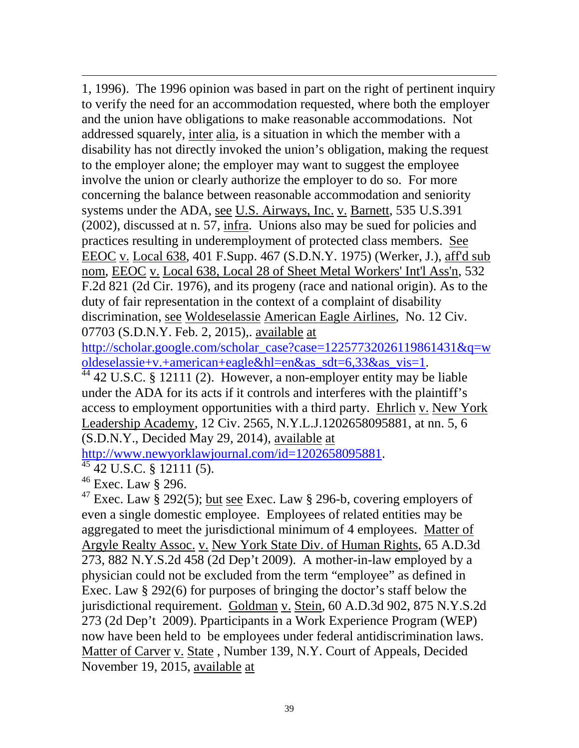1, 1996). The 1996 opinion was based in part on the right of pertinent inquiry to verify the need for an accommodation requested, where both the employer and the union have obligations to make reasonable accommodations. Not addressed squarely, inter alia, is a situation in which the member with a disability has not directly invoked the union's obligation, making the request to the employer alone; the employer may want to suggest the employee involve the union or clearly authorize the employer to do so. For more concerning the balance between reasonable accommodation and seniority systems under the ADA, see U.S. Airways, Inc. v. Barnett, 535 U.S.391 (2002), discussed at n. 57, infra. Unions also may be sued for policies and practices resulting in underemployment of protected class members. See EEOC v. Local 638, 401 F.Supp. 467 (S.D.N.Y. 1975) (Werker, J.), aff'd sub nom, EEOC v. Local 638, Local 28 of Sheet Metal Workers' Int'l Ass'n, 532 F.2d 821 (2d Cir. 1976), and its progeny (race and national origin). As to the duty of fair representation in the context of a complaint of disability discrimination, see Woldeselassie American Eagle Airlines, No. 12 Civ. 07703 (S.D.N.Y. Feb. 2, 2015),. available at http://scholar.google.com/scholar_case?case=12257732026119861431&q=woldeselassie+v.+american+eagle&hl=en&as_sdt=6,33&as_vis=1.

[44] 42 U.S.C. § 12111 (2). However, a non-employer entity may be liable under the ADA for its acts if it controls and interferes with the plaintiff's access to employment opportunities with a third party. Ehrlich v. New York Leadership Academy, 12 Civ. 2565, N.Y.L.J.1202658095881, at nn. 5, 6 (S.D.N.Y., Decided May 29, 2014), available at http://www.newyorklawjournal.com/id=1202658095881.

[45] 42 U.S.C. § 12111 (5).

[46] Exec. Law § 296.

[47] Exec. Law § 292(5); but see Exec. Law § 296-b, covering employers of even a single domestic employee. Employees of related entities may be aggregated to meet the jurisdictional minimum of 4 employees. Matter of Argyle Realty Assoc. v. New York State Div. of Human Rights, 65 A.D.3d 273, 882 N.Y.S.2d 458 (2d Dep't 2009). A mother-in-law employed by a physician could not be excluded from the term "employee" as defined in Exec. Law § 292(6) for purposes of bringing the doctor's staff below the jurisdictional requirement. Goldman v. Stein, 60 A.D.3d 902, 875 N.Y.S.2d 273 (2d Dep't 2009). Pparticipants in a Work Experience Program (WEP) now have been held to be employees under federal antidiscrimination laws. Matter of Carver v. State , Number 139, N.Y. Court of Appeals, Decided November 19, 2015, available at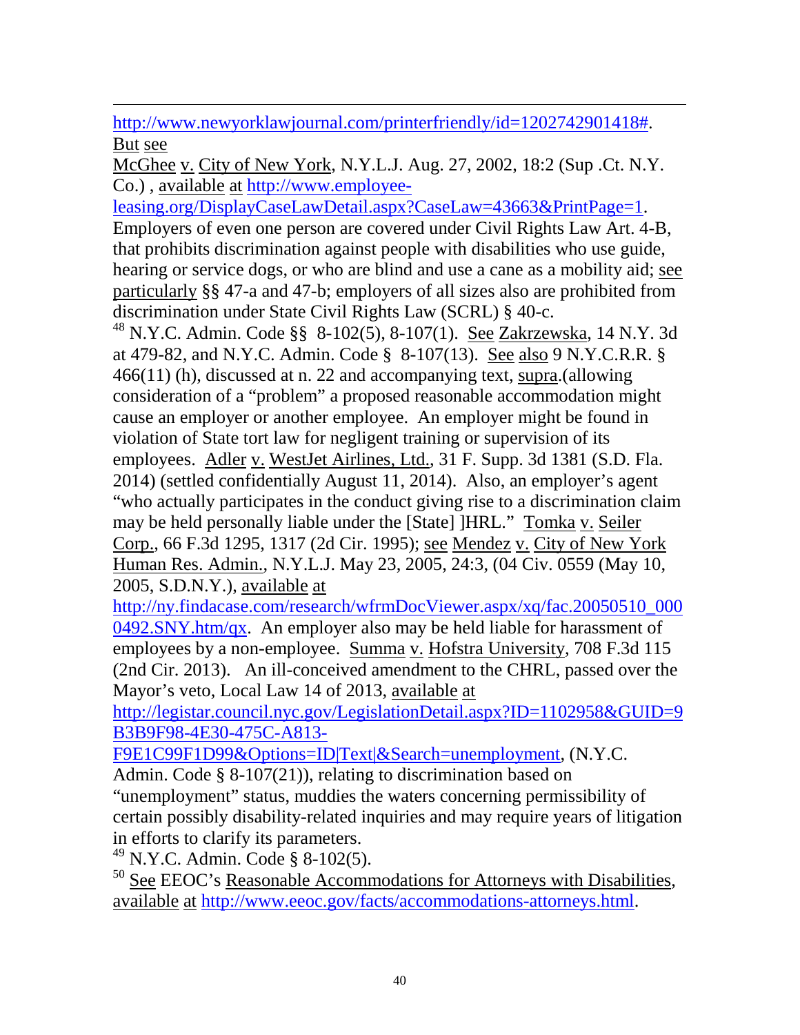http://www.newyorklawjournal.com/printerfriendly/id=1202742901418#. But see McGhee v. City of New York, N.Y.L.J. Aug. 27, 2002, 18:2 (Sup .Ct. N.Y. Co.) , available at http://www.employee-leasing.org/DisplayCaseLawDetail.aspx?CaseLaw=43663&PrintPage=1. Employers of even one person are covered under Civil Rights Law Art. 4-B, that prohibits discrimination against people with disabilities who use guide, hearing or service dogs, or who are blind and use a cane as a mobility aid; see particularly §§ 47-a and 47-b; employers of all sizes also are prohibited from discrimination under State Civil Rights Law (SCRL) § 40-c.

[48] N.Y.C. Admin. Code §§ 8-102(5), 8-107(1). See Zakrzewska, 14 N.Y. 3d at 479-82, and N.Y.C. Admin. Code § 8-107(13). See also 9 N.Y.C.R.R. § 466(11) (h), discussed at n. 22 and accompanying text, supra.(allowing consideration of a "problem" a proposed reasonable accommodation might cause an employer or another employee. An employer might be found in violation of State tort law for negligent training or supervision of its employees. Adler v. WestJet Airlines, Ltd., 31 F. Supp. 3d 1381 (S.D. Fla. 2014) (settled confidentially August 11, 2014). Also, an employer's agent "who actually participates in the conduct giving rise to a discrimination claim may be held personally liable under the [State] ]HRL." Tomka v. Seiler Corp., 66 F.3d 1295, 1317 (2d Cir. 1995); see Mendez v. City of New York Human Res. Admin., N.Y.L.J. May 23, 2005, 24:3, (04 Civ. 0559 (May 10, 2005, S.D.N.Y.), available at http://ny.findacase.com/research/wfrmDocViewer.aspx/xq/fac.20050510_0000492.SNY.htm/qx. An employer also may be held liable for harassment of employees by a non-employee. Summa v. Hofstra University, 708 F.3d 115 (2nd Cir. 2013). An ill-conceived amendment to the CHRL, passed over the Mayor's veto, Local Law 14 of 2013, available at http://legistar.council.nyc.gov/LegislationDetail.aspx?ID=1102958&GUID=9B3B9F98-4E30-475C-A813-F9E1C99F1D99&Options=ID|Text|&Search=unemployment, (N.Y.C. Admin. Code § 8-107(21)), relating to discrimination based on "unemployment" status, muddies the waters concerning permissibility of certain possibly disability-related inquiries and may require years of litigation in efforts to clarify its parameters.

[49] N.Y.C. Admin. Code § 8-102(5).

[50] See EEOC's Reasonable Accommodations for Attorneys with Disabilities, available at http://www.eeoc.gov/facts/accommodations-attorneys.html.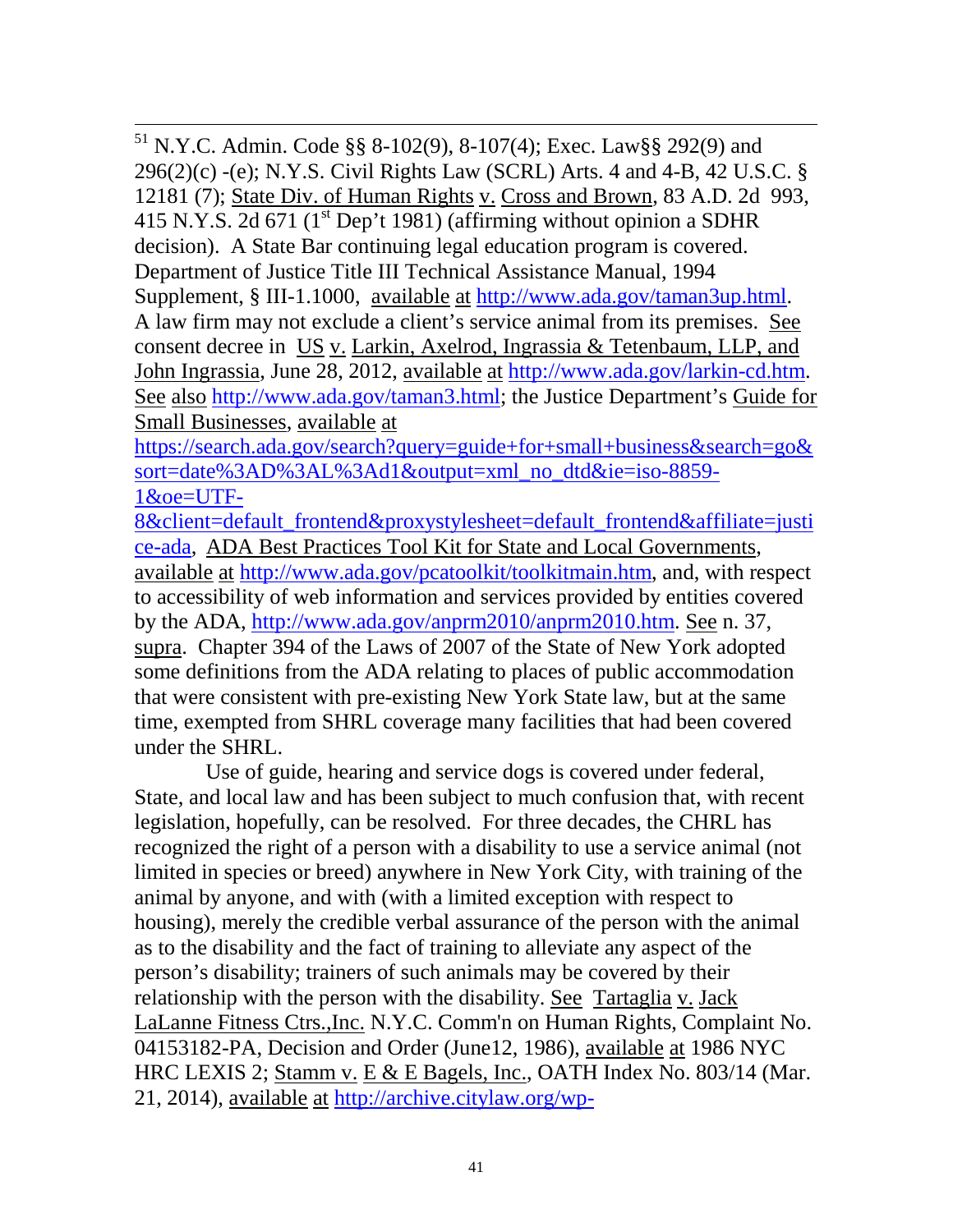[51] N.Y.C. Admin. Code §§ 8-102(9), 8-107(4); Exec. Law§§ 292(9) and 296(2)(c) -(e); N.Y.S. Civil Rights Law (SCRL) Arts. 4 and 4-B, 42 U.S.C. § 12181 (7); State Div. of Human Rights v. Cross and Brown, 83 A.D. 2d 993, 415 N.Y.S. 2d 671 (1st Dep't 1981) (affirming without opinion a SDHR decision). A State Bar continuing legal education program is covered. Department of Justice Title III Technical Assistance Manual, 1994 Supplement, § III-1.1000, available at http://www.ada.gov/taman3up.html. A law firm may not exclude a client's service animal from its premises. See consent decree in US v. Larkin, Axelrod, Ingrassia & Tetenbaum, LLP, and John Ingrassia, June 28, 2012, available at http://www.ada.gov/larkin-cd.htm. See also http://www.ada.gov/taman3.html; the Justice Department's Guide for Small Businesses, available at https://search.ada.gov/search?query=guide+for+small+business&search=go&sort=date%3AD%3AL%3Ad1&output=xml_no_dtd&ie=iso-8859-1&oe=UTF-8&client=default_frontend&proxystylesheet=default_frontend&affiliate=justice-ada, ADA Best Practices Tool Kit for State and Local Governments, available at http://www.ada.gov/pcatoolkit/toolkitmain.htm, and, with respect to accessibility of web information and services provided by entities covered by the ADA, http://www.ada.gov/anprm2010/anprm2010.htm. See n. 37, supra. Chapter 394 of the Laws of 2007 of the State of New York adopted some definitions from the ADA relating to places of public accommodation that were consistent with pre-existing New York State law, but at the same time, exempted from SHRL coverage many facilities that had been covered under the SHRL.

Use of guide, hearing and service dogs is covered under federal, State, and local law and has been subject to much confusion that, with recent legislation, hopefully, can be resolved. For three decades, the CHRL has recognized the right of a person with a disability to use a service animal (not limited in species or breed) anywhere in New York City, with training of the animal by anyone, and with (with a limited exception with respect to housing), merely the credible verbal assurance of the person with the animal as to the disability and the fact of training to alleviate any aspect of the person's disability; trainers of such animals may be covered by their relationship with the person with the disability. See Tartaglia v. Jack LaLanne Fitness Ctrs.,Inc. N.Y.C. Comm'n on Human Rights, Complaint No. 04153182-PA, Decision and Order (June12, 1986), available at 1986 NYC HRC LEXIS 2; Stamm v. E & E Bagels, Inc., OATH Index No. 803/14 (Mar. 21, 2014), available at http://archive.citylaw.org/wp-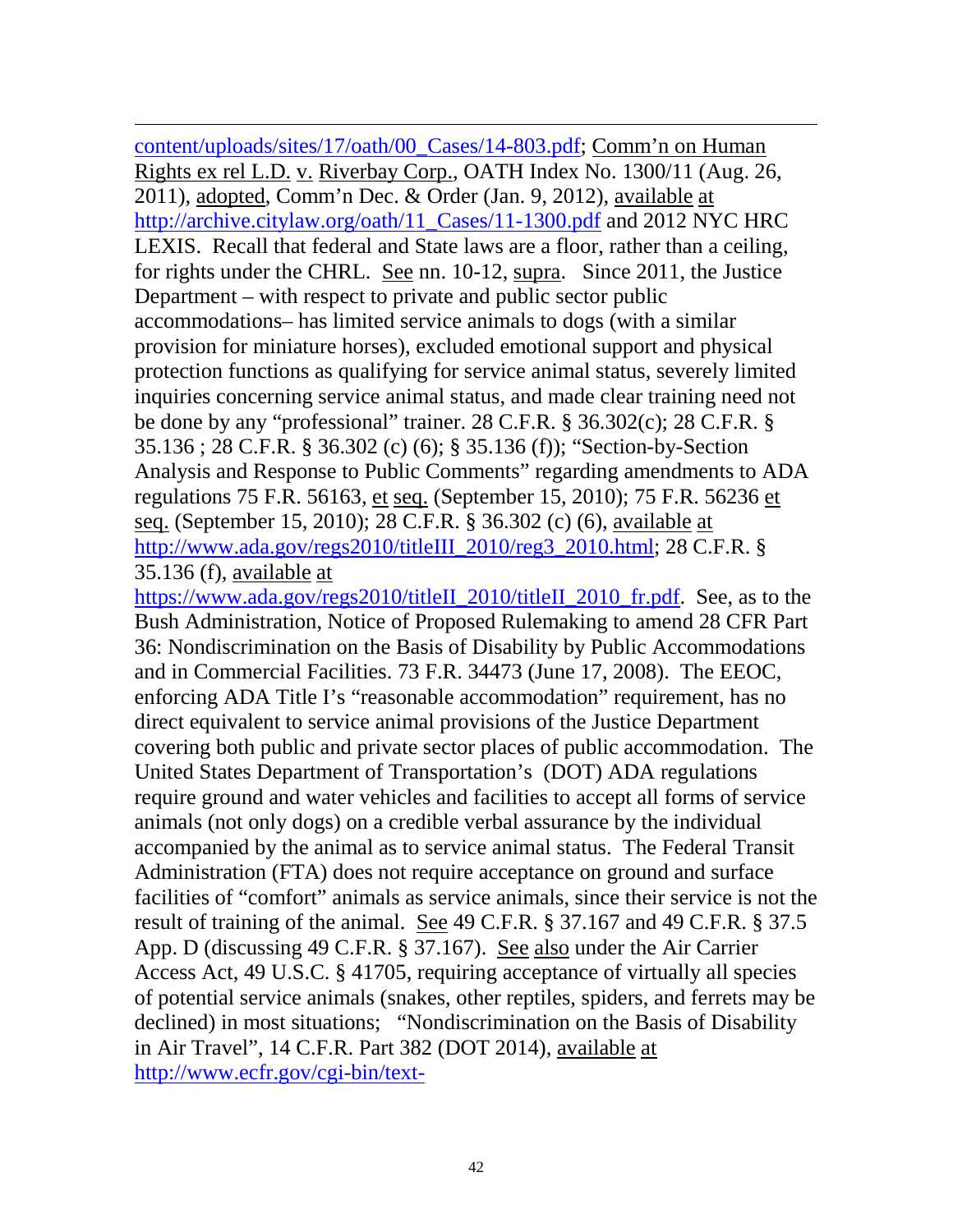content/uploads/sites/17/oath/00_Cases/14-803.pdf; Comm'n on Human Rights ex rel L.D. v. Riverbay Corp., OATH Index No. 1300/11 (Aug. 26, 2011), adopted, Comm'n Dec. & Order (Jan. 9, 2012), available at http://archive.citylaw.org/oath/11_Cases/11-1300.pdf and 2012 NYC HRC LEXIS. Recall that federal and State laws are a floor, rather than a ceiling, for rights under the CHRL. See nn. 10-12, supra. Since 2011, the Justice Department – with respect to private and public sector public accommodations– has limited service animals to dogs (with a similar provision for miniature horses), excluded emotional support and physical protection functions as qualifying for service animal status, severely limited inquiries concerning service animal status, and made clear training need not be done by any "professional" trainer. 28 C.F.R. § 36.302(c); 28 C.F.R. § 35.136 ; 28 C.F.R. § 36.302 (c) (6); § 35.136 (f)); "Section-by-Section Analysis and Response to Public Comments" regarding amendments to ADA regulations 75 F.R. 56163, et seq. (September 15, 2010); 75 F.R. 56236 et seq. (September 15, 2010); 28 C.F.R. § 36.302 (c) (6), available at http://www.ada.gov/regs2010/titleIII_2010/reg3_2010.html; 28 C.F.R. § 35.136 (f), available at https://www.ada.gov/regs2010/titleII_2010/titleII_2010_fr.pdf. See, as to the Bush Administration, Notice of Proposed Rulemaking to amend 28 CFR Part 36: Nondiscrimination on the Basis of Disability by Public Accommodations and in Commercial Facilities. 73 F.R. 34473 (June 17, 2008). The EEOC, enforcing ADA Title I's "reasonable accommodation" requirement, has no direct equivalent to service animal provisions of the Justice Department covering both public and private sector places of public accommodation. The United States Department of Transportation's (DOT) ADA regulations require ground and water vehicles and facilities to accept all forms of service animals (not only dogs) on a credible verbal assurance by the individual accompanied by the animal as to service animal status. The Federal Transit Administration (FTA) does not require acceptance on ground and surface facilities of "comfort" animals as service animals, since their service is not the result of training of the animal. See 49 C.F.R. § 37.167 and 49 C.F.R. § 37.5 App. D (discussing 49 C.F.R. § 37.167). See also under the Air Carrier Access Act, 49 U.S.C. § 41705, requiring acceptance of virtually all species of potential service animals (snakes, other reptiles, spiders, and ferrets may be declined) in most situations; "Nondiscrimination on the Basis of Disability in Air Travel", 14 C.F.R. Part 382 (DOT 2014), available at http://www.ecfr.gov/cgi-bin/text-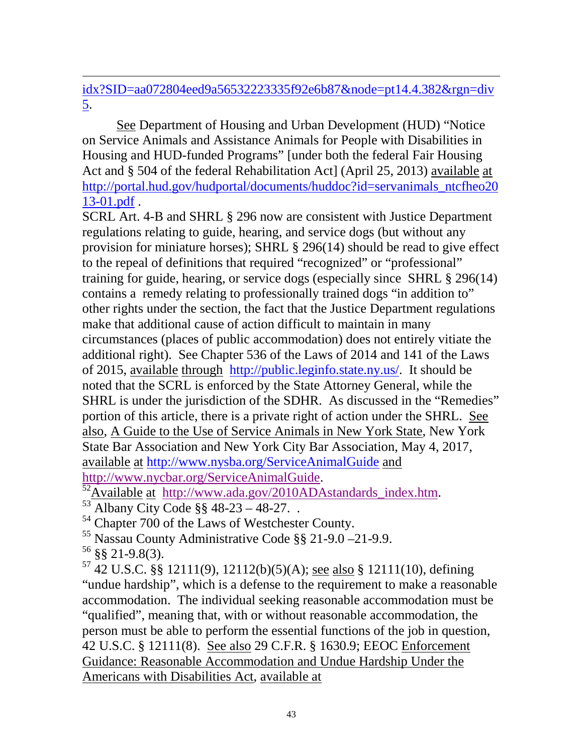idx?SID=aa072804eed9a56532223335f92e6b87&node=pt14.4.382&rgn=div5.

See Department of Housing and Urban Development (HUD) "Notice on Service Animals and Assistance Animals for People with Disabilities in Housing and HUD-funded Programs" [under both the federal Fair Housing Act and § 504 of the federal Rehabilitation Act] (April 25, 2013) available at http://portal.hud.gov/hudportal/documents/huddoc?id=servanimals_ntcfheo2013-01.pdf .

SCRL Art. 4-B and SHRL § 296 now are consistent with Justice Department regulations relating to guide, hearing, and service dogs (but without any provision for miniature horses); SHRL § 296(14) should be read to give effect to the repeal of definitions that required "recognized" or "professional" training for guide, hearing, or service dogs (especially since SHRL § 296(14) contains a remedy relating to professionally trained dogs "in addition to" other rights under the section, the fact that the Justice Department regulations make that additional cause of action difficult to maintain in many circumstances (places of public accommodation) does not entirely vitiate the additional right). See Chapter 536 of the Laws of 2014 and 141 of the Laws of 2015, available through http://public.leginfo.state.ny.us/. It should be noted that the SCRL is enforced by the State Attorney General, while the SHRL is under the jurisdiction of the SDHR. As discussed in the "Remedies" portion of this article, there is a private right of action under the SHRL. See also, A Guide to the Use of Service Animals in New York State, New York State Bar Association and New York City Bar Association, May 4, 2017, available at http://www.nysba.org/ServiceAnimalGuide and http://www.nycbar.org/ServiceAnimalGuide.

[52] Available at http://www.ada.gov/2010ADAstandards_index.htm.

[53] Albany City Code §§ 48-23 – 48-27. .

[54] Chapter 700 of the Laws of Westchester County.

[55] Nassau County Administrative Code §§ 21-9.0 –21-9.9.

[56] §§ 21-9.8(3).

[57] 42 U.S.C. §§ 12111(9), 12112(b)(5)(A); see also § 12111(10), defining "undue hardship", which is a defense to the requirement to make a reasonable accommodation. The individual seeking reasonable accommodation must be "qualified", meaning that, with or without reasonable accommodation, the person must be able to perform the essential functions of the job in question, 42 U.S.C. § 12111(8). See also 29 C.F.R. § 1630.9; EEOC Enforcement Guidance: Reasonable Accommodation and Undue Hardship Under the Americans with Disabilities Act, available at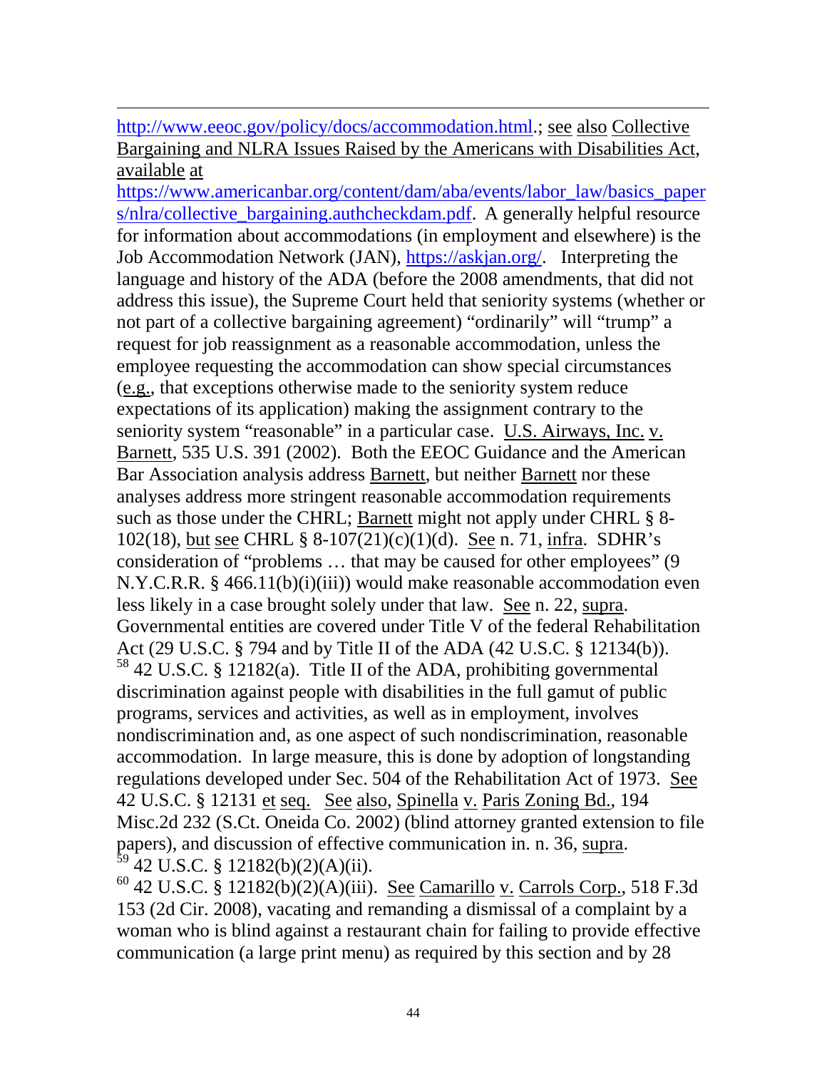http://www.eeoc.gov/policy/docs/accommodation.html.; see also Collective Bargaining and NLRA Issues Raised by the Americans with Disabilities Act, available at https://www.americanbar.org/content/dam/aba/events/labor_law/basics_papers/nlra/collective_bargaining.authcheckdam.pdf. A generally helpful resource for information about accommodations (in employment and elsewhere) is the Job Accommodation Network (JAN), https://askjan.org/. Interpreting the language and history of the ADA (before the 2008 amendments, that did not address this issue), the Supreme Court held that seniority systems (whether or not part of a collective bargaining agreement) "ordinarily" will "trump" a request for job reassignment as a reasonable accommodation, unless the employee requesting the accommodation can show special circumstances (e.g., that exceptions otherwise made to the seniority system reduce expectations of its application) making the assignment contrary to the seniority system "reasonable" in a particular case. U.S. Airways, Inc. v. Barnett, 535 U.S. 391 (2002). Both the EEOC Guidance and the American Bar Association analysis address Barnett, but neither Barnett nor these analyses address more stringent reasonable accommodation requirements such as those under the CHRL; Barnett might not apply under CHRL § 8-102(18), but see CHRL § 8-107(21)(c)(1)(d). See n. 71, infra. SDHR's consideration of "problems … that may be caused for other employees" (9 N.Y.C.R.R. § 466.11(b)(i)(iii)) would make reasonable accommodation even less likely in a case brought solely under that law. See n. 22, supra. Governmental entities are covered under Title V of the federal Rehabilitation Act (29 U.S.C. § 794 and by Title II of the ADA (42 U.S.C. § 12134(b)).

[58] 42 U.S.C. § 12182(a). Title II of the ADA, prohibiting governmental discrimination against people with disabilities in the full gamut of public programs, services and activities, as well as in employment, involves nondiscrimination and, as one aspect of such nondiscrimination, reasonable accommodation. In large measure, this is done by adoption of longstanding regulations developed under Sec. 504 of the Rehabilitation Act of 1973. See 42 U.S.C. § 12131 et seq. See also, Spinella v. Paris Zoning Bd., 194 Misc.2d 232 (S.Ct. Oneida Co. 2002) (blind attorney granted extension to file papers), and discussion of effective communication in. n. 36, supra.

[59] 42 U.S.C. § 12182(b)(2)(A)(ii).

[60] 42 U.S.C. § 12182(b)(2)(A)(iii). See Camarillo v. Carrols Corp., 518 F.3d 153 (2d Cir. 2008), vacating and remanding a dismissal of a complaint by a woman who is blind against a restaurant chain for failing to provide effective communication (a large print menu) as required by this section and by 28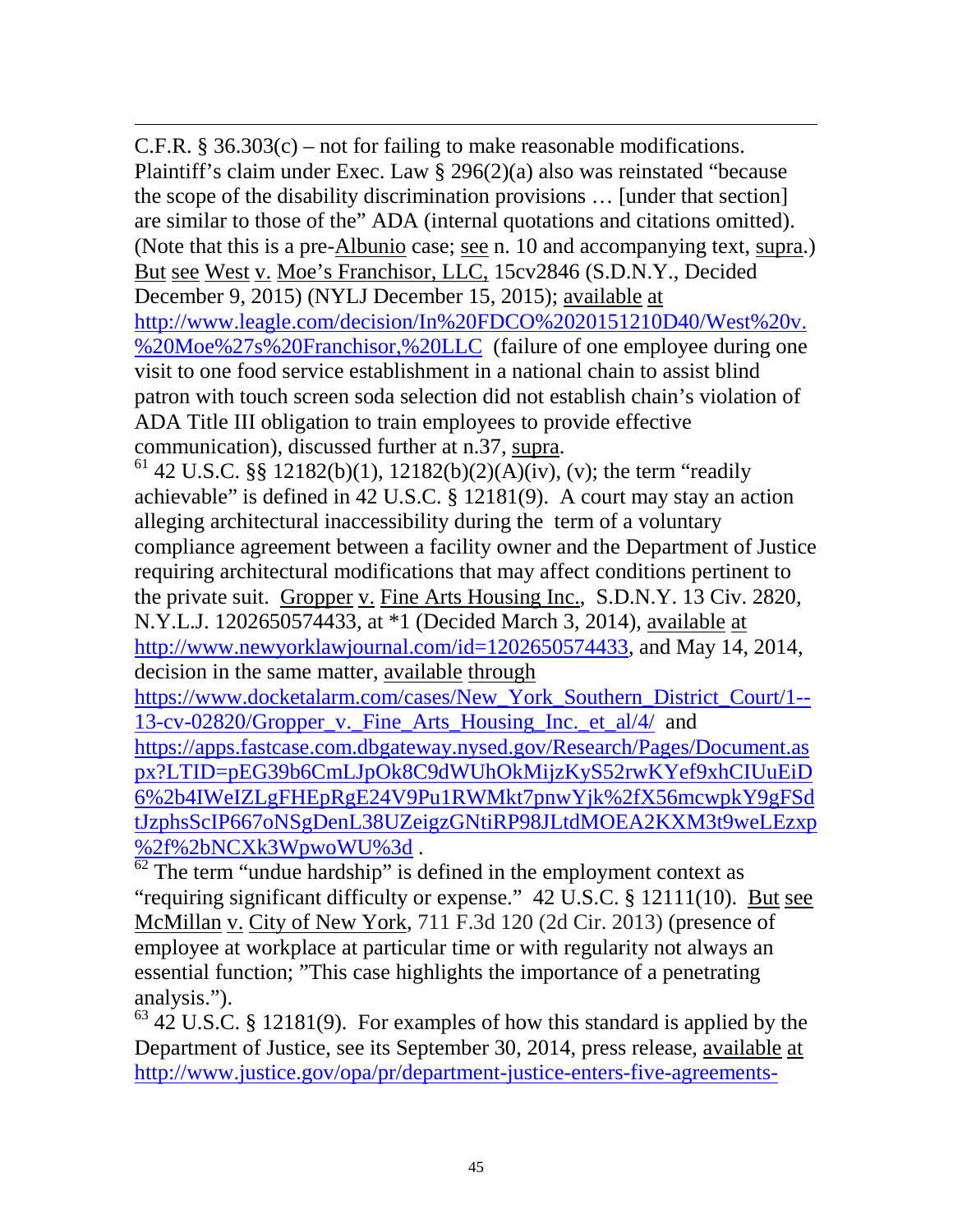C.F.R. § 36.303(c) – not for failing to make reasonable modifications. Plaintiff's claim under Exec. Law § 296(2)(a) also was reinstated "because the scope of the disability discrimination provisions … [under that section] are similar to those of the" ADA (internal quotations and citations omitted). (Note that this is a pre-Albunio case; see n. 10 and accompanying text, supra.) But see West v. Moe's Franchisor, LLC, 15cv2846 (S.D.N.Y., Decided December 9, 2015) (NYLJ December 15, 2015); available at http://www.leagle.com/decision/In%20FDCO%2020151210D40/West%20v.%20Moe%27s%20Franchisor,%20LLC (failure of one employee during one visit to one food service establishment in a national chain to assist blind patron with touch screen soda selection did not establish chain's violation of ADA Title III obligation to train employees to provide effective communication), discussed further at n.37, supra.

[61] 42 U.S.C. §§ 12182(b)(1), 12182(b)(2)(A)(iv), (v); the term "readily achievable" is defined in 42 U.S.C. § 12181(9). A court may stay an action alleging architectural inaccessibility during the term of a voluntary compliance agreement between a facility owner and the Department of Justice requiring architectural modifications that may affect conditions pertinent to the private suit. Gropper v. Fine Arts Housing Inc., S.D.N.Y. 13 Civ. 2820, N.Y.L.J. 1202650574433, at *1 (Decided March 3, 2014), available at http://www.newyorklawjournal.com/id=1202650574433, and May 14, 2014, decision in the same matter, available through https://www.docketalarm.com/cases/New_York_Southern_District_Court/1--13-cv-02820/Gropper_v._Fine_Arts_Housing_Inc._et_al/4/ and https://apps.fastcase.com.dbgateway.nysed.gov/Research/Pages/Document.aspx?LTID=pEG39b6CmLJpOk8C9dWUhOkMijzKyS52rwKYef9xhCIUuEiD6%2b4IWeIZLgFHEpRgE24V9Pu1RWMkt7pnwYjk%2fX56mcwpkY9gFSdtJzphsScIP667oNSgDenL38UZeigzGNtiRP98JLtdMOEA2KXM3t9weLEzxp%2f%2bNCXk3WpwoWU%3d .

[62] The term "undue hardship" is defined in the employment context as "requiring significant difficulty or expense." 42 U.S.C. § 12111(10). But see McMillan v. City of New York, 711 F.3d 120 (2d Cir. 2013) (presence of employee at workplace at particular time or with regularity not always an essential function; "This case highlights the importance of a penetrating analysis.").

[63] 42 U.S.C. § 12181(9). For examples of how this standard is applied by the Department of Justice, see its September 30, 2014, press release, available at http://www.justice.gov/opa/pr/department-justice-enters-five-agreements-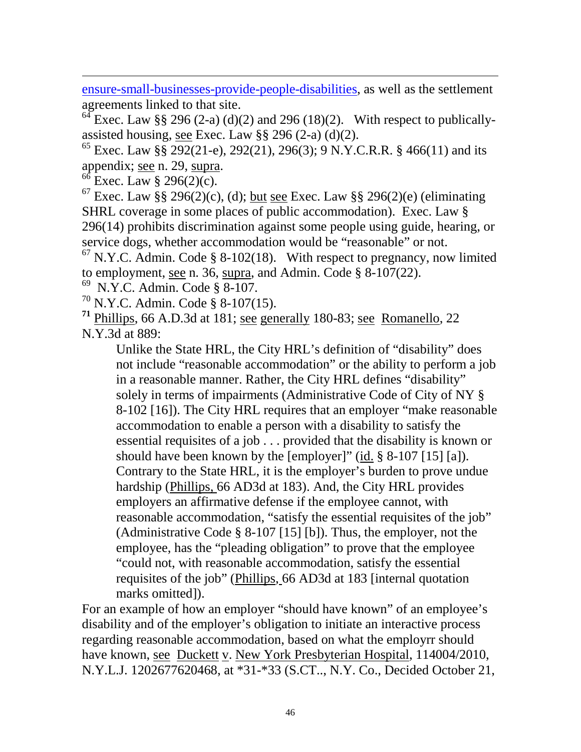ensure-small-businesses-provide-people-disabilities, as well as the settlement agreements linked to that site.

[64] Exec. Law §§ 296 (2-a) (d)(2) and 296 (18)(2). With respect to publically-assisted housing, see Exec. Law §§ 296 (2-a) (d)(2).

[65] Exec. Law §§ 292(21-e), 292(21), 296(3); 9 N.Y.C.R.R. § 466(11) and its appendix; see n. 29, supra.

[66] Exec. Law § 296(2)(c).

[67] Exec. Law §§ 296(2)(c), (d); but see Exec. Law §§ 296(2)(e) (eliminating SHRL coverage in some places of public accommodation). Exec. Law § 296(14) prohibits discrimination against some people using guide, hearing, or service dogs, whether accommodation would be "reasonable" or not.

[67] N.Y.C. Admin. Code § 8-102(18). With respect to pregnancy, now limited to employment, see n. 36, supra, and Admin. Code § 8-107(22).

[69] N.Y.C. Admin. Code § 8-107.

[70] N.Y.C. Admin. Code § 8-107(15).

[71] Phillips, 66 A.D.3d at 181; see generally 180-83; see Romanello, 22 N.Y.3d at 889:

> Unlike the State HRL, the City HRL's definition of "disability" does not include "reasonable accommodation" or the ability to perform a job in a reasonable manner. Rather, the City HRL defines "disability" solely in terms of impairments (Administrative Code of City of NY § 8-102 [16]). The City HRL requires that an employer "make reasonable accommodation to enable a person with a disability to satisfy the essential requisites of a job . . . provided that the disability is known or should have been known by the [employer]" (id. § 8-107 [15] [a]). Contrary to the State HRL, it is the employer's burden to prove undue hardship (Phillips, 66 AD3d at 183). And, the City HRL provides employers an affirmative defense if the employee cannot, with reasonable accommodation, "satisfy the essential requisites of the job" (Administrative Code § 8-107 [15] [b]). Thus, the employer, not the employee, has the "pleading obligation" to prove that the employee "could not, with reasonable accommodation, satisfy the essential requisites of the job" (Phillips, 66 AD3d at 183 [internal quotation marks omitted]).

For an example of how an employer "should have known" of an employee's disability and of the employer's obligation to initiate an interactive process regarding reasonable accommodation, based on what the employrr should have known, see Duckett v. New York Presbyterian Hospital, 114004/2010, N.Y.L.J. 1202677620468, at *31-*33 (S.CT.., N.Y. Co., Decided October 21,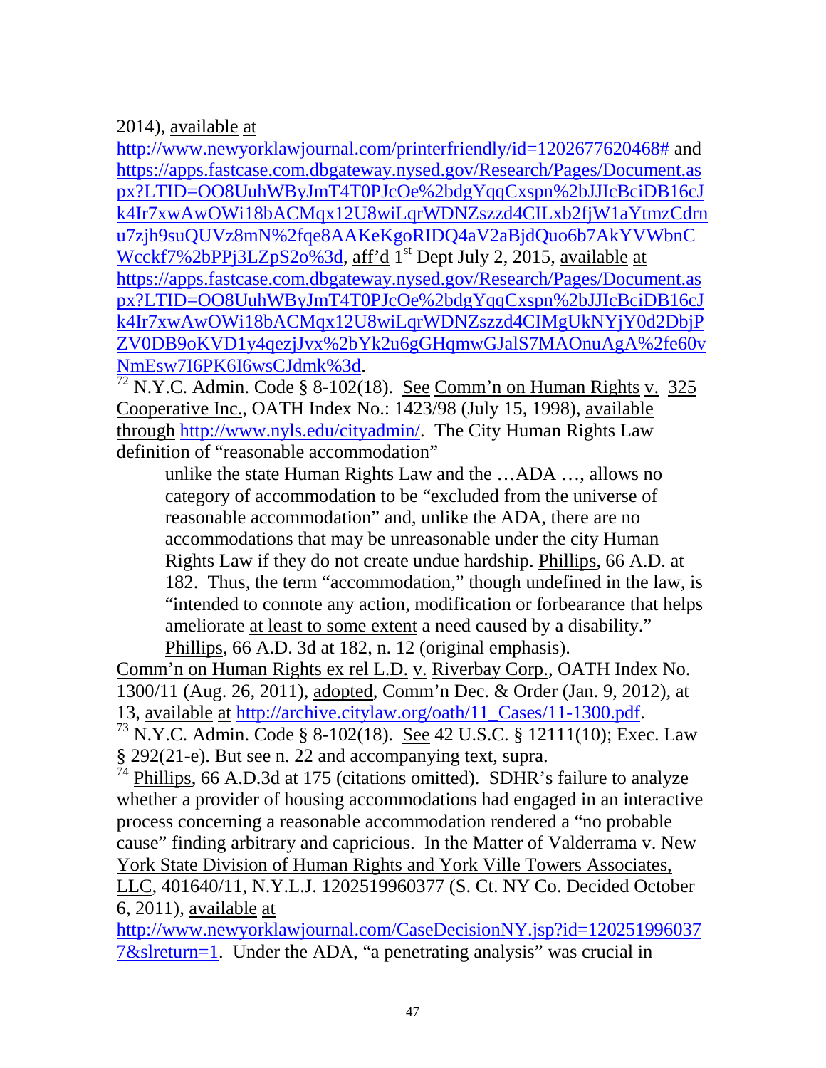2014), available at http://www.newyorklawjournal.com/printerfriendly/id=1202677620468# and https://apps.fastcase.com.dbgateway.nysed.gov/Research/Pages/Document.aspx?LTID=OO8UuhWByJmT4T0PJcOe%2bdgYqqCxspn%2bJJIcBciDB16cJk4Ir7xwAwOWi18bACMqx12U8wiLqrWDNZszzd4CILxb2fjW1aYtmzCdrnu7zjh9suQUVz8mN%2fqe8AAKeKgoRIDQ4aV2aBjdQuo6b7AkYVWbnCWcckf7%2bPPj3LZpS2o%3d, aff'd 1st Dept July 2, 2015, available at https://apps.fastcase.com.dbgateway.nysed.gov/Research/Pages/Document.aspx?LTID=OO8UuhWByJmT4T0PJcOe%2bdgYqqCxspn%2bJJIcBciDB16cJk4Ir7xwAwOWi18bACMqx12U8wiLqrWDNZszzd4CIMgUkNYjY0d2DbjPZV0DB9oKVD1y4qezjJvx%2bYk2u6gGHqmwGJalS7MAOnuAgA%2fe60vNmEsw7I6PK6I6wsCJdmk%3d.

[72] N.Y.C. Admin. Code § 8-102(18). See Comm'n on Human Rights v. 325 Cooperative Inc., OATH Index No.: 1423/98 (July 15, 1998), available through http://www.nyls.edu/cityadmin/. The City Human Rights Law definition of "reasonable accommodation"

> unlike the state Human Rights Law and the …ADA …, allows no category of accommodation to be "excluded from the universe of reasonable accommodation" and, unlike the ADA, there are no accommodations that may be unreasonable under the city Human Rights Law if they do not create undue hardship. Phillips, 66 A.D. at 182. Thus, the term "accommodation," though undefined in the law, is "intended to connote any action, modification or forbearance that helps ameliorate at least to some extent a need caused by a disability." Phillips, 66 A.D. 3d at 182, n. 12 (original emphasis).

Comm'n on Human Rights ex rel L.D. v. Riverbay Corp., OATH Index No. 1300/11 (Aug. 26, 2011), adopted, Comm'n Dec. & Order (Jan. 9, 2012), at 13, available at http://archive.citylaw.org/oath/11_Cases/11-1300.pdf.

[73] N.Y.C. Admin. Code § 8-102(18). See 42 U.S.C. § 12111(10); Exec. Law § 292(21-e). But see n. 22 and accompanying text, supra.

[74] Phillips, 66 A.D.3d at 175 (citations omitted). SDHR's failure to analyze whether a provider of housing accommodations had engaged in an interactive process concerning a reasonable accommodation rendered a "no probable cause" finding arbitrary and capricious. In the Matter of Valderrama v. New York State Division of Human Rights and York Ville Towers Associates, LLC, 401640/11, N.Y.L.J. 1202519960377 (S. Ct. NY Co. Decided October 6, 2011), available at http://www.newyorklawjournal.com/CaseDecisionNY.jsp?id=1202519960377&slreturn=1. Under the ADA, "a penetrating analysis" was crucial in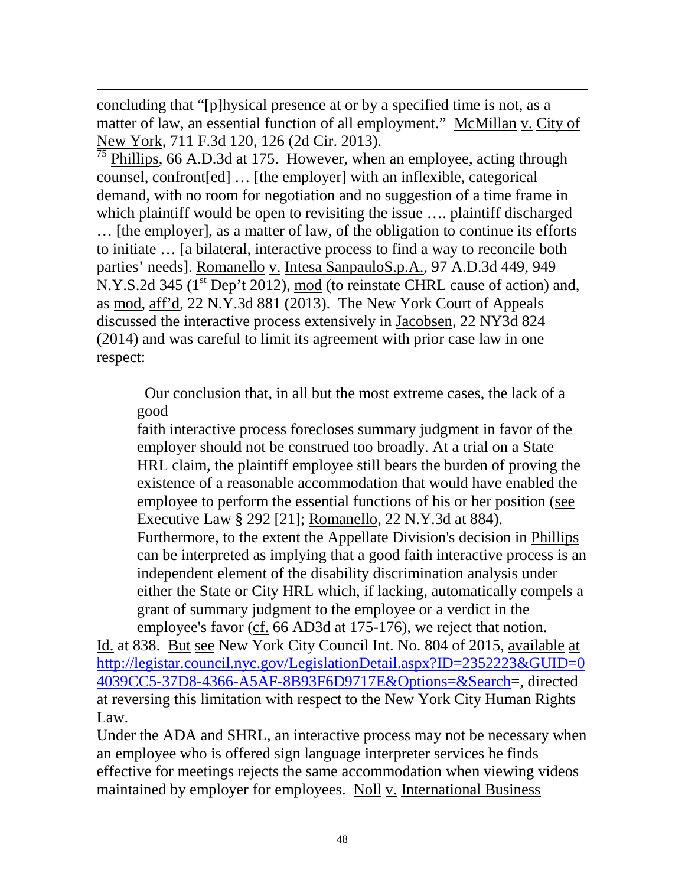concluding that "[p]hysical presence at or by a specified time is not, as a matter of law, an essential function of all employment." McMillan v. City of New York, 711 F.3d 120, 126 (2d Cir. 2013).

[75] Phillips, 66 A.D.3d at 175. However, when an employee, acting through counsel, confront[ed] … [the employer] with an inflexible, categorical demand, with no room for negotiation and no suggestion of a time frame in which plaintiff would be open to revisiting the issue …. plaintiff discharged … [the employer], as a matter of law, of the obligation to continue its efforts to initiate … [a bilateral, interactive process to find a way to reconcile both parties' needs]. Romanello v. Intesa SanpauloS.p.A., 97 A.D.3d 449, 949 N.Y.S.2d 345 (1st Dep't 2012), mod (to reinstate CHRL cause of action) and, as mod, aff'd, 22 N.Y.3d 881 (2013). The New York Court of Appeals discussed the interactive process extensively in Jacobsen, 22 NY3d 824 (2014) and was careful to limit its agreement with prior case law in one respect:

> Our conclusion that, in all but the most extreme cases, the lack of a good faith interactive process forecloses summary judgment in favor of the employer should not be construed too broadly. At a trial on a State HRL claim, the plaintiff employee still bears the burden of proving the existence of a reasonable accommodation that would have enabled the employee to perform the essential functions of his or her position (see Executive Law § 292 [21]; Romanello, 22 N.Y.3d at 884). Furthermore, to the extent the Appellate Division's decision in Phillips can be interpreted as implying that a good faith interactive process is an independent element of the disability discrimination analysis under either the State or City HRL which, if lacking, automatically compels a grant of summary judgment to the employee or a verdict in the employee's favor (cf. 66 AD3d at 175-176), we reject that notion.

Id. at 838. But see New York City Council Int. No. 804 of 2015, available at http://legistar.council.nyc.gov/LegislationDetail.aspx?ID=2352223&GUID=04039CC5-37D8-4366-A5AF-8B93F6D9717E&Options=&Search=, directed at reversing this limitation with respect to the New York City Human Rights Law.

Under the ADA and SHRL, an interactive process may not be necessary when an employee who is offered sign language interpreter services he finds effective for meetings rejects the same accommodation when viewing videos maintained by employer for employees. Noll v. International Business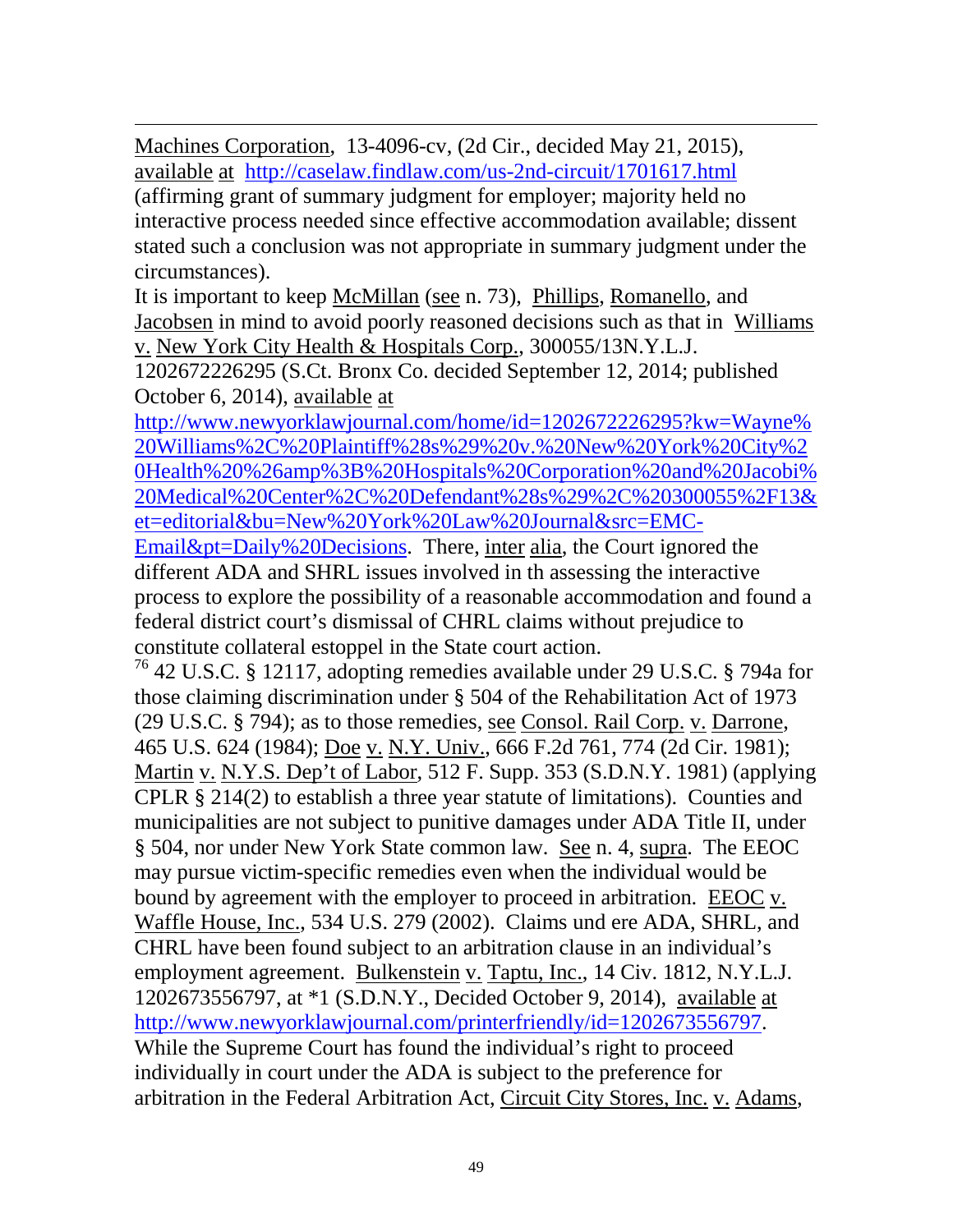Machines Corporation, 13-4096-cv, (2d Cir., decided May 21, 2015), available at http://caselaw.findlaw.com/us-2nd-circuit/1701617.html (affirming grant of summary judgment for employer; majority held no interactive process needed since effective accommodation available; dissent stated such a conclusion was not appropriate in summary judgment under the circumstances).

It is important to keep McMillan (see n. 73), Phillips, Romanello, and Jacobsen in mind to avoid poorly reasoned decisions such as that in Williams v. New York City Health & Hospitals Corp., 300055/13N.Y.L.J. 1202672226295 (S.Ct. Bronx Co. decided September 12, 2014; published October 6, 2014), available at http://www.newyorklawjournal.com/home/id=1202672226295?kw=Wayne%20Williams%2C%20Plaintiff%28s%29%20v.%20New%20York%20City%20Health%20%26amp%3B%20Hospitals%20Corporation%20and%20Jacobi%20Medical%20Center%2C%20Defendant%28s%29%2C%20300055%2F13&et=editorial&bu=New%20York%20Law%20Journal&src=EMC-Email&pt=Daily%20Decisions. There, inter alia, the Court ignored the different ADA and SHRL issues involved in th assessing the interactive process to explore the possibility of a reasonable accommodation and found a federal district court's dismissal of CHRL claims without prejudice to constitute collateral estoppel in the State court action.

[76] 42 U.S.C. § 12117, adopting remedies available under 29 U.S.C. § 794a for those claiming discrimination under § 504 of the Rehabilitation Act of 1973 (29 U.S.C. § 794); as to those remedies, see Consol. Rail Corp. v. Darrone, 465 U.S. 624 (1984); Doe v. N.Y. Univ., 666 F.2d 761, 774 (2d Cir. 1981); Martin v. N.Y.S. Dep't of Labor, 512 F. Supp. 353 (S.D.N.Y. 1981) (applying CPLR § 214(2) to establish a three year statute of limitations). Counties and municipalities are not subject to punitive damages under ADA Title II, under § 504, nor under New York State common law. See n. 4, supra. The EEOC may pursue victim-specific remedies even when the individual would be bound by agreement with the employer to proceed in arbitration. EEOC v. Waffle House, Inc., 534 U.S. 279 (2002). Claims und ere ADA, SHRL, and CHRL have been found subject to an arbitration clause in an individual's employment agreement. Bulkenstein v. Taptu, Inc., 14 Civ. 1812, N.Y.L.J. 1202673556797, at *1 (S.D.N.Y., Decided October 9, 2014), available at http://www.newyorklawjournal.com/printerfriendly/id=1202673556797. While the Supreme Court has found the individual's right to proceed individually in court under the ADA is subject to the preference for arbitration in the Federal Arbitration Act, Circuit City Stores, Inc. v. Adams,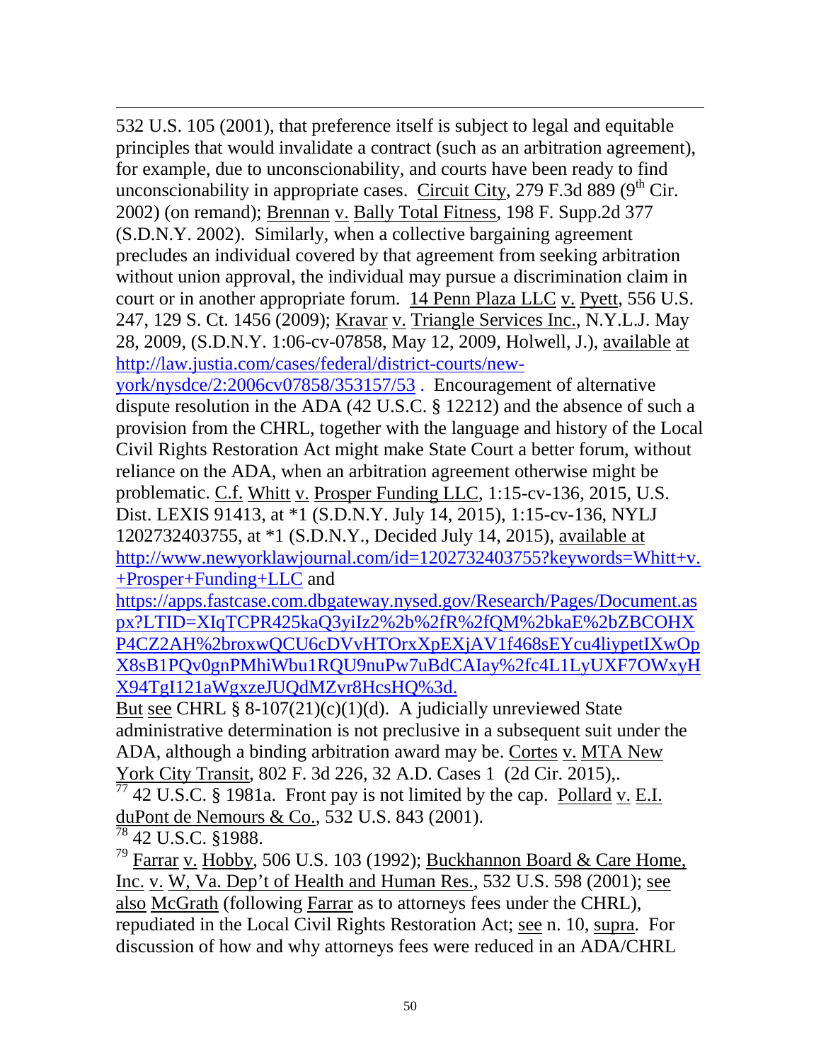532 U.S. 105 (2001), that preference itself is subject to legal and equitable principles that would invalidate a contract (such as an arbitration agreement), for example, due to unconscionability, and courts have been ready to find unconscionability in appropriate cases. Circuit City, 279 F.3d 889 (9th Cir. 2002) (on remand); Brennan v. Bally Total Fitness, 198 F. Supp.2d 377 (S.D.N.Y. 2002). Similarly, when a collective bargaining agreement precludes an individual covered by that agreement from seeking arbitration without union approval, the individual may pursue a discrimination claim in court or in another appropriate forum. 14 Penn Plaza LLC v. Pyett, 556 U.S. 247, 129 S. Ct. 1456 (2009); Kravar v. Triangle Services Inc., N.Y.L.J. May 28, 2009, (S.D.N.Y. 1:06-cv-07858, May 12, 2009, Holwell, J.), available at http://law.justia.com/cases/federal/district-courts/new-york/nysdce/2:2006cv07858/353157/53 . Encouragement of alternative dispute resolution in the ADA (42 U.S.C. § 12212) and the absence of such a provision from the CHRL, together with the language and history of the Local Civil Rights Restoration Act might make State Court a better forum, without reliance on the ADA, when an arbitration agreement otherwise might be problematic. C.f. Whitt v. Prosper Funding LLC, 1:15-cv-136, 2015, U.S. Dist. LEXIS 91413, at *1 (S.D.N.Y. July 14, 2015), 1:15-cv-136, NYLJ 1202732403755, at *1 (S.D.N.Y., Decided July 14, 2015), available at http://www.newyorklawjournal.com/id=1202732403755?keywords=Whitt+v.+Prosper+Funding+LLC and https://apps.fastcase.com.dbgateway.nysed.gov/Research/Pages/Document.aspx?LTID=XIqTCPR425kaQ3yiIz2%2b%2fR%2fQM%2bkaE%2bZBCOHXP4CZ2AH%2broxwQCU6cDVvHTOrxXpEXjAV1f468sEYcu4liypetIXwOpX8sB1PQv0gnPMhiWbu1RQU9nuPw7uBdCAIay%2fc4L1LyUXF7OWxyHX94TgI121aWgxzeJUQdMZvr8HcsHQ%3d.
But see CHRL § 8-107(21)(c)(1)(d). A judicially unreviewed State administrative determination is not preclusive in a subsequent suit under the ADA, although a binding arbitration award may be. Cortes v. MTA New York City Transit, 802 F. 3d 226, 32 A.D. Cases 1 (2d Cir. 2015),.

[77] 42 U.S.C. § 1981a. Front pay is not limited by the cap. Pollard v. E.I. duPont de Nemours & Co., 532 U.S. 843 (2001).

[78] 42 U.S.C. §1988.

[79] Farrar v. Hobby, 506 U.S. 103 (1992); Buckhannon Board & Care Home, Inc. v. W, Va. Dep't of Health and Human Res., 532 U.S. 598 (2001); see also McGrath (following Farrar as to attorneys fees under the CHRL), repudiated in the Local Civil Rights Restoration Act; see n. 10, supra. For discussion of how and why attorneys fees were reduced in an ADA/CHRL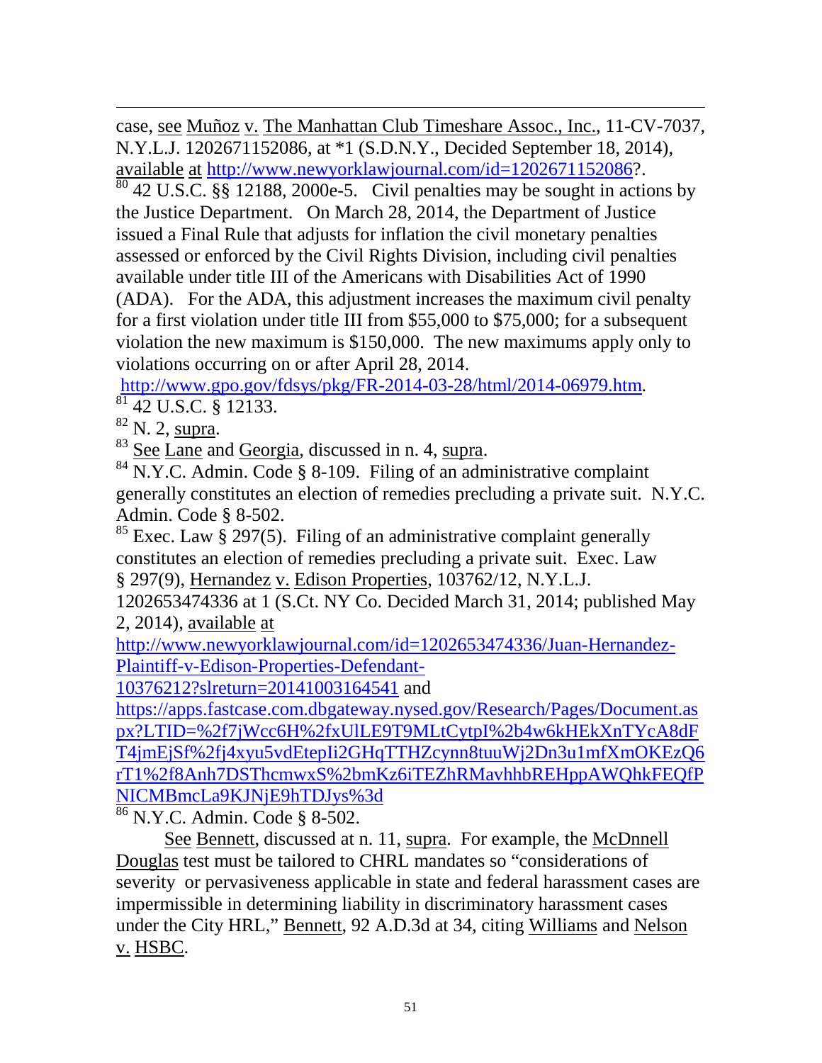case, see Muñoz v. The Manhattan Club Timeshare Assoc., Inc., 11-CV-7037, N.Y.L.J. 1202671152086, at *1 (S.D.N.Y., Decided September 18, 2014), available at http://www.newyorklawjournal.com/id=1202671152086?.

[80] 42 U.S.C. §§ 12188, 2000e-5. Civil penalties may be sought in actions by the Justice Department. On March 28, 2014, the Department of Justice issued a Final Rule that adjusts for inflation the civil monetary penalties assessed or enforced by the Civil Rights Division, including civil penalties available under title III of the Americans with Disabilities Act of 1990 (ADA). For the ADA, this adjustment increases the maximum civil penalty for a first violation under title III from $55,000 to $75,000; for a subsequent violation the new maximum is $150,000. The new maximums apply only to violations occurring on or after April 28, 2014. http://www.gpo.gov/fdsys/pkg/FR-2014-03-28/html/2014-06979.htm.

[81] 42 U.S.C. § 12133.

[82] N. 2, supra.

[83] See Lane and Georgia, discussed in n. 4, supra.

[84] N.Y.C. Admin. Code § 8-109. Filing of an administrative complaint generally constitutes an election of remedies precluding a private suit. N.Y.C. Admin. Code § 8-502.

[85] Exec. Law § 297(5). Filing of an administrative complaint generally constitutes an election of remedies precluding a private suit. Exec. Law § 297(9), Hernandez v. Edison Properties, 103762/12, N.Y.L.J. 1202653474336 at 1 (S.Ct. NY Co. Decided March 31, 2014; published May 2, 2014), available at http://www.newyorklawjournal.com/id=1202653474336/Juan-Hernandez-Plaintiff-v-Edison-Properties-Defendant-10376212?slreturn=20141003164541 and https://apps.fastcase.com.dbgateway.nysed.gov/Research/Pages/Document.aspx?LTID=%2f7jWcc6H%2fxUlLE9T9MLtCytpI%2b4w6kHEkXnTYcA8dFT4jmEjSf%2fj4xyu5vdEtepIi2GHqTTHZcynn8tuuWj2Dn3u1mfXmOKEzQ6rT1%2f8Anh7DSThcmwxS%2bmKz6iTEZhRMavhhbREHppAWQhkFEQfPNICMBmcLa9KJNjE9hTDJys%3d

[86] N.Y.C. Admin. Code § 8-502.

See Bennett, discussed at n. 11, supra. For example, the McDnnell Douglas test must be tailored to CHRL mandates so "considerations of severity or pervasiveness applicable in state and federal harassment cases are impermissible in determining liability in discriminatory harassment cases under the City HRL," Bennett, 92 A.D.3d at 34, citing Williams and Nelson v. HSBC.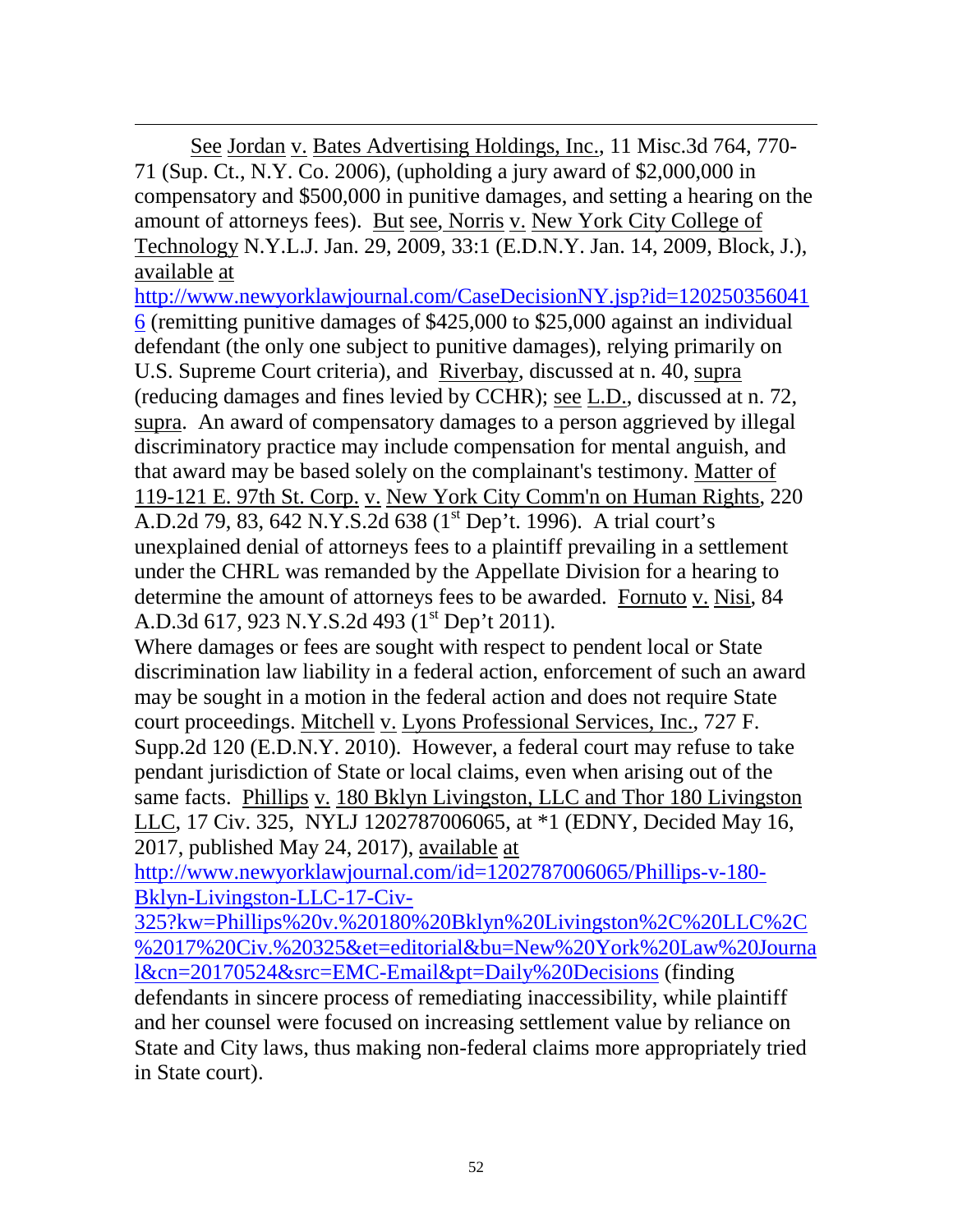See Jordan v. Bates Advertising Holdings, Inc., 11 Misc.3d 764, 770-71 (Sup. Ct., N.Y. Co. 2006), (upholding a jury award of $2,000,000 in compensatory and $500,000 in punitive damages, and setting a hearing on the amount of attorneys fees). But see, Norris v. New York City College of Technology N.Y.L.J. Jan. 29, 2009, 33:1 (E.D.N.Y. Jan. 14, 2009, Block, J.), available at http://www.newyorklawjournal.com/CaseDecisionNY.jsp?id=1202503560416 (remitting punitive damages of $425,000 to $25,000 against an individual defendant (the only one subject to punitive damages), relying primarily on U.S. Supreme Court criteria), and Riverbay, discussed at n. 40, supra (reducing damages and fines levied by CCHR); see L.D., discussed at n. 72, supra. An award of compensatory damages to a person aggrieved by illegal discriminatory practice may include compensation for mental anguish, and that award may be based solely on the complainant's testimony. Matter of 119-121 E. 97th St. Corp. v. New York City Comm'n on Human Rights, 220 A.D.2d 79, 83, 642 N.Y.S.2d 638 (1st Dep't. 1996). A trial court's unexplained denial of attorneys fees to a plaintiff prevailing in a settlement under the CHRL was remanded by the Appellate Division for a hearing to determine the amount of attorneys fees to be awarded. Fornuto v. Nisi, 84 A.D.3d 617, 923 N.Y.S.2d 493 (1st Dep't 2011).

Where damages or fees are sought with respect to pendent local or State discrimination law liability in a federal action, enforcement of such an award may be sought in a motion in the federal action and does not require State court proceedings. Mitchell v. Lyons Professional Services, Inc., 727 F. Supp.2d 120 (E.D.N.Y. 2010). However, a federal court may refuse to take pendant jurisdiction of State or local claims, even when arising out of the same facts. Phillips v. 180 Bklyn Livingston, LLC and Thor 180 Livingston LLC, 17 Civ. 325, NYLJ 1202787006065, at *1 (EDNY, Decided May 16, 2017, published May 24, 2017), available at http://www.newyorklawjournal.com/id=1202787006065/Phillips-v-180-Bklyn-Livingston-LLC-17-Civ-325?kw=Phillips%20v.%20180%20Bklyn%20Livingston%2C%20LLC%2C%2017%20Civ.%20325&et=editorial&bu=New%20York%20Law%20Journal&cn=20170524&src=EMC-Email&pt=Daily%20Decisions (finding defendants in sincere process of remediating inaccessibility, while plaintiff and her counsel were focused on increasing settlement value by reliance on State and City laws, thus making non-federal claims more appropriately tried in State court).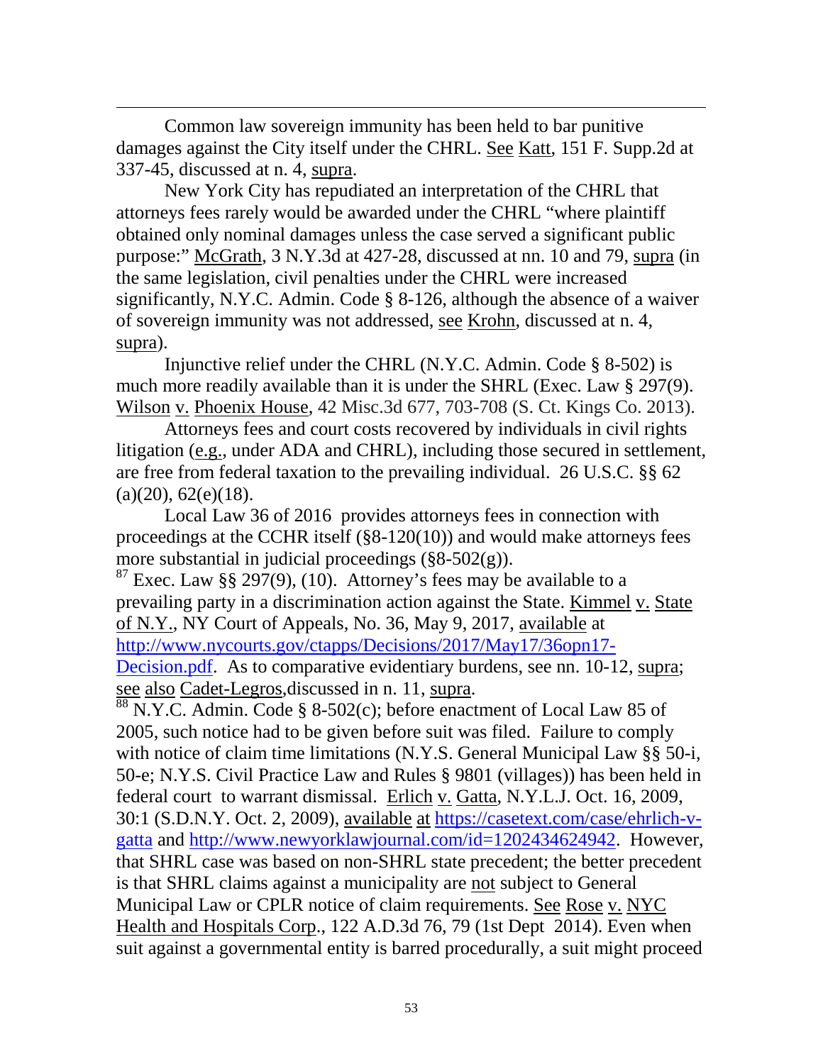Common law sovereign immunity has been held to bar punitive damages against the City itself under the CHRL. See Katt, 151 F. Supp.2d at 337-45, discussed at n. 4, supra.

New York City has repudiated an interpretation of the CHRL that attorneys fees rarely would be awarded under the CHRL "where plaintiff obtained only nominal damages unless the case served a significant public purpose:" McGrath, 3 N.Y.3d at 427-28, discussed at nn. 10 and 79, supra (in the same legislation, civil penalties under the CHRL were increased significantly, N.Y.C. Admin. Code § 8-126, although the absence of a waiver of sovereign immunity was not addressed, see Krohn, discussed at n. 4, supra).

Injunctive relief under the CHRL (N.Y.C. Admin. Code § 8-502) is much more readily available than it is under the SHRL (Exec. Law § 297(9). Wilson v. Phoenix House, 42 Misc.3d 677, 703-708 (S. Ct. Kings Co. 2013).

Attorneys fees and court costs recovered by individuals in civil rights litigation (e.g., under ADA and CHRL), including those secured in settlement, are free from federal taxation to the prevailing individual. 26 U.S.C. §§ 62 (a)(20), 62(e)(18).

Local Law 36 of 2016 provides attorneys fees in connection with proceedings at the CCHR itself (§8-120(10)) and would make attorneys fees more substantial in judicial proceedings (§8-502(g)).

[87] Exec. Law §§ 297(9), (10). Attorney's fees may be available to a prevailing party in a discrimination action against the State. Kimmel v. State of N.Y., NY Court of Appeals, No. 36, May 9, 2017, available at http://www.nycourts.gov/ctapps/Decisions/2017/May17/36opn17-Decision.pdf. As to comparative evidentiary burdens, see nn. 10-12, supra; see also Cadet-Legros, discussed in n. 11, supra.

[88] N.Y.C. Admin. Code § 8-502(c); before enactment of Local Law 85 of 2005, such notice had to be given before suit was filed. Failure to comply with notice of claim time limitations (N.Y.S. General Municipal Law §§ 50-i, 50-e; N.Y.S. Civil Practice Law and Rules § 9801 (villages)) has been held in federal court to warrant dismissal. Erlich v. Gatta, N.Y.L.J. Oct. 16, 2009, 30:1 (S.D.N.Y. Oct. 2, 2009), available at https://casetext.com/case/ehrlich-v-gatta and http://www.newyorklawjournal.com/id=1202434624942. However, that SHRL case was based on non-SHRL state precedent; the better precedent is that SHRL claims against a municipality are not subject to General Municipal Law or CPLR notice of claim requirements. See Rose v. NYC Health and Hospitals Corp., 122 A.D.3d 76, 79 (1st Dept 2014). Even when suit against a governmental entity is barred procedurally, a suit might proceed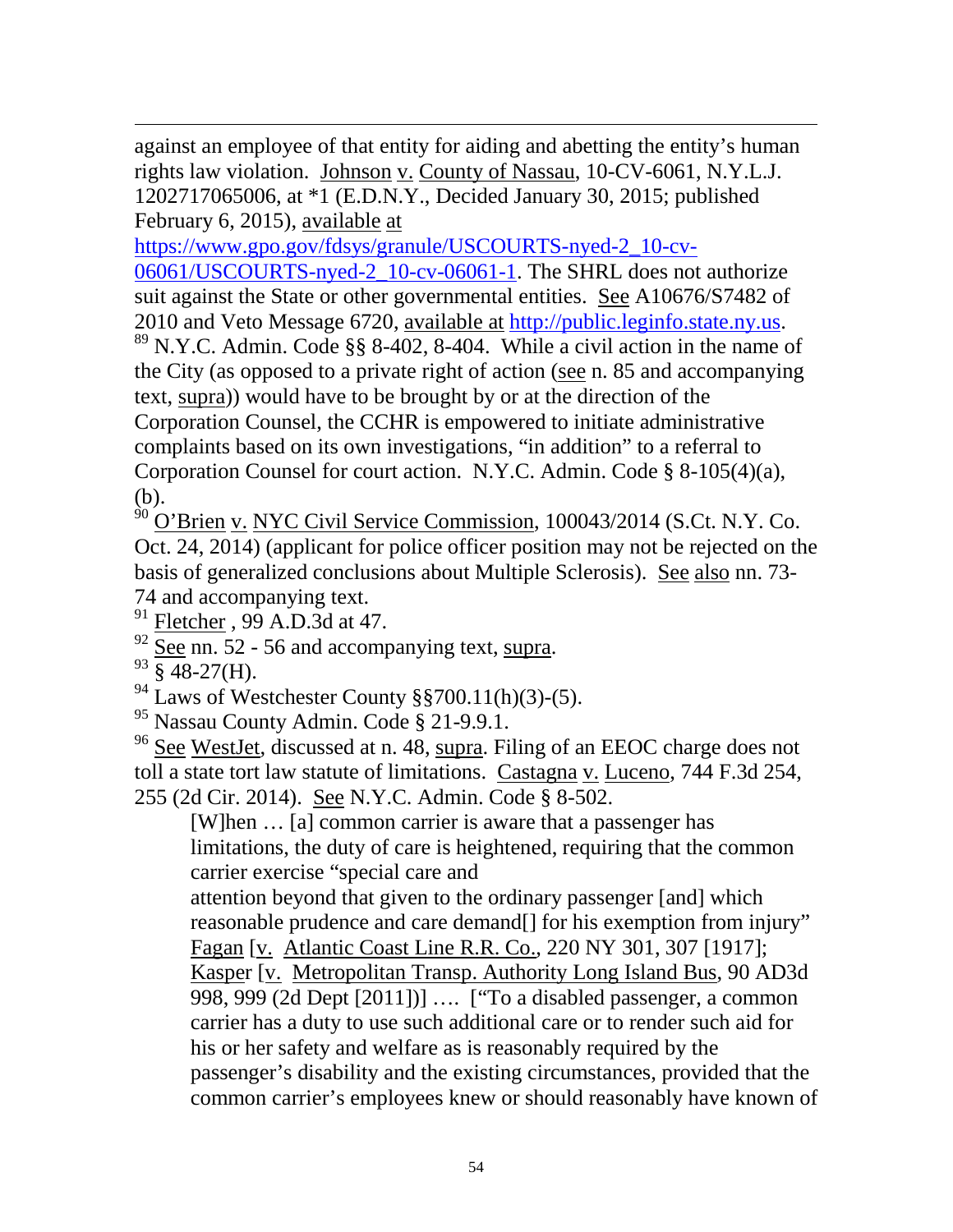against an employee of that entity for aiding and abetting the entity's human rights law violation. Johnson v. County of Nassau, 10-CV-6061, N.Y.L.J. 1202717065006, at *1 (E.D.N.Y., Decided January 30, 2015; published February 6, 2015), available at https://www.gpo.gov/fdsys/granule/USCOURTS-nyed-2_10-cv-06061/USCOURTS-nyed-2_10-cv-06061-1. The SHRL does not authorize suit against the State or other governmental entities. See A10676/S7482 of 2010 and Veto Message 6720, available at http://public.leginfo.state.ny.us.

[89] N.Y.C. Admin. Code §§ 8-402, 8-404. While a civil action in the name of the City (as opposed to a private right of action (see n. 85 and accompanying text, supra)) would have to be brought by or at the direction of the Corporation Counsel, the CCHR is empowered to initiate administrative complaints based on its own investigations, "in addition" to a referral to Corporation Counsel for court action. N.Y.C. Admin. Code § 8-105(4)(a), (b).

[90] O'Brien v. NYC Civil Service Commission, 100043/2014 (S.Ct. N.Y. Co. Oct. 24, 2014) (applicant for police officer position may not be rejected on the basis of generalized conclusions about Multiple Sclerosis). See also nn. 73-74 and accompanying text.

[91] Fletcher , 99 A.D.3d at 47.

[92] See nn. 52 - 56 and accompanying text, supra.

[93] § 48-27(H).

[94] Laws of Westchester County §§700.11(h)(3)-(5).

[95] Nassau County Admin. Code § 21-9.9.1.

[96] See WestJet, discussed at n. 48, supra. Filing of an EEOC charge does not toll a state tort law statute of limitations. Castagna v. Luceno, 744 F.3d 254, 255 (2d Cir. 2014). See N.Y.C. Admin. Code § 8-502.

> [W]hen … [a] common carrier is aware that a passenger has limitations, the duty of care is heightened, requiring that the common carrier exercise "special care and
> attention beyond that given to the ordinary passenger [and] which reasonable prudence and care demand[] for his exemption from injury" Fagan [v. Atlantic Coast Line R.R. Co., 220 NY 301, 307 [1917]; Kasper [v. Metropolitan Transp. Authority Long Island Bus, 90 AD3d 998, 999 (2d Dept [2011])] …. ["To a disabled passenger, a common carrier has a duty to use such additional care or to render such aid for his or her safety and welfare as is reasonably required by the passenger's disability and the existing circumstances, provided that the common carrier's employees knew or should reasonably have known of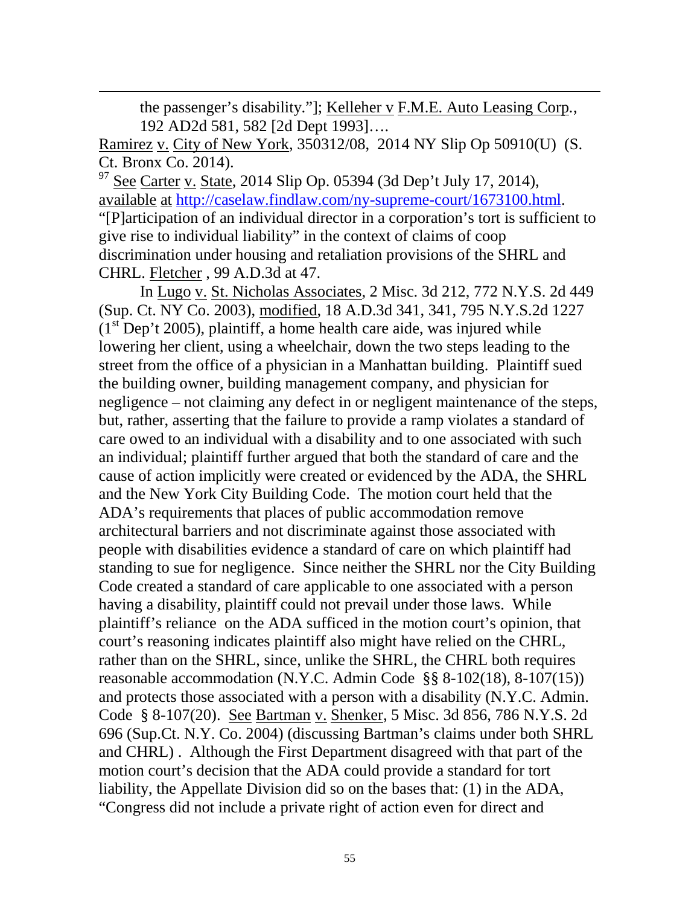the passenger's disability."]; Kelleher v F.M.E. Auto Leasing Corp., 192 AD2d 581, 582 [2d Dept 1993]….

Ramirez v. City of New York, 350312/08, 2014 NY Slip Op 50910(U) (S. Ct. Bronx Co. 2014).

[97] See Carter v. State, 2014 Slip Op. 05394 (3d Dep't July 17, 2014), available at http://caselaw.findlaw.com/ny-supreme-court/1673100.html. "[P]articipation of an individual director in a corporation's tort is sufficient to give rise to individual liability" in the context of claims of coop discrimination under housing and retaliation provisions of the SHRL and CHRL. Fletcher , 99 A.D.3d at 47.

In Lugo v. St. Nicholas Associates, 2 Misc. 3d 212, 772 N.Y.S. 2d 449 (Sup. Ct. NY Co. 2003), modified, 18 A.D.3d 341, 341, 795 N.Y.S.2d 1227 (1st Dep't 2005), plaintiff, a home health care aide, was injured while lowering her client, using a wheelchair, down the two steps leading to the street from the office of a physician in a Manhattan building. Plaintiff sued the building owner, building management company, and physician for negligence – not claiming any defect in or negligent maintenance of the steps, but, rather, asserting that the failure to provide a ramp violates a standard of care owed to an individual with a disability and to one associated with such an individual; plaintiff further argued that both the standard of care and the cause of action implicitly were created or evidenced by the ADA, the SHRL and the New York City Building Code. The motion court held that the ADA's requirements that places of public accommodation remove architectural barriers and not discriminate against those associated with people with disabilities evidence a standard of care on which plaintiff had standing to sue for negligence. Since neither the SHRL nor the City Building Code created a standard of care applicable to one associated with a person having a disability, plaintiff could not prevail under those laws. While plaintiff's reliance on the ADA sufficed in the motion court's opinion, that court's reasoning indicates plaintiff also might have relied on the CHRL, rather than on the SHRL, since, unlike the SHRL, the CHRL both requires reasonable accommodation (N.Y.C. Admin Code §§ 8-102(18), 8-107(15)) and protects those associated with a person with a disability (N.Y.C. Admin. Code § 8-107(20). See Bartman v. Shenker, 5 Misc. 3d 856, 786 N.Y.S. 2d 696 (Sup.Ct. N.Y. Co. 2004) (discussing Bartman's claims under both SHRL and CHRL) . Although the First Department disagreed with that part of the motion court's decision that the ADA could provide a standard for tort liability, the Appellate Division did so on the bases that: (1) in the ADA, "Congress did not include a private right of action even for direct and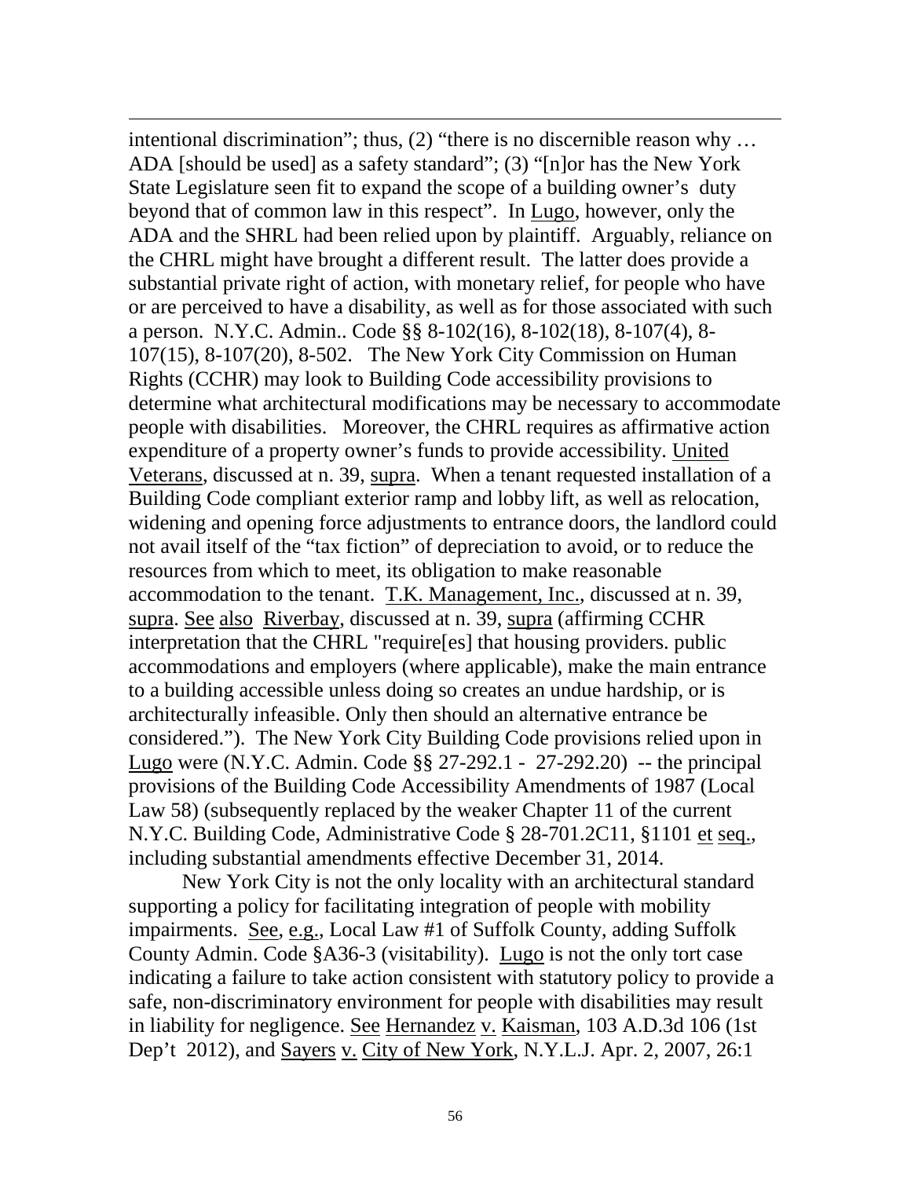intentional discrimination"; thus, (2) "there is no discernible reason why … ADA [should be used] as a safety standard"; (3) "[n]or has the New York State Legislature seen fit to expand the scope of a building owner's duty beyond that of common law in this respect". In Lugo, however, only the ADA and the SHRL had been relied upon by plaintiff. Arguably, reliance on the CHRL might have brought a different result. The latter does provide a substantial private right of action, with monetary relief, for people who have or are perceived to have a disability, as well as for those associated with such a person. N.Y.C. Admin.. Code §§ 8-102(16), 8-102(18), 8-107(4), 8-107(15), 8-107(20), 8-502. The New York City Commission on Human Rights (CCHR) may look to Building Code accessibility provisions to determine what architectural modifications may be necessary to accommodate people with disabilities. Moreover, the CHRL requires as affirmative action expenditure of a property owner's funds to provide accessibility. United Veterans, discussed at n. 39, supra. When a tenant requested installation of a Building Code compliant exterior ramp and lobby lift, as well as relocation, widening and opening force adjustments to entrance doors, the landlord could not avail itself of the "tax fiction" of depreciation to avoid, or to reduce the resources from which to meet, its obligation to make reasonable accommodation to the tenant. T.K. Management, Inc., discussed at n. 39, supra. See also Riverbay, discussed at n. 39, supra (affirming CCHR interpretation that the CHRL "require[es] that housing providers. public accommodations and employers (where applicable), make the main entrance to a building accessible unless doing so creates an undue hardship, or is architecturally infeasible. Only then should an alternative entrance be considered."). The New York City Building Code provisions relied upon in Lugo were (N.Y.C. Admin. Code §§ 27-292.1 - 27-292.20) -- the principal provisions of the Building Code Accessibility Amendments of 1987 (Local Law 58) (subsequently replaced by the weaker Chapter 11 of the current N.Y.C. Building Code, Administrative Code § 28-701.2C11, §1101 et seq., including substantial amendments effective December 31, 2014.

New York City is not the only locality with an architectural standard supporting a policy for facilitating integration of people with mobility impairments. See, e.g., Local Law #1 of Suffolk County, adding Suffolk County Admin. Code §A36-3 (visitability). Lugo is not the only tort case indicating a failure to take action consistent with statutory policy to provide a safe, non-discriminatory environment for people with disabilities may result in liability for negligence. See Hernandez v. Kaisman, 103 A.D.3d 106 (1st Dep't 2012), and Sayers v. City of New York, N.Y.L.J. Apr. 2, 2007, 26:1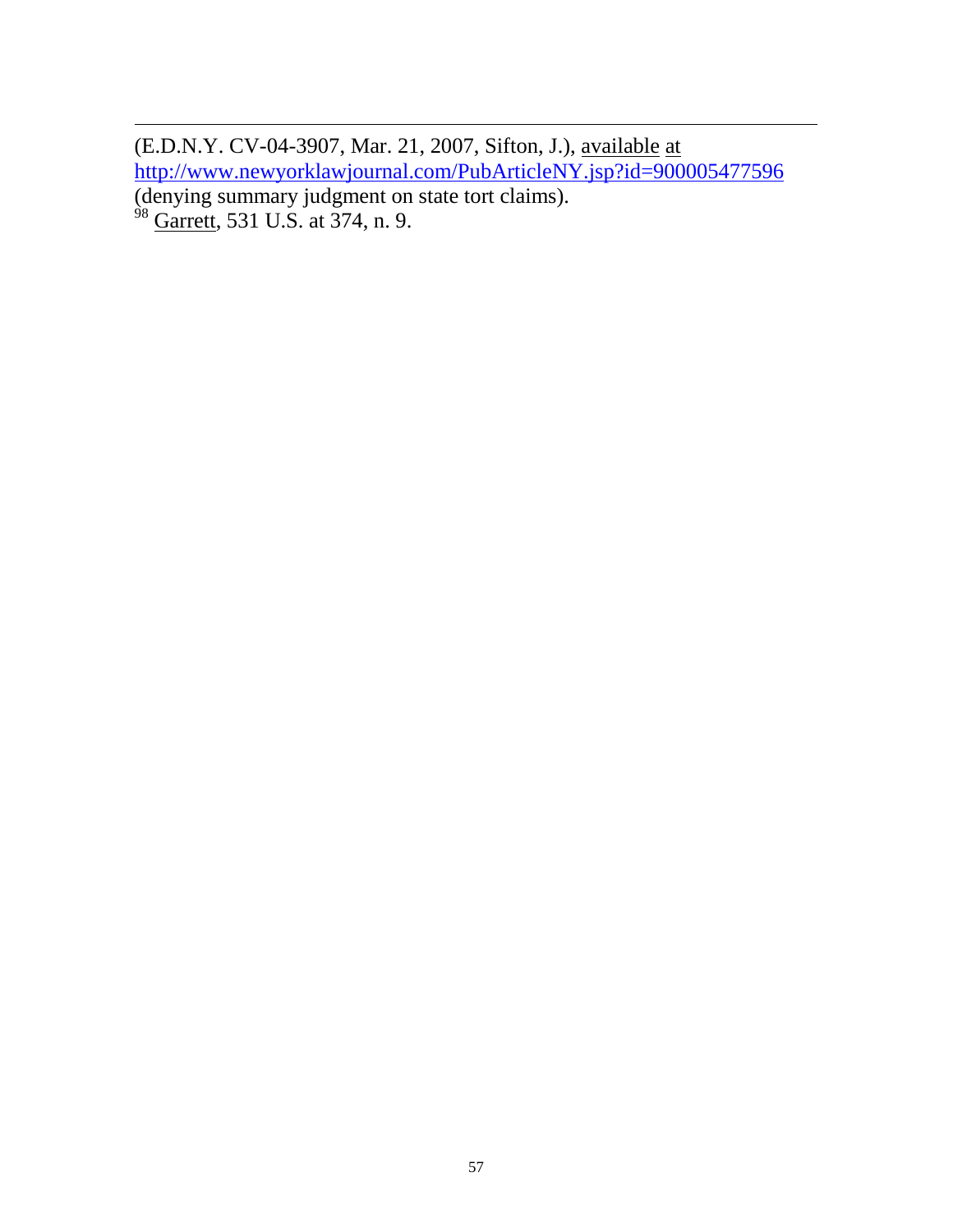(E.D.N.Y. CV-04-3907, Mar. 21, 2007, Sifton, J.), available at http://www.newyorklawjournal.com/PubArticleNY.jsp?id=900005477596 (denying summary judgment on state tort claims).

[98] Garrett, 531 U.S. at 374, n. 9.